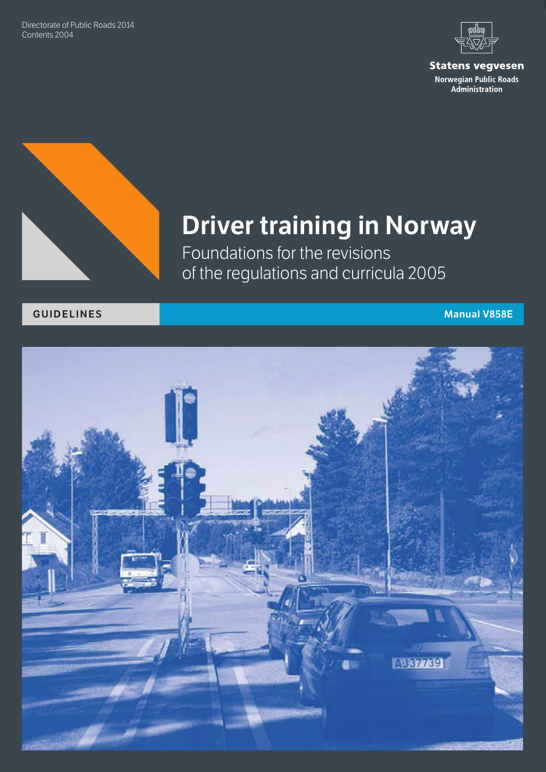Directorate of Public Roads 2014
Contents 2004

**Statens vegvesen**
**Norwegian Public Roads Administration**

# Driver training in Norway

## Foundations for the revisions of the regulations and curricula 2005

**GUIDELINES**

**Manual V858E**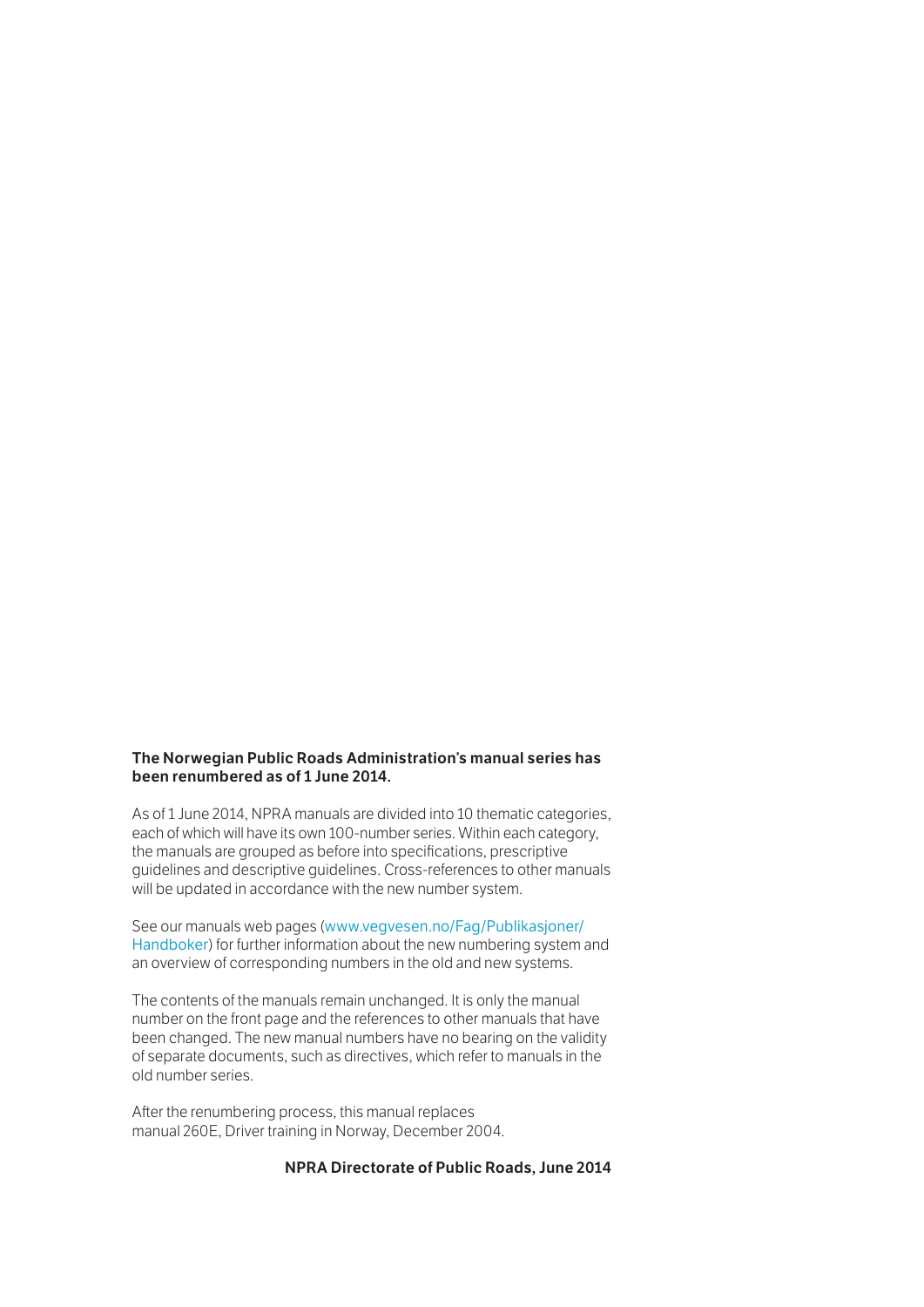**The Norwegian Public Roads Administration's manual series has been renumbered as of 1 June 2014.**

As of 1 June 2014, NPRA manuals are divided into 10 thematic categories, each of which will have its own 100-number series. Within each category, the manuals are grouped as before into specifications, prescriptive guidelines and descriptive guidelines. Cross-references to other manuals will be updated in accordance with the new number system.

See our manuals web pages (www.vegvesen.no/Fag/Publikasjoner/Handboker) for further information about the new numbering system and an overview of corresponding numbers in the old and new systems.

The contents of the manuals remain unchanged. It is only the manual number on the front page and the references to other manuals that have been changed. The new manual numbers have no bearing on the validity of separate documents, such as directives, which refer to manuals in the old number series.

After the renumbering process, this manual replaces manual 260E, Driver training in Norway, December 2004.

**NPRA Directorate of Public Roads, June 2014**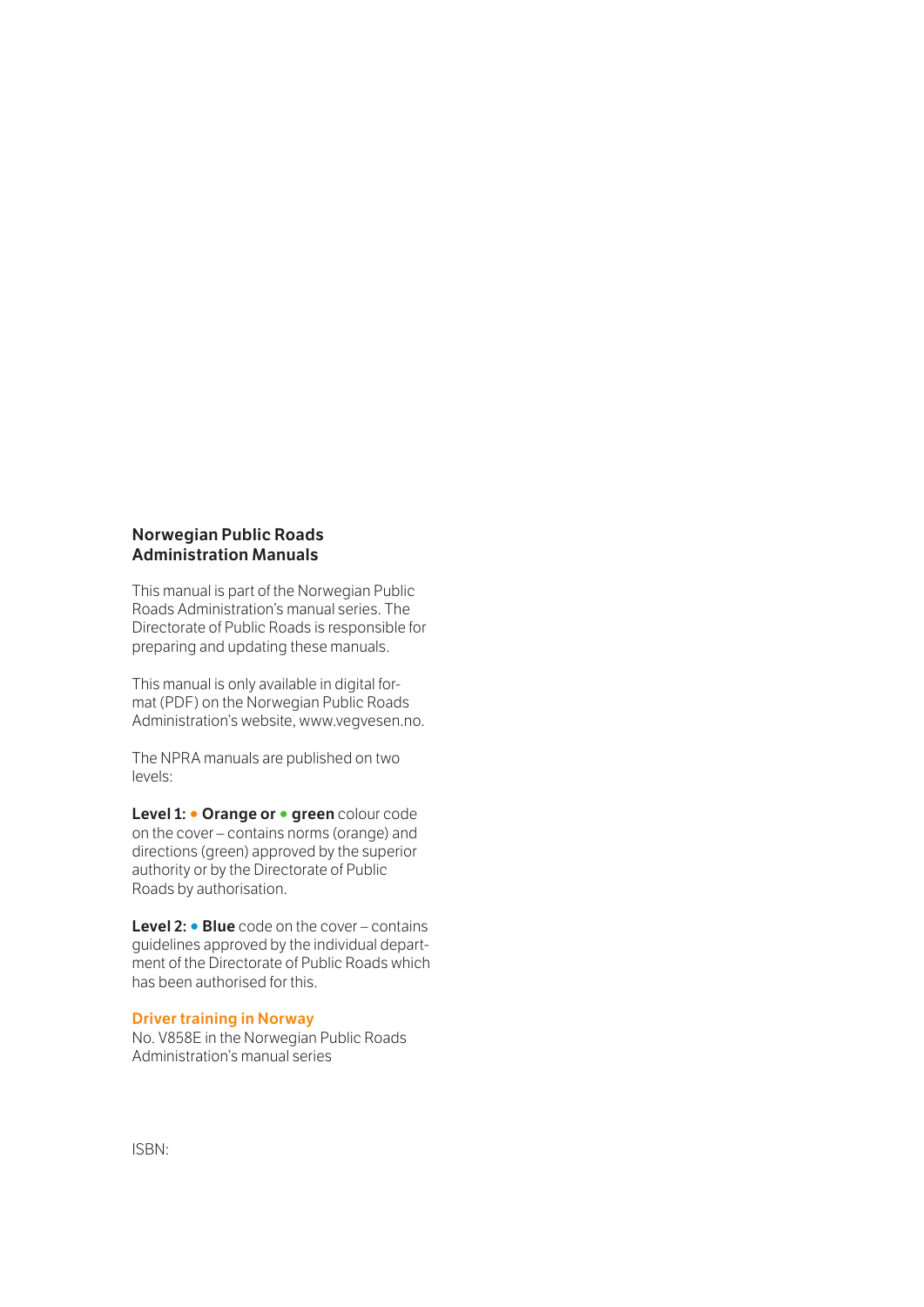## Norwegian Public Roads Administration Manuals

This manual is part of the Norwegian Public Roads Administration's manual series. The Directorate of Public Roads is responsible for preparing and updating these manuals.

This manual is only available in digital format (PDF) on the Norwegian Public Roads Administration's website, www.vegvesen.no.

The NPRA manuals are published on two levels:

**Level 1:** • **Orange or** • **green** colour code on the cover – contains norms (orange) and directions (green) approved by the superior authority or by the Directorate of Public Roads by authorisation.

**Level 2:** • **Blue** code on the cover – contains guidelines approved by the individual department of the Directorate of Public Roads which has been authorised for this.

**Driver training in Norway**
No. V858E in the Norwegian Public Roads Administration's manual series

ISBN: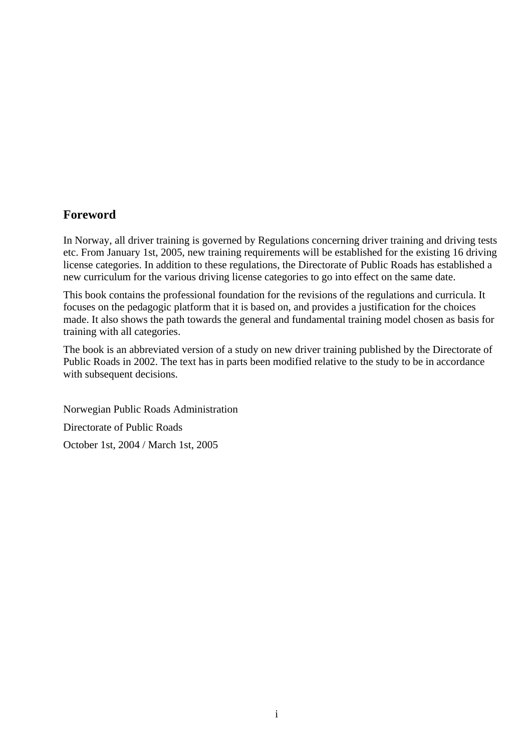## Foreword

In Norway, all driver training is governed by Regulations concerning driver training and driving tests etc. From January 1st, 2005, new training requirements will be established for the existing 16 driving license categories. In addition to these regulations, the Directorate of Public Roads has established a new curriculum for the various driving license categories to go into effect on the same date.

This book contains the professional foundation for the revisions of the regulations and curricula. It focuses on the pedagogic platform that it is based on, and provides a justification for the choices made. It also shows the path towards the general and fundamental training model chosen as basis for training with all categories.

The book is an abbreviated version of a study on new driver training published by the Directorate of Public Roads in 2002. The text has in parts been modified relative to the study to be in accordance with subsequent decisions.

Norwegian Public Roads Administration

Directorate of Public Roads

October 1st, 2004 / March 1st, 2005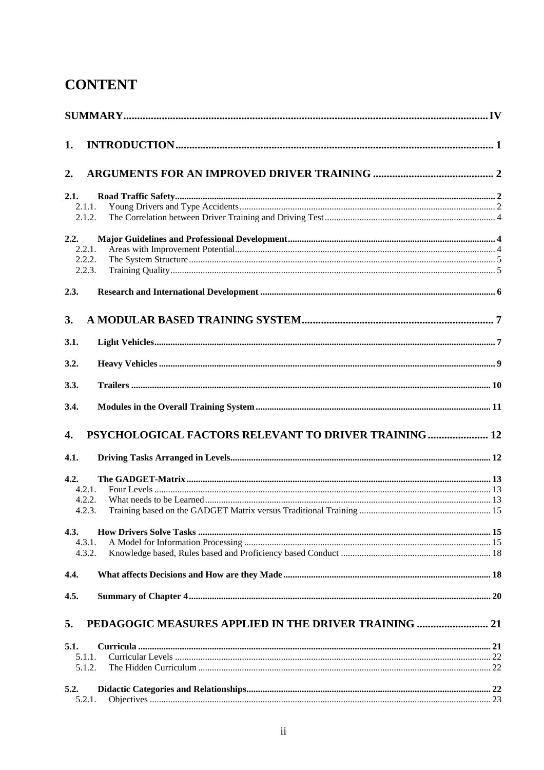# CONTENT

**SUMMARY** .......... IV

**1. INTRODUCTION** .......... 1

**2. ARGUMENTS FOR AN IMPROVED DRIVER TRAINING** .......... 2

**2.1. Road Traffic Safety** .......... 2
- 2.1.1. Young Drivers and Type Accidents .......... 2
- 2.1.2. The Correlation between Driver Training and Driving Test .......... 4

**2.2. Major Guidelines and Professional Development** .......... 4
- 2.2.1. Areas with Improvement Potential .......... 4
- 2.2.2. The System Structure .......... 5
- 2.2.3. Training Quality .......... 5

**2.3. Research and International Development** .......... 6

**3. A MODULAR BASED TRAINING SYSTEM** .......... 7

**3.1. Light Vehicles** .......... 7

**3.2. Heavy Vehicles** .......... 9

**3.3. Trailers** .......... 10

**3.4. Modules in the Overall Training System** .......... 11

**4. PSYCHOLOGICAL FACTORS RELEVANT TO DRIVER TRAINING** .......... 12

**4.1. Driving Tasks Arranged in Levels** .......... 12

**4.2. The GADGET-Matrix** .......... 13
- 4.2.1. Four Levels .......... 13
- 4.2.2. What needs to be Learned .......... 13
- 4.2.3. Training based on the GADGET Matrix versus Traditional Training .......... 15

**4.3. How Drivers Solve Tasks** .......... 15
- 4.3.1. A Model for Information Processing .......... 15
- 4.3.2. Knowledge based, Rules based and Proficiency based Conduct .......... 18

**4.4. What affects Decisions and How are they Made** .......... 18

**4.5. Summary of Chapter 4** .......... 20

**5. PEDAGOGIC MEASURES APPLIED IN THE DRIVER TRAINING** .......... 21

**5.1. Curricula** .......... 21
- 5.1.1. Curricular Levels .......... 22
- 5.1.2. The Hidden Curriculum .......... 22

**5.2. Didactic Categories and Relationships** .......... 22
- 5.2.1. Objectives .......... 23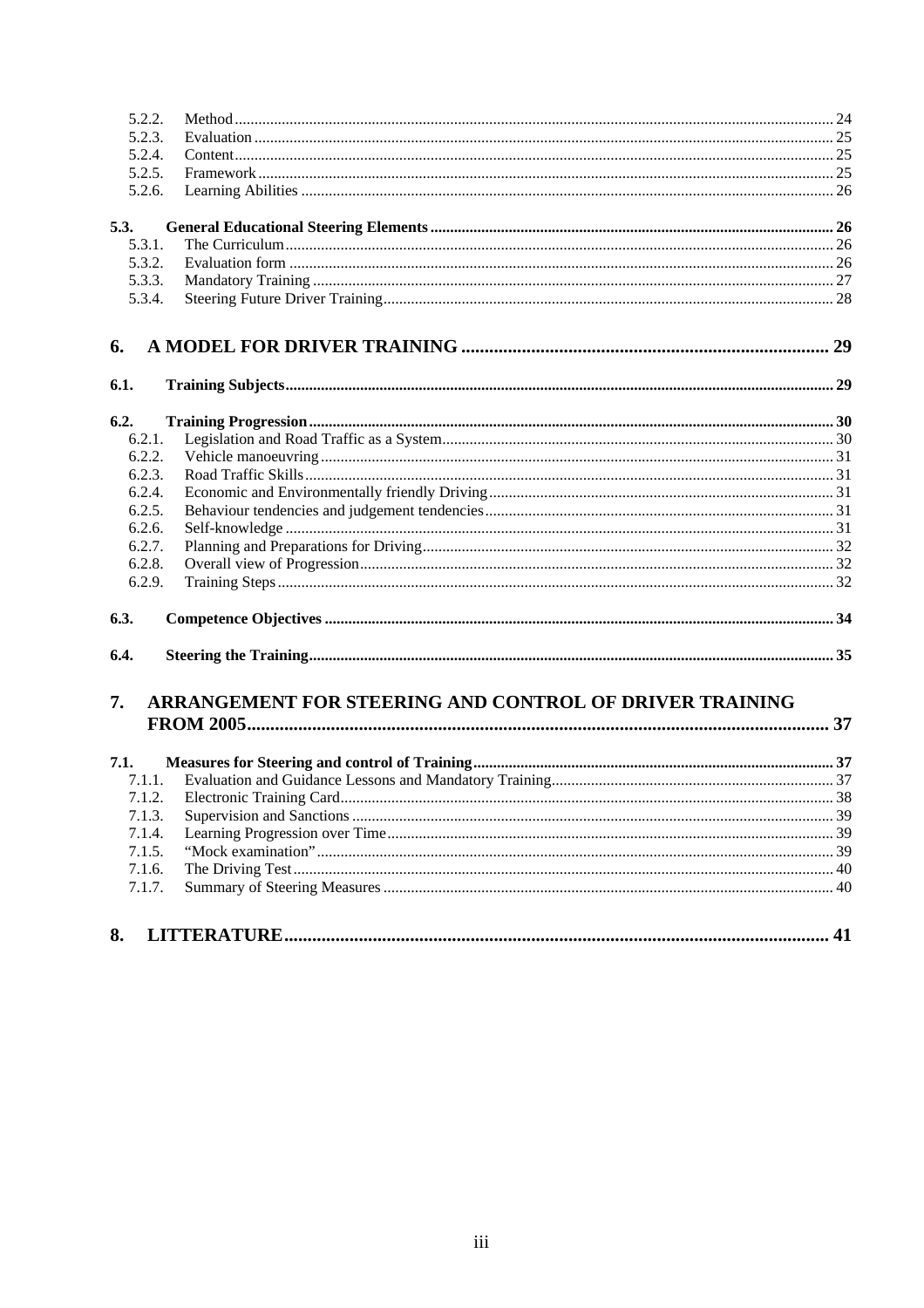5.2.2. Method ... 24
5.2.3. Evaluation ... 25
5.2.4. Content ... 25
5.2.5. Framework ... 25
5.2.6. Learning Abilities ... 26

**5.3. General Educational Steering Elements ... 26**
5.3.1. The Curriculum ... 26
5.3.2. Evaluation form ... 26
5.3.3. Mandatory Training ... 27
5.3.4. Steering Future Driver Training ... 28

**6. A MODEL FOR DRIVER TRAINING ... 29**

**6.1. Training Subjects ... 29**

**6.2. Training Progression ... 30**
6.2.1. Legislation and Road Traffic as a System ... 30
6.2.2. Vehicle manoeuvring ... 31
6.2.3. Road Traffic Skills ... 31
6.2.4. Economic and Environmentally friendly Driving ... 31
6.2.5. Behaviour tendencies and judgement tendencies ... 31
6.2.6. Self-knowledge ... 31
6.2.7. Planning and Preparations for Driving ... 32
6.2.8. Overall view of Progression ... 32
6.2.9. Training Steps ... 32

**6.3. Competence Objectives ... 34**

**6.4. Steering the Training ... 35**

**7. ARRANGEMENT FOR STEERING AND CONTROL OF DRIVER TRAINING FROM 2005 ... 37**

**7.1. Measures for Steering and control of Training ... 37**
7.1.1. Evaluation and Guidance Lessons and Mandatory Training ... 37
7.1.2. Electronic Training Card ... 38
7.1.3. Supervision and Sanctions ... 39
7.1.4. Learning Progression over Time ... 39
7.1.5. "Mock examination" ... 39
7.1.6. The Driving Test ... 40
7.1.7. Summary of Steering Measures ... 40

**8. LITTERATURE ... 41**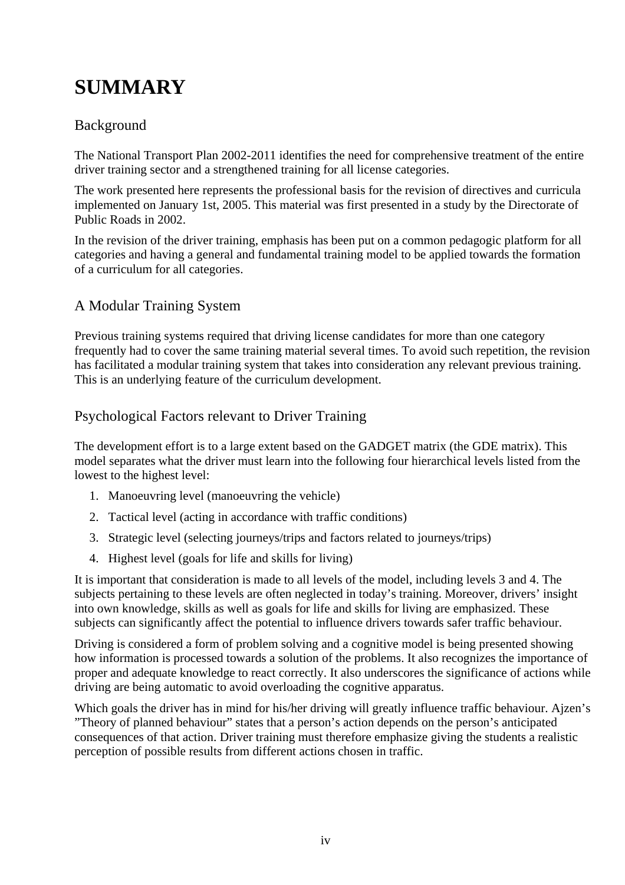# SUMMARY

## Background

The National Transport Plan 2002-2011 identifies the need for comprehensive treatment of the entire driver training sector and a strengthened training for all license categories.

The work presented here represents the professional basis for the revision of directives and curricula implemented on January 1st, 2005. This material was first presented in a study by the Directorate of Public Roads in 2002.

In the revision of the driver training, emphasis has been put on a common pedagogic platform for all categories and having a general and fundamental training model to be applied towards the formation of a curriculum for all categories.

## A Modular Training System

Previous training systems required that driving license candidates for more than one category frequently had to cover the same training material several times. To avoid such repetition, the revision has facilitated a modular training system that takes into consideration any relevant previous training. This is an underlying feature of the curriculum development.

## Psychological Factors relevant to Driver Training

The development effort is to a large extent based on the GADGET matrix (the GDE matrix). This model separates what the driver must learn into the following four hierarchical levels listed from the lowest to the highest level:

1. Manoeuvring level (manoeuvring the vehicle)
2. Tactical level (acting in accordance with traffic conditions)
3. Strategic level (selecting journeys/trips and factors related to journeys/trips)
4. Highest level (goals for life and skills for living)

It is important that consideration is made to all levels of the model, including levels 3 and 4. The subjects pertaining to these levels are often neglected in today's training. Moreover, drivers' insight into own knowledge, skills as well as goals for life and skills for living are emphasized. These subjects can significantly affect the potential to influence drivers towards safer traffic behaviour.

Driving is considered a form of problem solving and a cognitive model is being presented showing how information is processed towards a solution of the problems. It also recognizes the importance of proper and adequate knowledge to react correctly. It also underscores the significance of actions while driving are being automatic to avoid overloading the cognitive apparatus.

Which goals the driver has in mind for his/her driving will greatly influence traffic behaviour. Ajzen's "Theory of planned behaviour" states that a person's action depends on the person's anticipated consequences of that action. Driver training must therefore emphasize giving the students a realistic perception of possible results from different actions chosen in traffic.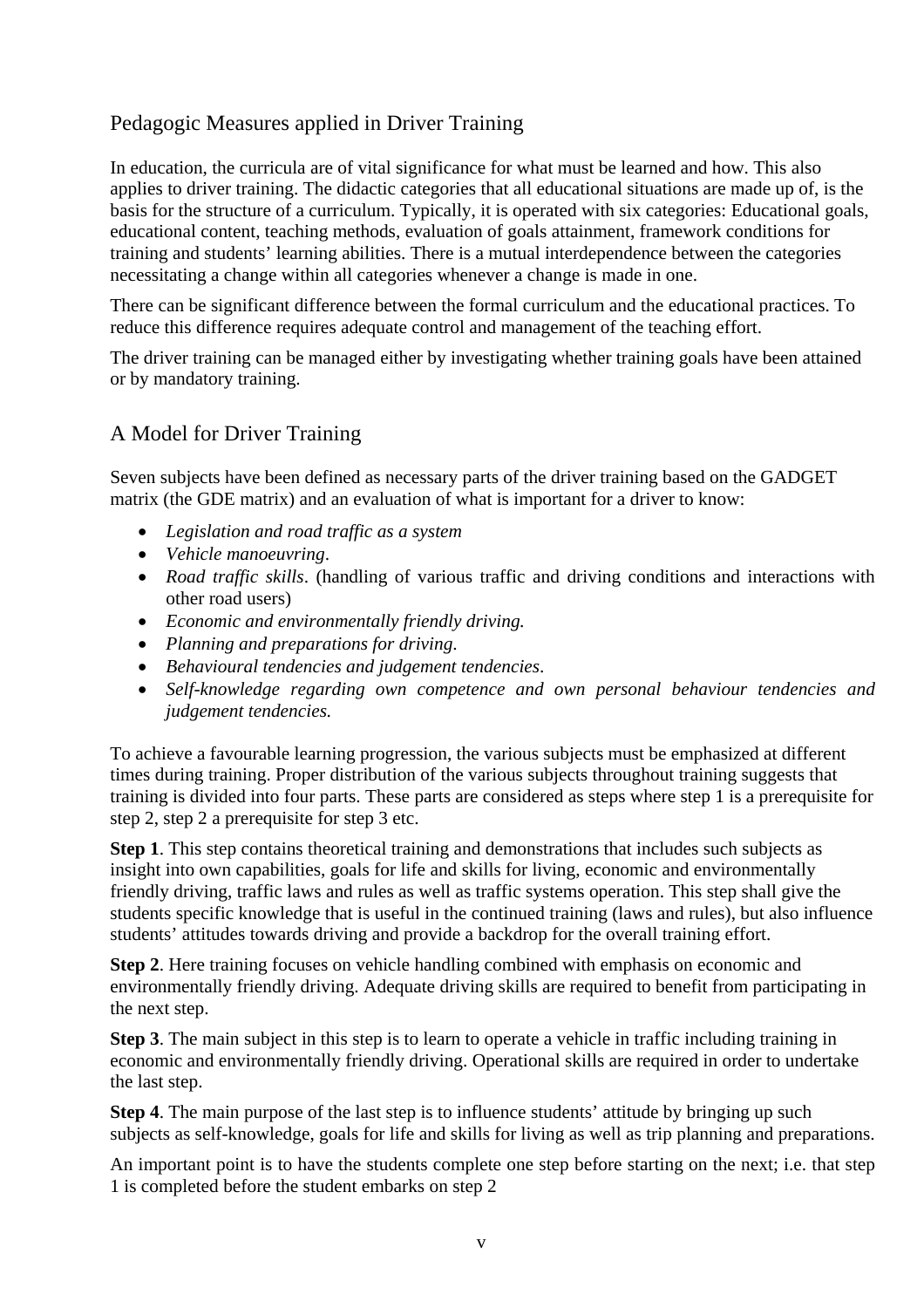## Pedagogic Measures applied in Driver Training

In education, the curricula are of vital significance for what must be learned and how. This also applies to driver training. The didactic categories that all educational situations are made up of, is the basis for the structure of a curriculum. Typically, it is operated with six categories: Educational goals, educational content, teaching methods, evaluation of goals attainment, framework conditions for training and students' learning abilities. There is a mutual interdependence between the categories necessitating a change within all categories whenever a change is made in one.

There can be significant difference between the formal curriculum and the educational practices. To reduce this difference requires adequate control and management of the teaching effort.

The driver training can be managed either by investigating whether training goals have been attained or by mandatory training.

## A Model for Driver Training

Seven subjects have been defined as necessary parts of the driver training based on the GADGET matrix (the GDE matrix) and an evaluation of what is important for a driver to know:

- *Legislation and road traffic as a system*
- *Vehicle manoeuvring*.
- *Road traffic skills*. (handling of various traffic and driving conditions and interactions with other road users)
- *Economic and environmentally friendly driving.*
- *Planning and preparations for driving*.
- *Behavioural tendencies and judgement tendencies*.
- *Self-knowledge regarding own competence and own personal behaviour tendencies and judgement tendencies.*

To achieve a favourable learning progression, the various subjects must be emphasized at different times during training. Proper distribution of the various subjects throughout training suggests that training is divided into four parts. These parts are considered as steps where step 1 is a prerequisite for step 2, step 2 a prerequisite for step 3 etc.

**Step 1**. This step contains theoretical training and demonstrations that includes such subjects as insight into own capabilities, goals for life and skills for living, economic and environmentally friendly driving, traffic laws and rules as well as traffic systems operation. This step shall give the students specific knowledge that is useful in the continued training (laws and rules), but also influence students' attitudes towards driving and provide a backdrop for the overall training effort.

**Step 2**. Here training focuses on vehicle handling combined with emphasis on economic and environmentally friendly driving. Adequate driving skills are required to benefit from participating in the next step.

**Step 3**. The main subject in this step is to learn to operate a vehicle in traffic including training in economic and environmentally friendly driving. Operational skills are required in order to undertake the last step.

**Step 4**. The main purpose of the last step is to influence students' attitude by bringing up such subjects as self-knowledge, goals for life and skills for living as well as trip planning and preparations.

An important point is to have the students complete one step before starting on the next; i.e. that step 1 is completed before the student embarks on step 2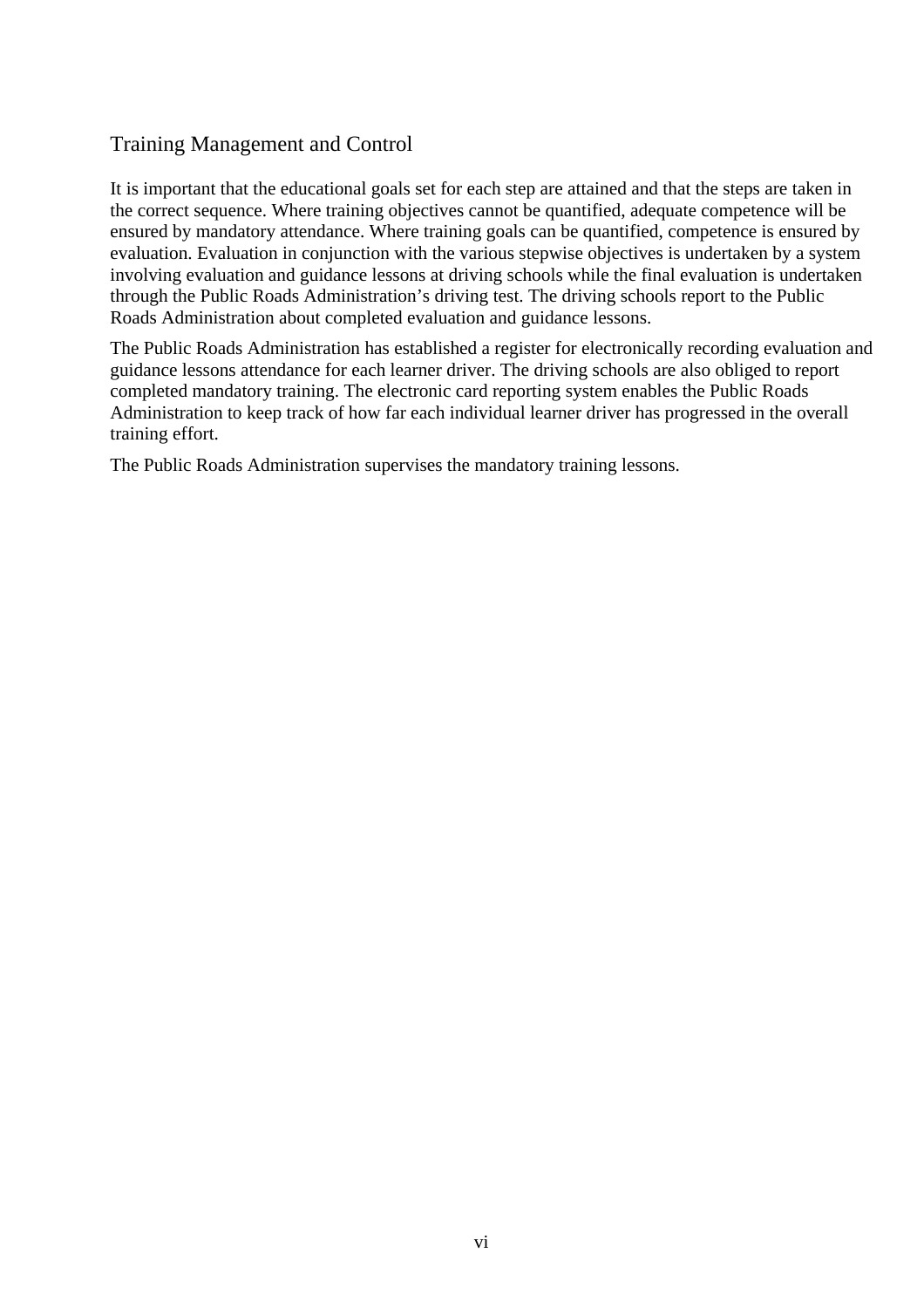## Training Management and Control

It is important that the educational goals set for each step are attained and that the steps are taken in the correct sequence. Where training objectives cannot be quantified, adequate competence will be ensured by mandatory attendance. Where training goals can be quantified, competence is ensured by evaluation. Evaluation in conjunction with the various stepwise objectives is undertaken by a system involving evaluation and guidance lessons at driving schools while the final evaluation is undertaken through the Public Roads Administration's driving test. The driving schools report to the Public Roads Administration about completed evaluation and guidance lessons.

The Public Roads Administration has established a register for electronically recording evaluation and guidance lessons attendance for each learner driver. The driving schools are also obliged to report completed mandatory training. The electronic card reporting system enables the Public Roads Administration to keep track of how far each individual learner driver has progressed in the overall training effort.

The Public Roads Administration supervises the mandatory training lessons.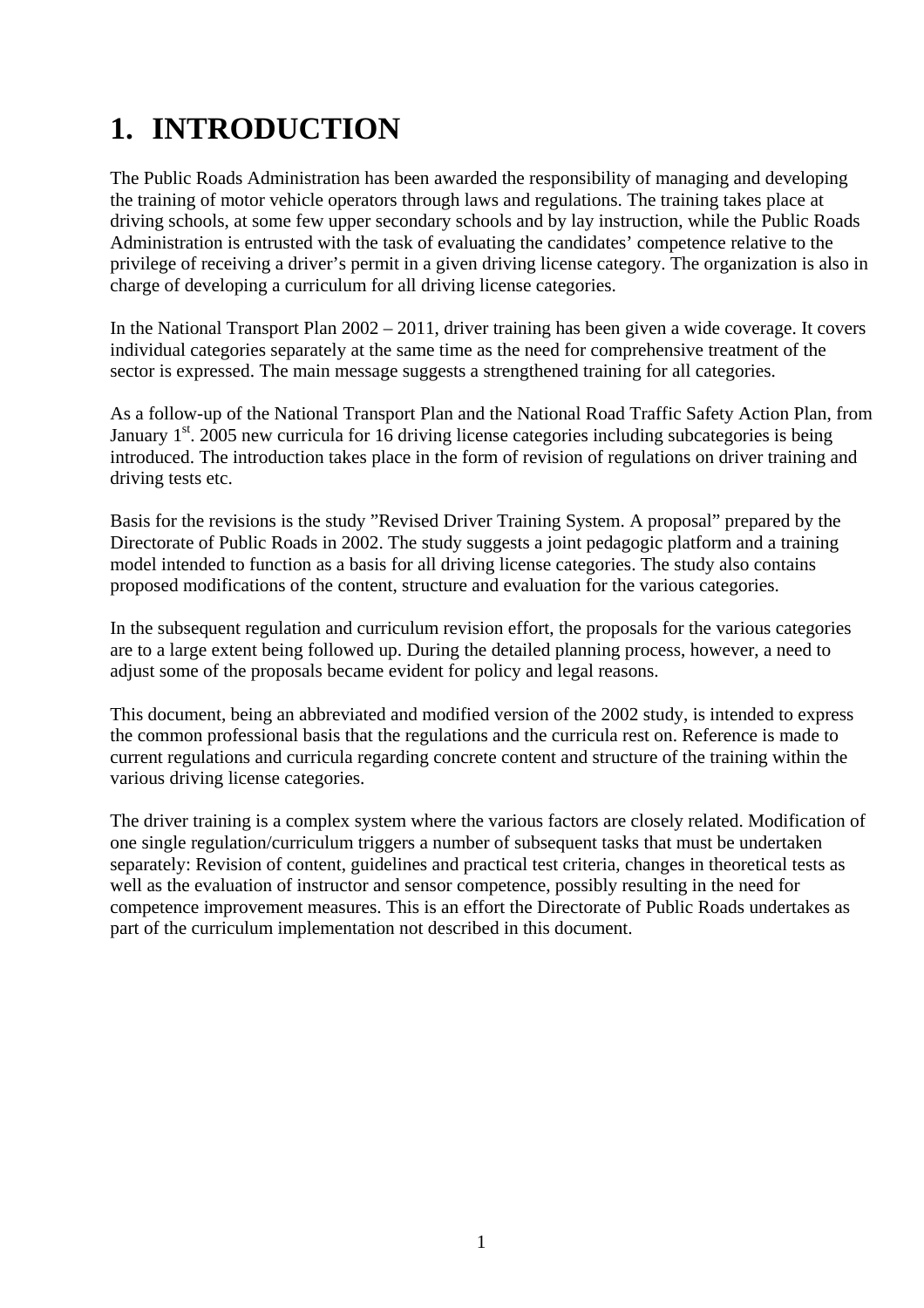# 1. INTRODUCTION

The Public Roads Administration has been awarded the responsibility of managing and developing the training of motor vehicle operators through laws and regulations. The training takes place at driving schools, at some few upper secondary schools and by lay instruction, while the Public Roads Administration is entrusted with the task of evaluating the candidates' competence relative to the privilege of receiving a driver's permit in a given driving license category. The organization is also in charge of developing a curriculum for all driving license categories.

In the National Transport Plan 2002 – 2011, driver training has been given a wide coverage. It covers individual categories separately at the same time as the need for comprehensive treatment of the sector is expressed. The main message suggests a strengthened training for all categories.

As a follow-up of the National Transport Plan and the National Road Traffic Safety Action Plan, from January 1st. 2005 new curricula for 16 driving license categories including subcategories is being introduced. The introduction takes place in the form of revision of regulations on driver training and driving tests etc.

Basis for the revisions is the study "Revised Driver Training System. A proposal" prepared by the Directorate of Public Roads in 2002. The study suggests a joint pedagogic platform and a training model intended to function as a basis for all driving license categories. The study also contains proposed modifications of the content, structure and evaluation for the various categories.

In the subsequent regulation and curriculum revision effort, the proposals for the various categories are to a large extent being followed up. During the detailed planning process, however, a need to adjust some of the proposals became evident for policy and legal reasons.

This document, being an abbreviated and modified version of the 2002 study, is intended to express the common professional basis that the regulations and the curricula rest on. Reference is made to current regulations and curricula regarding concrete content and structure of the training within the various driving license categories.

The driver training is a complex system where the various factors are closely related. Modification of one single regulation/curriculum triggers a number of subsequent tasks that must be undertaken separately: Revision of content, guidelines and practical test criteria, changes in theoretical tests as well as the evaluation of instructor and sensor competence, possibly resulting in the need for competence improvement measures. This is an effort the Directorate of Public Roads undertakes as part of the curriculum implementation not described in this document.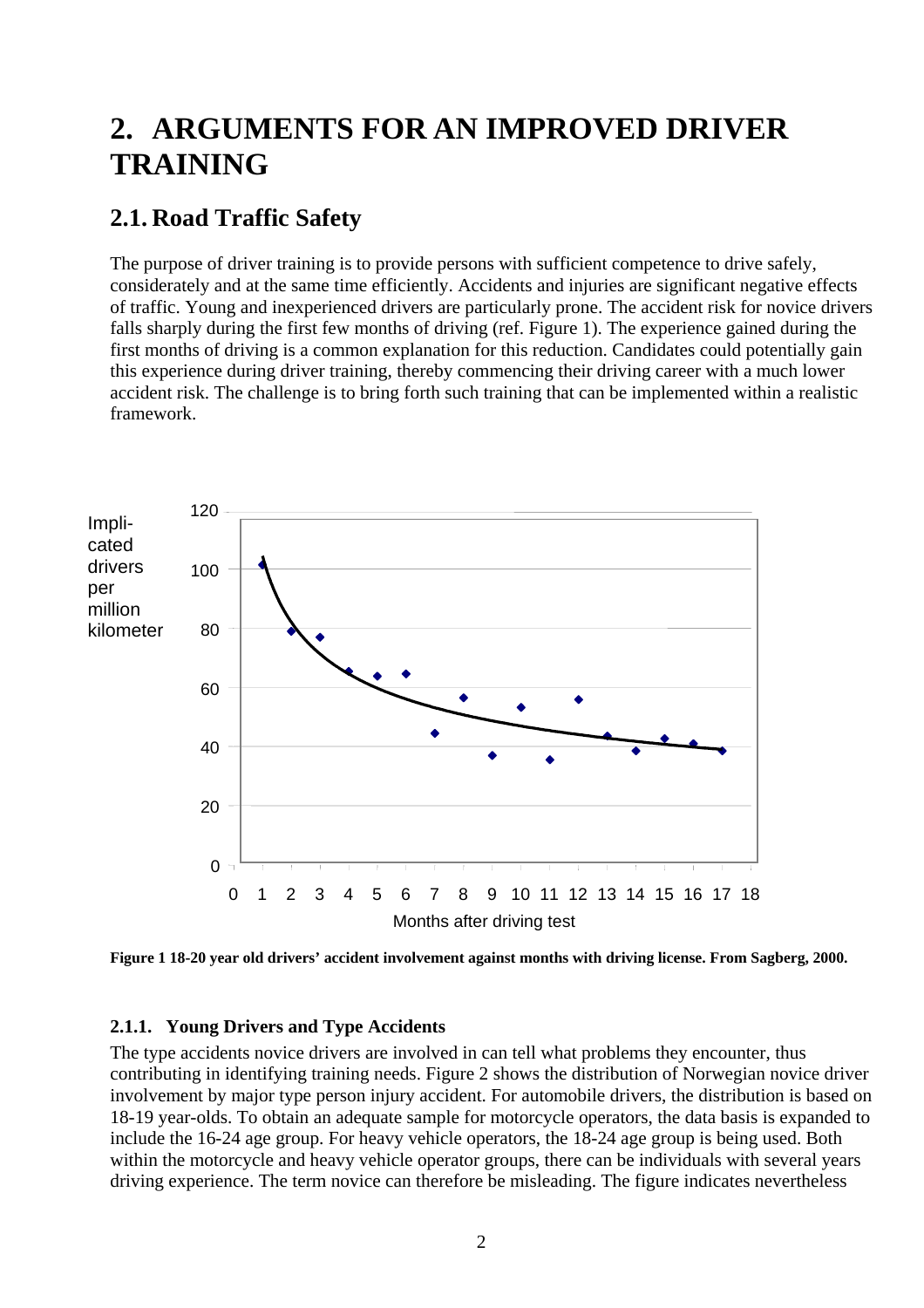# 2. ARGUMENTS FOR AN IMPROVED DRIVER TRAINING

## 2.1. Road Traffic Safety

The purpose of driver training is to provide persons with sufficient competence to drive safely, considerately and at the same time efficiently. Accidents and injuries are significant negative effects of traffic. Young and inexperienced drivers are particularly prone. The accident risk for novice drivers falls sharply during the first few months of driving (ref. Figure 1). The experience gained during the first months of driving is a common explanation for this reduction. Candidates could potentially gain this experience during driver training, thereby commencing their driving career with a much lower accident risk. The challenge is to bring forth such training that can be implemented within a realistic framework.

**Figure 1 18-20 year old drivers' accident involvement against months with driving license. From Sagberg, 2000.**

### 2.1.1. Young Drivers and Type Accidents

The type accidents novice drivers are involved in can tell what problems they encounter, thus contributing in identifying training needs. Figure 2 shows the distribution of Norwegian novice driver involvement by major type person injury accident. For automobile drivers, the distribution is based on 18-19 year-olds. To obtain an adequate sample for motorcycle operators, the data basis is expanded to include the 16-24 age group. For heavy vehicle operators, the 18-24 age group is being used. Both within the motorcycle and heavy vehicle operator groups, there can be individuals with several years driving experience. The term novice can therefore be misleading. The figure indicates nevertheless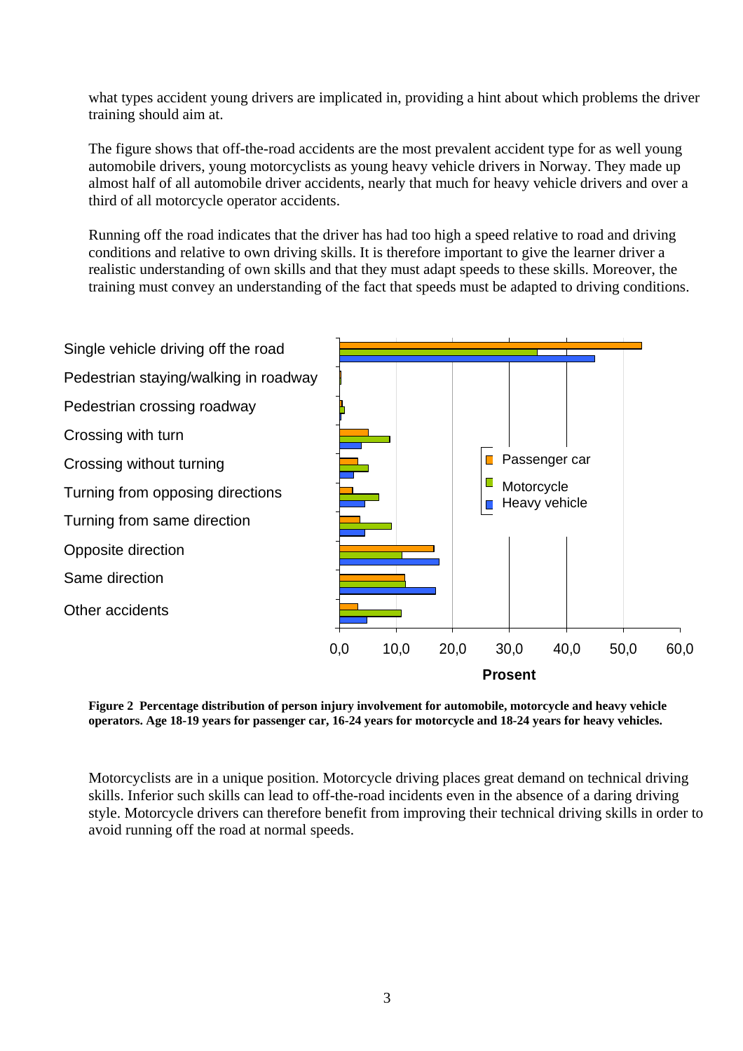what types accident young drivers are implicated in, providing a hint about which problems the driver training should aim at.

The figure shows that off-the-road accidents are the most prevalent accident type for as well young automobile drivers, young motorcyclists as young heavy vehicle drivers in Norway. They made up almost half of all automobile driver accidents, nearly that much for heavy vehicle drivers and over a third of all motorcycle operator accidents.

Running off the road indicates that the driver has had too high a speed relative to road and driving conditions and relative to own driving skills. It is therefore important to give the learner driver a realistic understanding of own skills and that they must adapt speeds to these skills. Moreover, the training must convey an understanding of the fact that speeds must be adapted to driving conditions.

Single vehicle driving off the road
Pedestrian staying/walking in roadway
Pedestrian crossing roadway
Crossing with turn
Crossing without turning
Turning from opposing directions
Turning from same direction
Opposite direction
Same direction
Other accidents

Passenger car
Motorcycle
Heavy vehicle

0,0 10,0 20,0 30,0 40,0 50,0 60,0

Prosent

**Figure 2 Percentage distribution of person injury involvement for automobile, motorcycle and heavy vehicle operators. Age 18-19 years for passenger car, 16-24 years for motorcycle and 18-24 years for heavy vehicles.**

Motorcyclists are in a unique position. Motorcycle driving places great demand on technical driving skills. Inferior such skills can lead to off-the-road incidents even in the absence of a daring driving style. Motorcycle drivers can therefore benefit from improving their technical driving skills in order to avoid running off the road at normal speeds.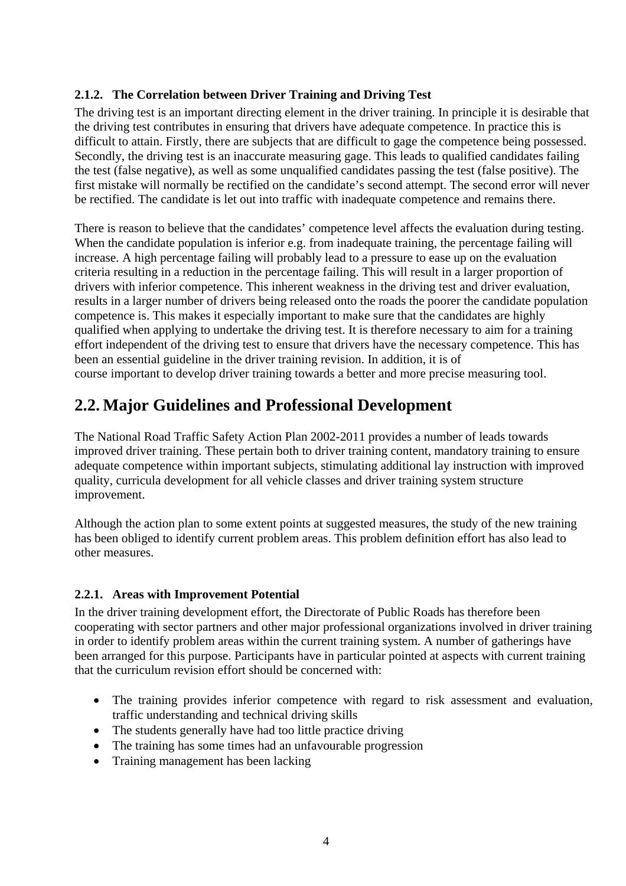#### 2.1.2. The Correlation between Driver Training and Driving Test

The driving test is an important directing element in the driver training. In principle it is desirable that the driving test contributes in ensuring that drivers have adequate competence. In practice this is difficult to attain. Firstly, there are subjects that are difficult to gage the competence being possessed. Secondly, the driving test is an inaccurate measuring gage. This leads to qualified candidates failing the test (false negative), as well as some unqualified candidates passing the test (false positive). The first mistake will normally be rectified on the candidate's second attempt. The second error will never be rectified. The candidate is let out into traffic with inadequate competence and remains there.

There is reason to believe that the candidates' competence level affects the evaluation during testing. When the candidate population is inferior e.g. from inadequate training, the percentage failing will increase. A high percentage failing will probably lead to a pressure to ease up on the evaluation criteria resulting in a reduction in the percentage failing. This will result in a larger proportion of drivers with inferior competence. This inherent weakness in the driving test and driver evaluation, results in a larger number of drivers being released onto the roads the poorer the candidate population competence is. This makes it especially important to make sure that the candidates are highly qualified when applying to undertake the driving test. It is therefore necessary to aim for a training effort independent of the driving test to ensure that drivers have the necessary competence. This has been an essential guideline in the driver training revision. In addition, it is of course important to develop driver training towards a better and more precise measuring tool.

## 2.2. Major Guidelines and Professional Development

The National Road Traffic Safety Action Plan 2002-2011 provides a number of leads towards improved driver training. These pertain both to driver training content, mandatory training to ensure adequate competence within important subjects, stimulating additional lay instruction with improved quality, curricula development for all vehicle classes and driver training system structure improvement.

Although the action plan to some extent points at suggested measures, the study of the new training has been obliged to identify current problem areas. This problem definition effort has also lead to other measures.

#### 2.2.1. Areas with Improvement Potential

In the driver training development effort, the Directorate of Public Roads has therefore been cooperating with sector partners and other major professional organizations involved in driver training in order to identify problem areas within the current training system. A number of gatherings have been arranged for this purpose. Participants have in particular pointed at aspects with current training that the curriculum revision effort should be concerned with:

- The training provides inferior competence with regard to risk assessment and evaluation, traffic understanding and technical driving skills
- The students generally have had too little practice driving
- The training has some times had an unfavourable progression
- Training management has been lacking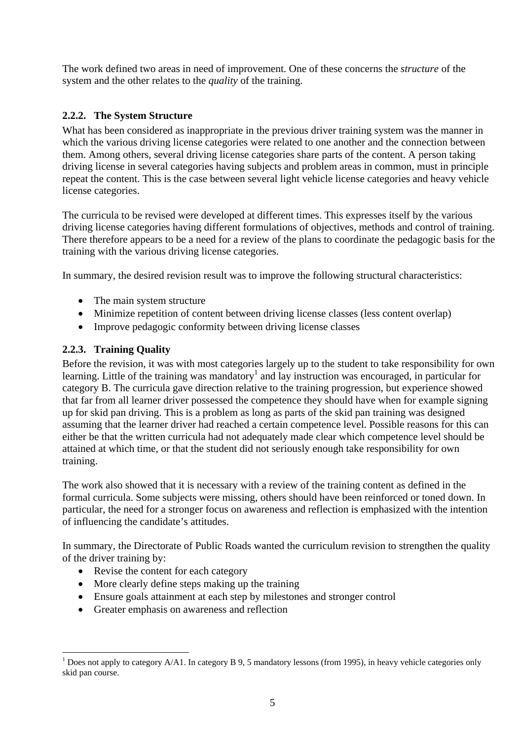The work defined two areas in need of improvement. One of these concerns the *structure* of the system and the other relates to the *quality* of the training.

### 2.2.2. The System Structure

What has been considered as inappropriate in the previous driver training system was the manner in which the various driving license categories were related to one another and the connection between them. Among others, several driving license categories share parts of the content. A person taking driving license in several categories having subjects and problem areas in common, must in principle repeat the content. This is the case between several light vehicle license categories and heavy vehicle license categories.

The curricula to be revised were developed at different times. This expresses itself by the various driving license categories having different formulations of objectives, methods and control of training. There therefore appears to be a need for a review of the plans to coordinate the pedagogic basis for the training with the various driving license categories.

In summary, the desired revision result was to improve the following structural characteristics:

- The main system structure
- Minimize repetition of content between driving license classes (less content overlap)
- Improve pedagogic conformity between driving license classes

### 2.2.3. Training Quality

Before the revision, it was with most categories largely up to the student to take responsibility for own learning. Little of the training was mandatory[1] and lay instruction was encouraged, in particular for category B. The curricula gave direction relative to the training progression, but experience showed that far from all learner driver possessed the competence they should have when for example signing up for skid pan driving. This is a problem as long as parts of the skid pan training was designed assuming that the learner driver had reached a certain competence level. Possible reasons for this can either be that the written curricula had not adequately made clear which competence level should be attained at which time, or that the student did not seriously enough take responsibility for own training.

The work also showed that it is necessary with a review of the training content as defined in the formal curricula. Some subjects were missing, others should have been reinforced or toned down. In particular, the need for a stronger focus on awareness and reflection is emphasized with the intention of influencing the candidate's attitudes.

In summary, the Directorate of Public Roads wanted the curriculum revision to strengthen the quality of the driver training by:

- Revise the content for each category
- More clearly define steps making up the training
- Ensure goals attainment at each step by milestones and stronger control
- Greater emphasis on awareness and reflection

[1] Does not apply to category A/A1. In category B 9, 5 mandatory lessons (from 1995), in heavy vehicle categories only skid pan course.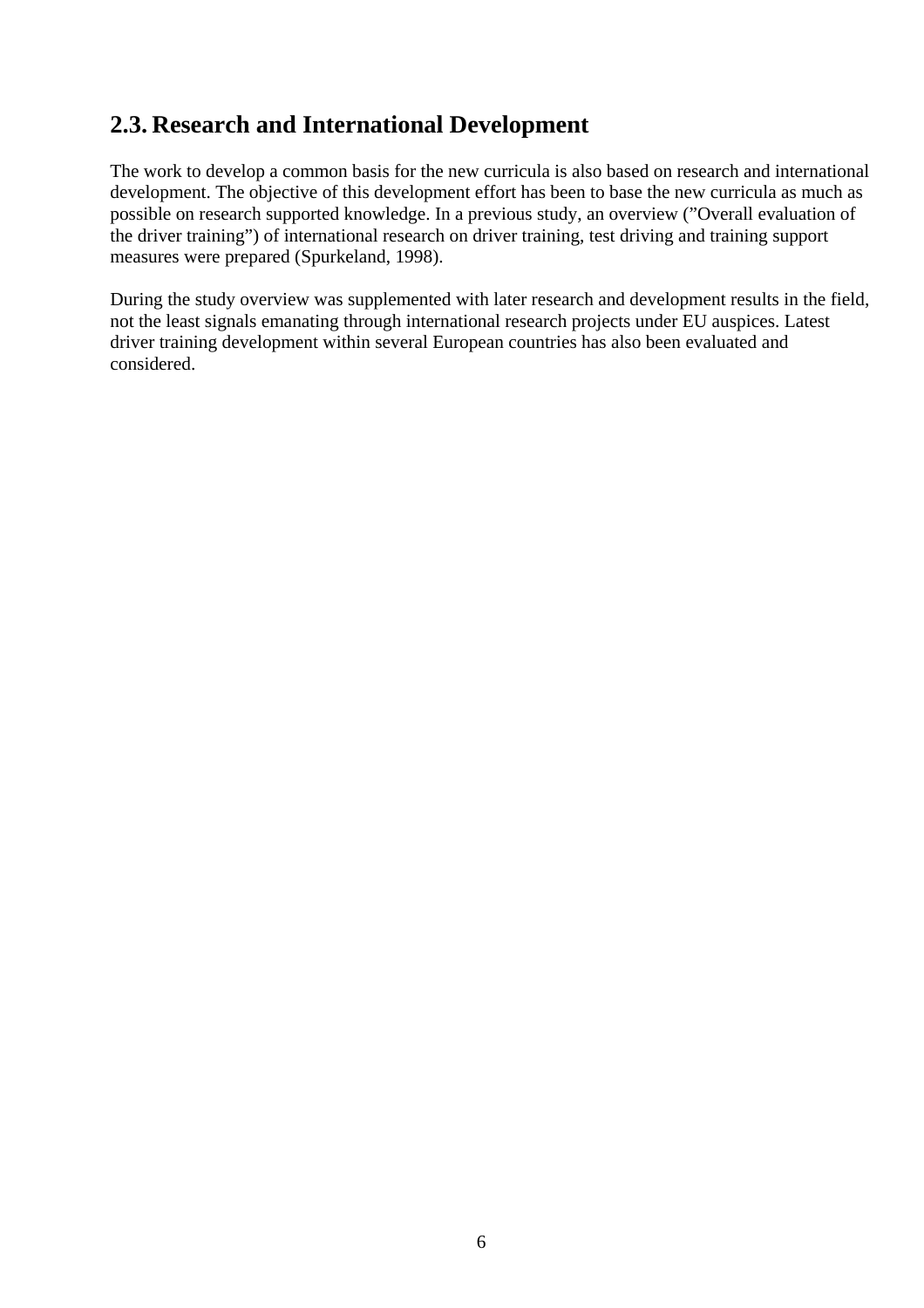## 2.3. Research and International Development

The work to develop a common basis for the new curricula is also based on research and international development. The objective of this development effort has been to base the new curricula as much as possible on research supported knowledge. In a previous study, an overview (”Overall evaluation of the driver training”) of international research on driver training, test driving and training support measures were prepared (Spurkeland, 1998).

During the study overview was supplemented with later research and development results in the field, not the least signals emanating through international research projects under EU auspices. Latest driver training development within several European countries has also been evaluated and considered.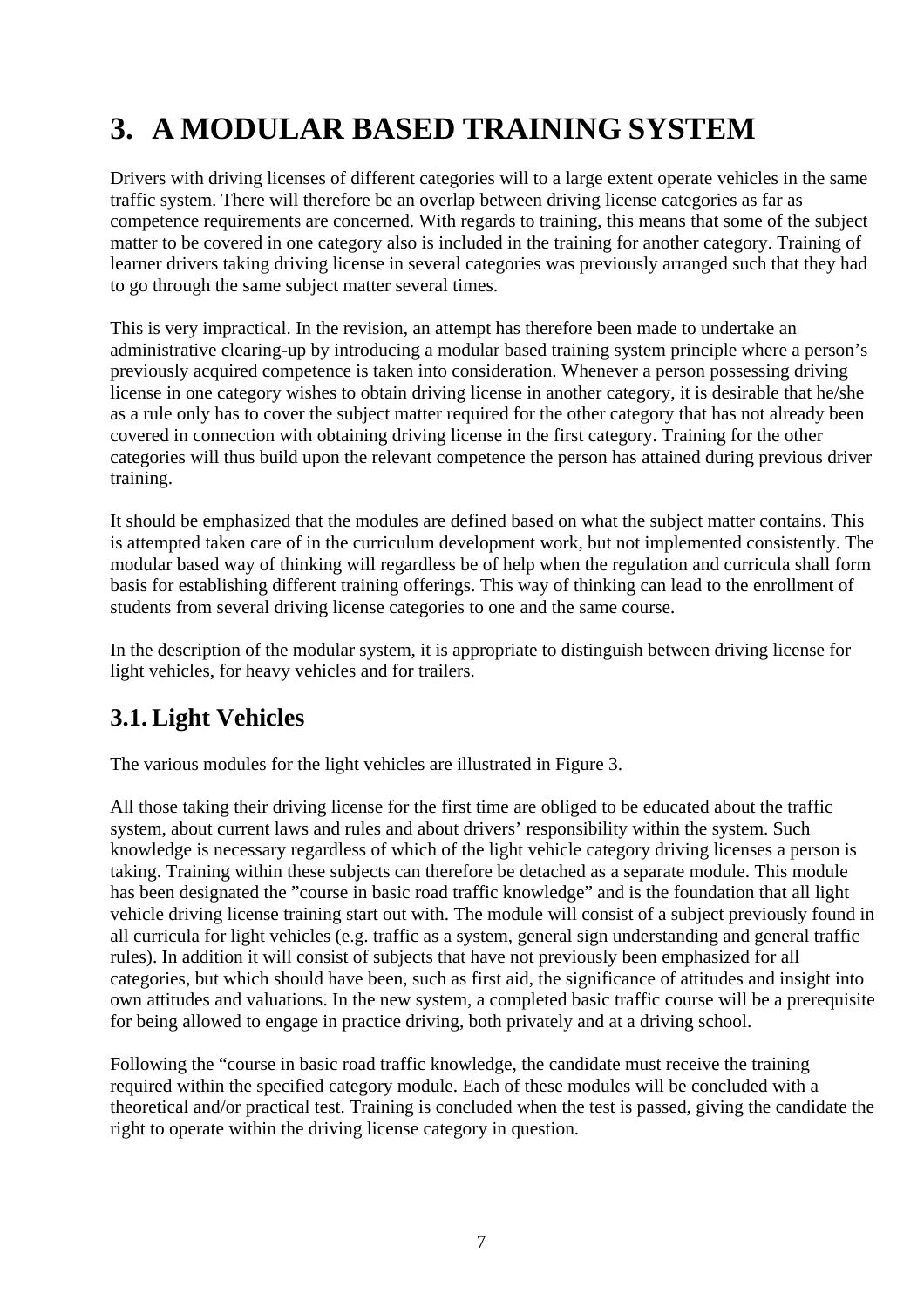# 3. A MODULAR BASED TRAINING SYSTEM

Drivers with driving licenses of different categories will to a large extent operate vehicles in the same traffic system. There will therefore be an overlap between driving license categories as far as competence requirements are concerned. With regards to training, this means that some of the subject matter to be covered in one category also is included in the training for another category. Training of learner drivers taking driving license in several categories was previously arranged such that they had to go through the same subject matter several times.

This is very impractical. In the revision, an attempt has therefore been made to undertake an administrative clearing-up by introducing a modular based training system principle where a person's previously acquired competence is taken into consideration. Whenever a person possessing driving license in one category wishes to obtain driving license in another category, it is desirable that he/she as a rule only has to cover the subject matter required for the other category that has not already been covered in connection with obtaining driving license in the first category. Training for the other categories will thus build upon the relevant competence the person has attained during previous driver training.

It should be emphasized that the modules are defined based on what the subject matter contains. This is attempted taken care of in the curriculum development work, but not implemented consistently. The modular based way of thinking will regardless be of help when the regulation and curricula shall form basis for establishing different training offerings. This way of thinking can lead to the enrollment of students from several driving license categories to one and the same course.

In the description of the modular system, it is appropriate to distinguish between driving license for light vehicles, for heavy vehicles and for trailers.

## 3.1. Light Vehicles

The various modules for the light vehicles are illustrated in Figure 3.

All those taking their driving license for the first time are obliged to be educated about the traffic system, about current laws and rules and about drivers' responsibility within the system. Such knowledge is necessary regardless of which of the light vehicle category driving licenses a person is taking. Training within these subjects can therefore be detached as a separate module. This module has been designated the "course in basic road traffic knowledge" and is the foundation that all light vehicle driving license training start out with. The module will consist of a subject previously found in all curricula for light vehicles (e.g. traffic as a system, general sign understanding and general traffic rules). In addition it will consist of subjects that have not previously been emphasized for all categories, but which should have been, such as first aid, the significance of attitudes and insight into own attitudes and valuations. In the new system, a completed basic traffic course will be a prerequisite for being allowed to engage in practice driving, both privately and at a driving school.

Following the "course in basic road traffic knowledge, the candidate must receive the training required within the specified category module. Each of these modules will be concluded with a theoretical and/or practical test. Training is concluded when the test is passed, giving the candidate the right to operate within the driving license category in question.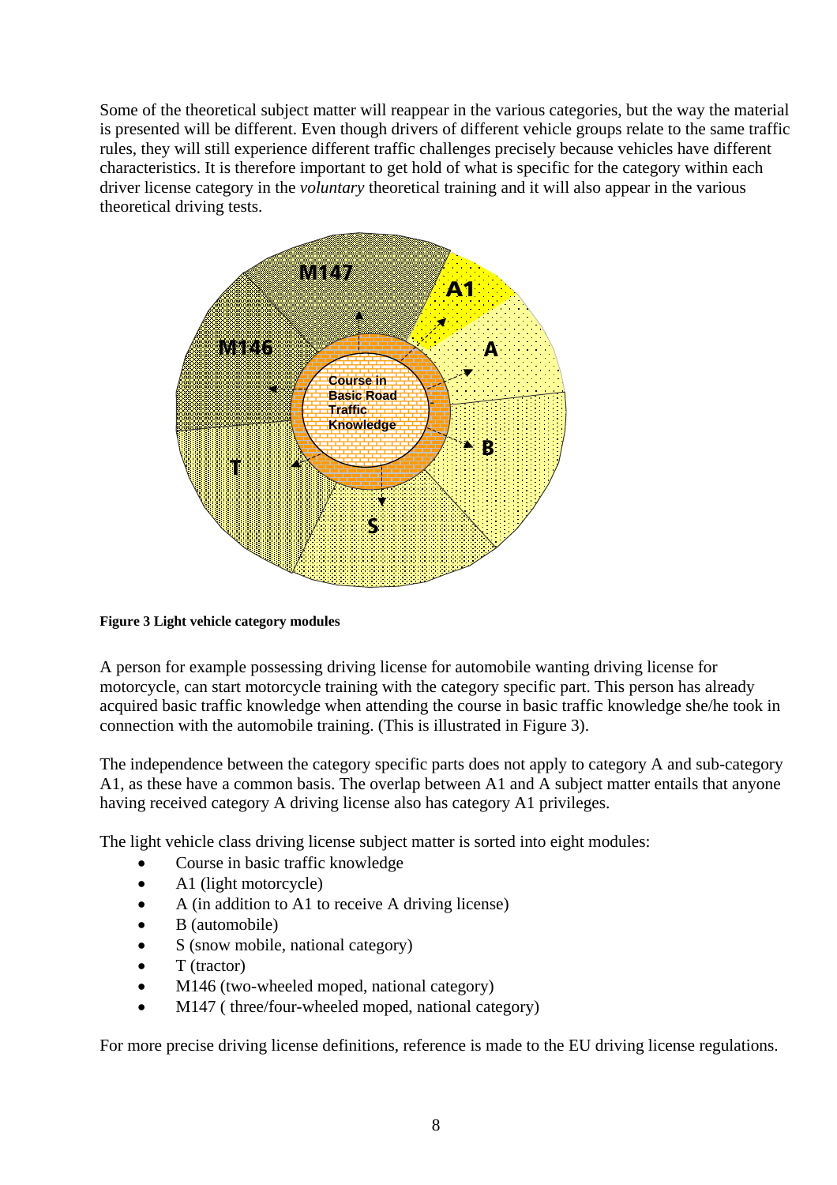Some of the theoretical subject matter will reappear in the various categories, but the way the material is presented will be different. Even though drivers of different vehicle groups relate to the same traffic rules, they will still experience different traffic challenges precisely because vehicles have different characteristics. It is therefore important to get hold of what is specific for the category within each driver license category in the *voluntary* theoretical training and it will also appear in the various theoretical driving tests.

**Figure 3 Light vehicle category modules**

A person for example possessing driving license for automobile wanting driving license for motorcycle, can start motorcycle training with the category specific part. This person has already acquired basic traffic knowledge when attending the course in basic traffic knowledge she/he took in connection with the automobile training. (This is illustrated in Figure 3).

The independence between the category specific parts does not apply to category A and sub-category A1, as these have a common basis. The overlap between A1 and A subject matter entails that anyone having received category A driving license also has category A1 privileges.

The light vehicle class driving license subject matter is sorted into eight modules:

- Course in basic traffic knowledge
- A1 (light motorcycle)
- A (in addition to A1 to receive A driving license)
- B (automobile)
- S (snow mobile, national category)
- T (tractor)
- M146 (two-wheeled moped, national category)
- M147 ( three/four-wheeled moped, national category)

For more precise driving license definitions, reference is made to the EU driving license regulations.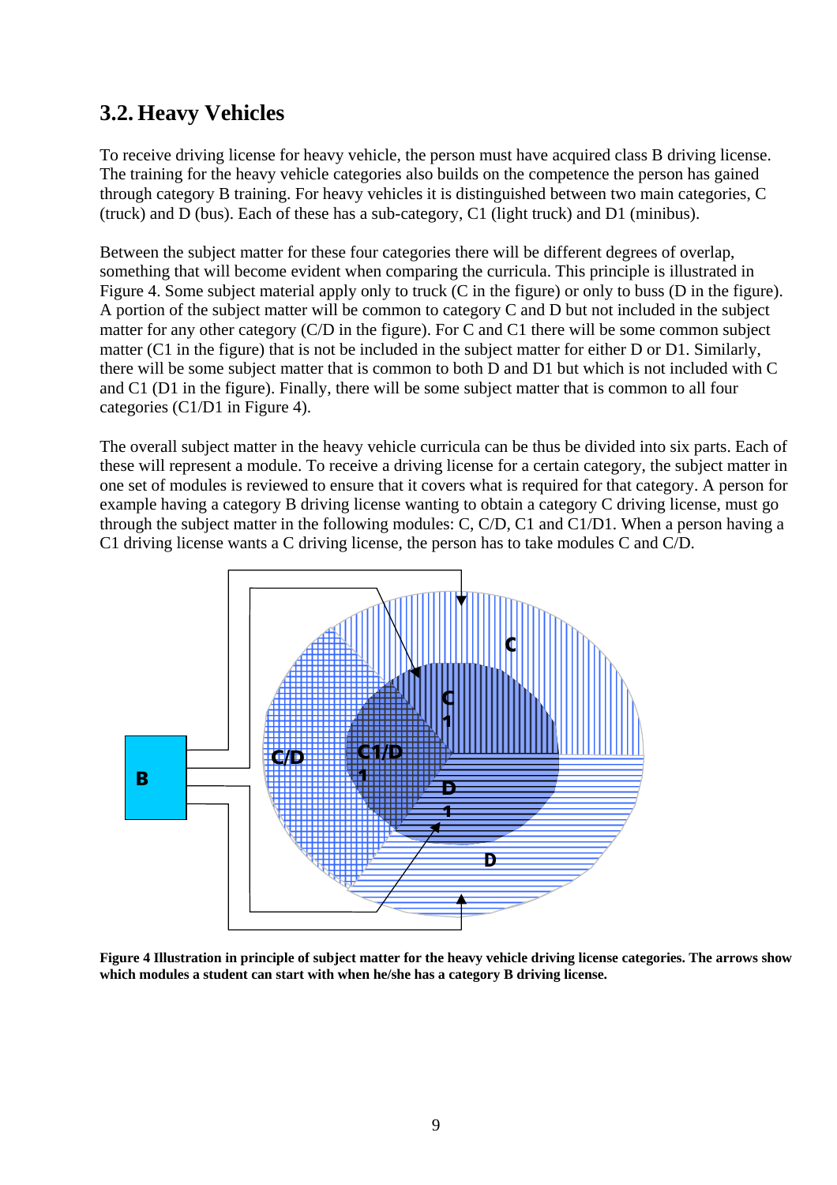## 3.2. Heavy Vehicles

To receive driving license for heavy vehicle, the person must have acquired class B driving license. The training for the heavy vehicle categories also builds on the competence the person has gained through category B training. For heavy vehicles it is distinguished between two main categories, C (truck) and D (bus). Each of these has a sub-category, C1 (light truck) and D1 (minibus).

Between the subject matter for these four categories there will be different degrees of overlap, something that will become evident when comparing the curricula. This principle is illustrated in Figure 4. Some subject material apply only to truck (C in the figure) or only to buss (D in the figure). A portion of the subject matter will be common to category C and D but not included in the subject matter for any other category (C/D in the figure). For C and C1 there will be some common subject matter (C1 in the figure) that is not be included in the subject matter for either D or D1. Similarly, there will be some subject matter that is common to both D and D1 but which is not included with C and C1 (D1 in the figure). Finally, there will be some subject matter that is common to all four categories (C1/D1 in Figure 4).

The overall subject matter in the heavy vehicle curricula can be thus be divided into six parts. Each of these will represent a module. To receive a driving license for a certain category, the subject matter in one set of modules is reviewed to ensure that it covers what is required for that category. A person for example having a category B driving license wanting to obtain a category C driving license, must go through the subject matter in the following modules: C, C/D, C1 and C1/D1. When a person having a C1 driving license wants a C driving license, the person has to take modules C and C/D.

**Figure 4 Illustration in principle of subject matter for the heavy vehicle driving license categories. The arrows show which modules a student can start with when he/she has a category B driving license.**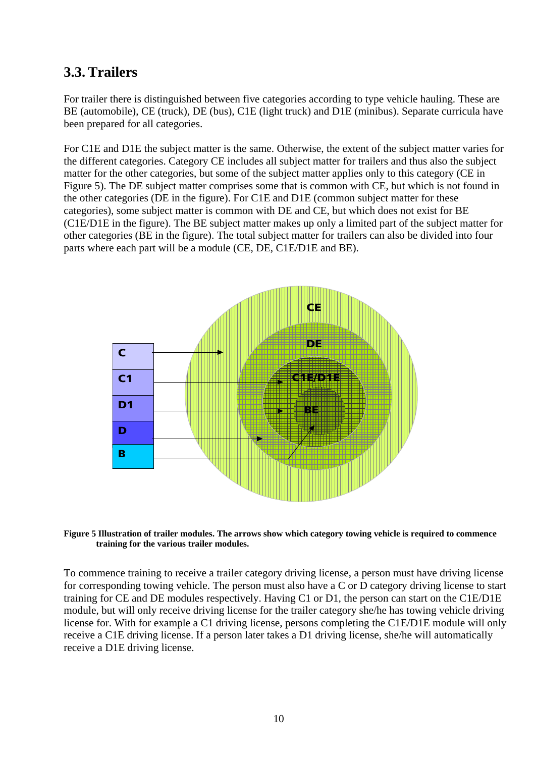## 3.3. Trailers

For trailer there is distinguished between five categories according to type vehicle hauling. These are BE (automobile), CE (truck), DE (bus), C1E (light truck) and D1E (minibus). Separate curricula have been prepared for all categories.

For C1E and D1E the subject matter is the same. Otherwise, the extent of the subject matter varies for the different categories. Category CE includes all subject matter for trailers and thus also the subject matter for the other categories, but some of the subject matter applies only to this category (CE in Figure 5). The DE subject matter comprises some that is common with CE, but which is not found in the other categories (DE in the figure). For C1E and D1E (common subject matter for these categories), some subject matter is common with DE and CE, but which does not exist for BE (C1E/D1E in the figure). The BE subject matter makes up only a limited part of the subject matter for other categories (BE in the figure). The total subject matter for trailers can also be divided into four parts where each part will be a module (CE, DE, C1E/D1E and BE).

**Figure 5 Illustration of trailer modules. The arrows show which category towing vehicle is required to commence training for the various trailer modules.**

To commence training to receive a trailer category driving license, a person must have driving license for corresponding towing vehicle. The person must also have a C or D category driving license to start training for CE and DE modules respectively. Having C1 or D1, the person can start on the C1E/D1E module, but will only receive driving license for the trailer category she/he has towing vehicle driving license for. With for example a C1 driving license, persons completing the C1E/D1E module will only receive a C1E driving license. If a person later takes a D1 driving license, she/he will automatically receive a D1E driving license.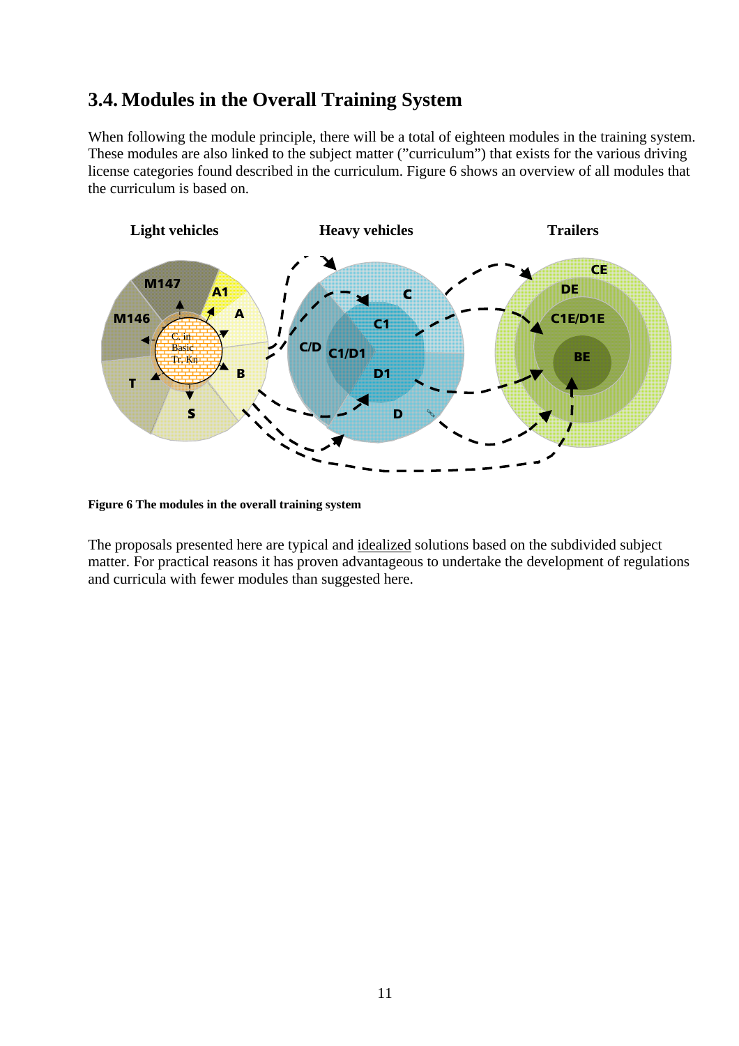## 3.4. Modules in the Overall Training System

When following the module principle, there will be a total of eighteen modules in the training system. These modules are also linked to the subject matter ("curriculum") that exists for the various driving license categories found described in the curriculum. Figure 6 shows an overview of all modules that the curriculum is based on.

**Figure 6 The modules in the overall training system**

The proposals presented here are typical and idealized solutions based on the subdivided subject matter. For practical reasons it has proven advantageous to undertake the development of regulations and curricula with fewer modules than suggested here.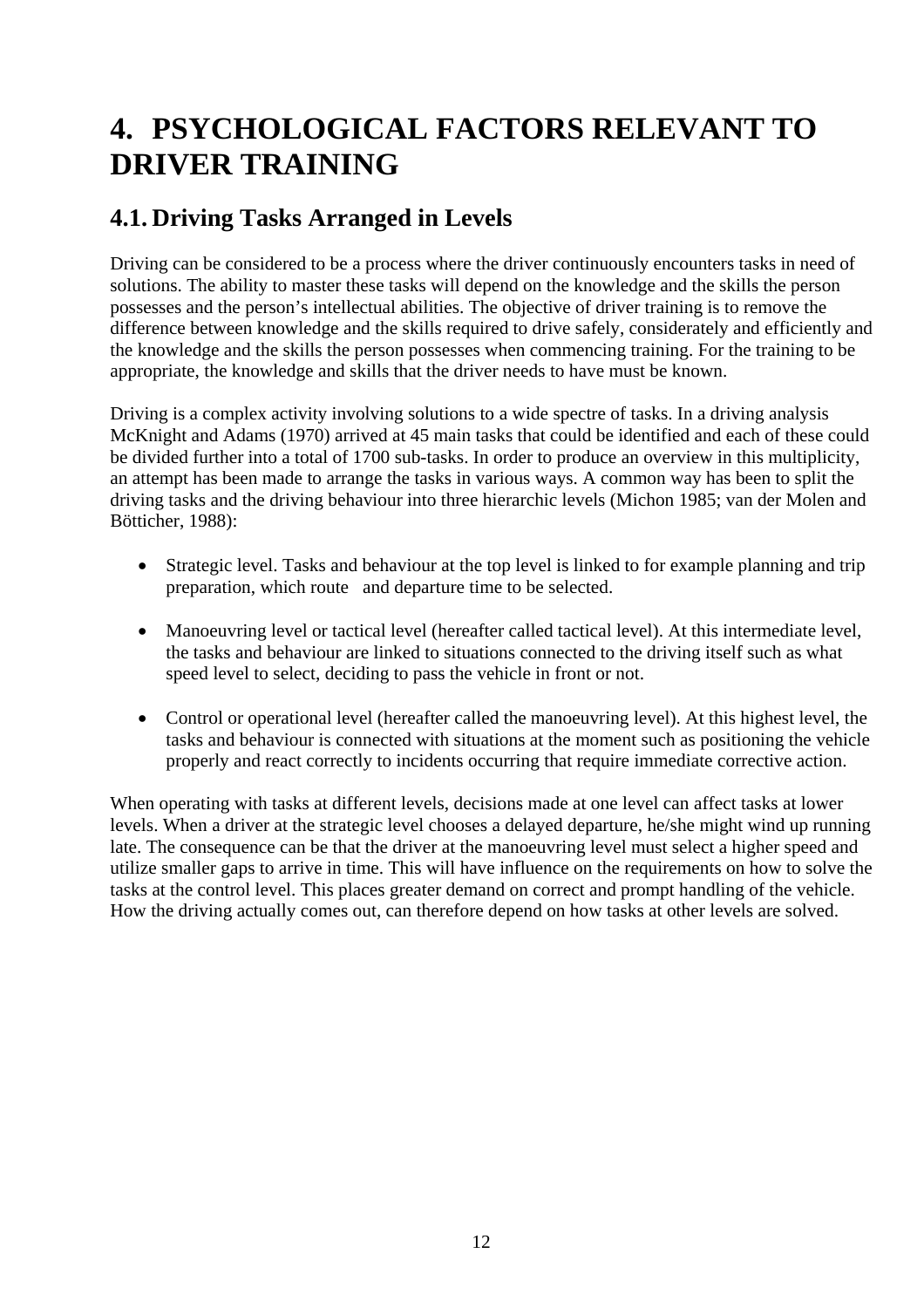# 4. PSYCHOLOGICAL FACTORS RELEVANT TO DRIVER TRAINING

## 4.1. Driving Tasks Arranged in Levels

Driving can be considered to be a process where the driver continuously encounters tasks in need of solutions. The ability to master these tasks will depend on the knowledge and the skills the person possesses and the person's intellectual abilities. The objective of driver training is to remove the difference between knowledge and the skills required to drive safely, considerately and efficiently and the knowledge and the skills the person possesses when commencing training. For the training to be appropriate, the knowledge and skills that the driver needs to have must be known.

Driving is a complex activity involving solutions to a wide spectre of tasks. In a driving analysis McKnight and Adams (1970) arrived at 45 main tasks that could be identified and each of these could be divided further into a total of 1700 sub-tasks. In order to produce an overview in this multiplicity, an attempt has been made to arrange the tasks in various ways. A common way has been to split the driving tasks and the driving behaviour into three hierarchic levels (Michon 1985; van der Molen and Bötticher, 1988):

- Strategic level. Tasks and behaviour at the top level is linked to for example planning and trip preparation, which route and departure time to be selected.
- Manoeuvring level or tactical level (hereafter called tactical level). At this intermediate level, the tasks and behaviour are linked to situations connected to the driving itself such as what speed level to select, deciding to pass the vehicle in front or not.
- Control or operational level (hereafter called the manoeuvring level). At this highest level, the tasks and behaviour is connected with situations at the moment such as positioning the vehicle properly and react correctly to incidents occurring that require immediate corrective action.

When operating with tasks at different levels, decisions made at one level can affect tasks at lower levels. When a driver at the strategic level chooses a delayed departure, he/she might wind up running late. The consequence can be that the driver at the manoeuvring level must select a higher speed and utilize smaller gaps to arrive in time. This will have influence on the requirements on how to solve the tasks at the control level. This places greater demand on correct and prompt handling of the vehicle. How the driving actually comes out, can therefore depend on how tasks at other levels are solved.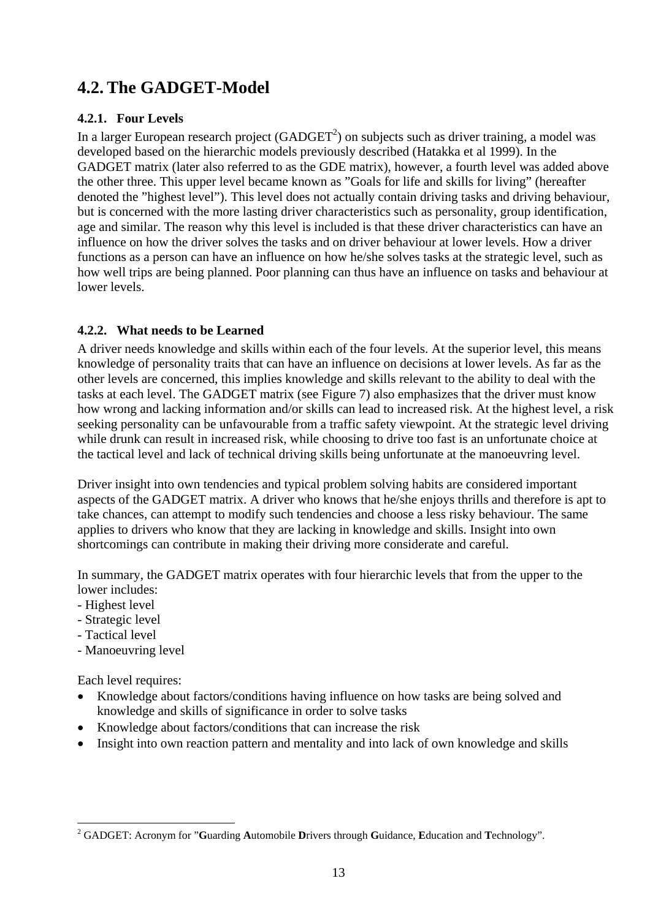## 4.2. The GADGET-Model

### 4.2.1. Four Levels

In a larger European research project (GADGET[2]) on subjects such as driver training, a model was developed based on the hierarchic models previously described (Hatakka et al 1999). In the GADGET matrix (later also referred to as the GDE matrix), however, a fourth level was added above the other three. This upper level became known as "Goals for life and skills for living" (hereafter denoted the "highest level"). This level does not actually contain driving tasks and driving behaviour, but is concerned with the more lasting driver characteristics such as personality, group identification, age and similar. The reason why this level is included is that these driver characteristics can have an influence on how the driver solves the tasks and on driver behaviour at lower levels. How a driver functions as a person can have an influence on how he/she solves tasks at the strategic level, such as how well trips are being planned. Poor planning can thus have an influence on tasks and behaviour at lower levels.

### 4.2.2. What needs to be Learned

A driver needs knowledge and skills within each of the four levels. At the superior level, this means knowledge of personality traits that can have an influence on decisions at lower levels. As far as the other levels are concerned, this implies knowledge and skills relevant to the ability to deal with the tasks at each level. The GADGET matrix (see Figure 7) also emphasizes that the driver must know how wrong and lacking information and/or skills can lead to increased risk. At the highest level, a risk seeking personality can be unfavourable from a traffic safety viewpoint. At the strategic level driving while drunk can result in increased risk, while choosing to drive too fast is an unfortunate choice at the tactical level and lack of technical driving skills being unfortunate at the manoeuvring level.

Driver insight into own tendencies and typical problem solving habits are considered important aspects of the GADGET matrix. A driver who knows that he/she enjoys thrills and therefore is apt to take chances, can attempt to modify such tendencies and choose a less risky behaviour. The same applies to drivers who know that they are lacking in knowledge and skills. Insight into own shortcomings can contribute in making their driving more considerate and careful.

In summary, the GADGET matrix operates with four hierarchic levels that from the upper to the lower includes:

- Highest level
- Strategic level
- Tactical level
- Manoeuvring level

Each level requires:

- Knowledge about factors/conditions having influence on how tasks are being solved and knowledge and skills of significance in order to solve tasks
- Knowledge about factors/conditions that can increase the risk
- Insight into own reaction pattern and mentality and into lack of own knowledge and skills

---

[2] GADGET: Acronym for "**G**uarding **A**utomobile **D**rivers through **G**uidance, **E**ducation and **T**echnology".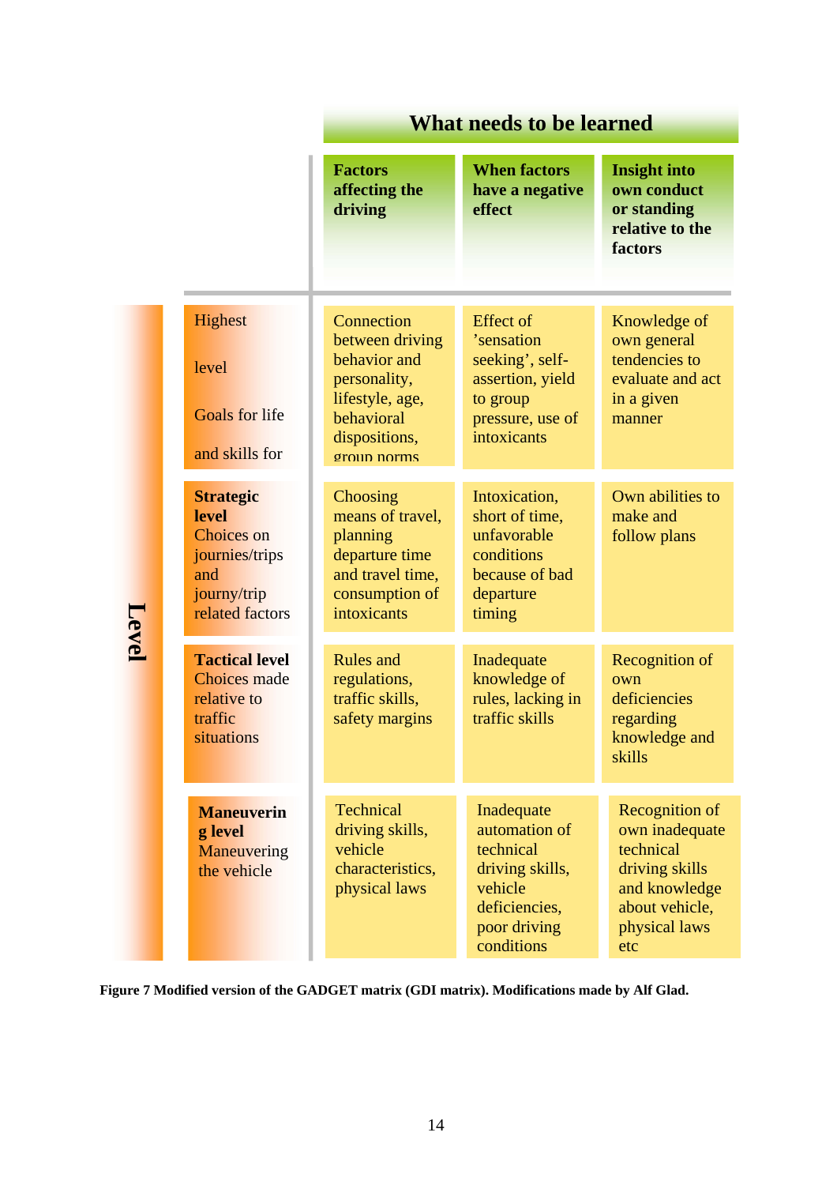| Level | What needs to be learned: Factors affecting the driving | When factors have a negative effect | Insight into own conduct or standing relative to the factors |
|---|---|---|---|
| Highest level Goals for life and skills for | Connection between driving behavior and personality, lifestyle, age, behavioral dispositions, group norms | Effect of 'sensation seeking', self-assertion, yield to group pressure, use of intoxicants | Knowledge of own general tendencies to evaluate and act in a given manner |
| **Strategic level** Choices on journies/trips and journy/trip related factors | Choosing means of travel, planning departure time and travel time, consumption of intoxicants | Intoxication, short of time, unfavorable conditions because of bad departure timing | Own abilities to make and follow plans |
| **Tactical level** Choices made relative to traffic situations | Rules and regulations, traffic skills, safety margins | Inadequate knowledge of rules, lacking in traffic skills | Recognition of own deficiencies regarding knowledge and skills |
| **Maneuvering level** Maneuvering the vehicle | Technical driving skills, vehicle characteristics, physical laws | Inadequate automation of technical driving skills, vehicle deficiencies, poor driving conditions | Recognition of own inadequate technical driving skills and knowledge about vehicle, physical laws etc |

**Figure 7 Modified version of the GADGET matrix (GDI matrix). Modifications made by Alf Glad.**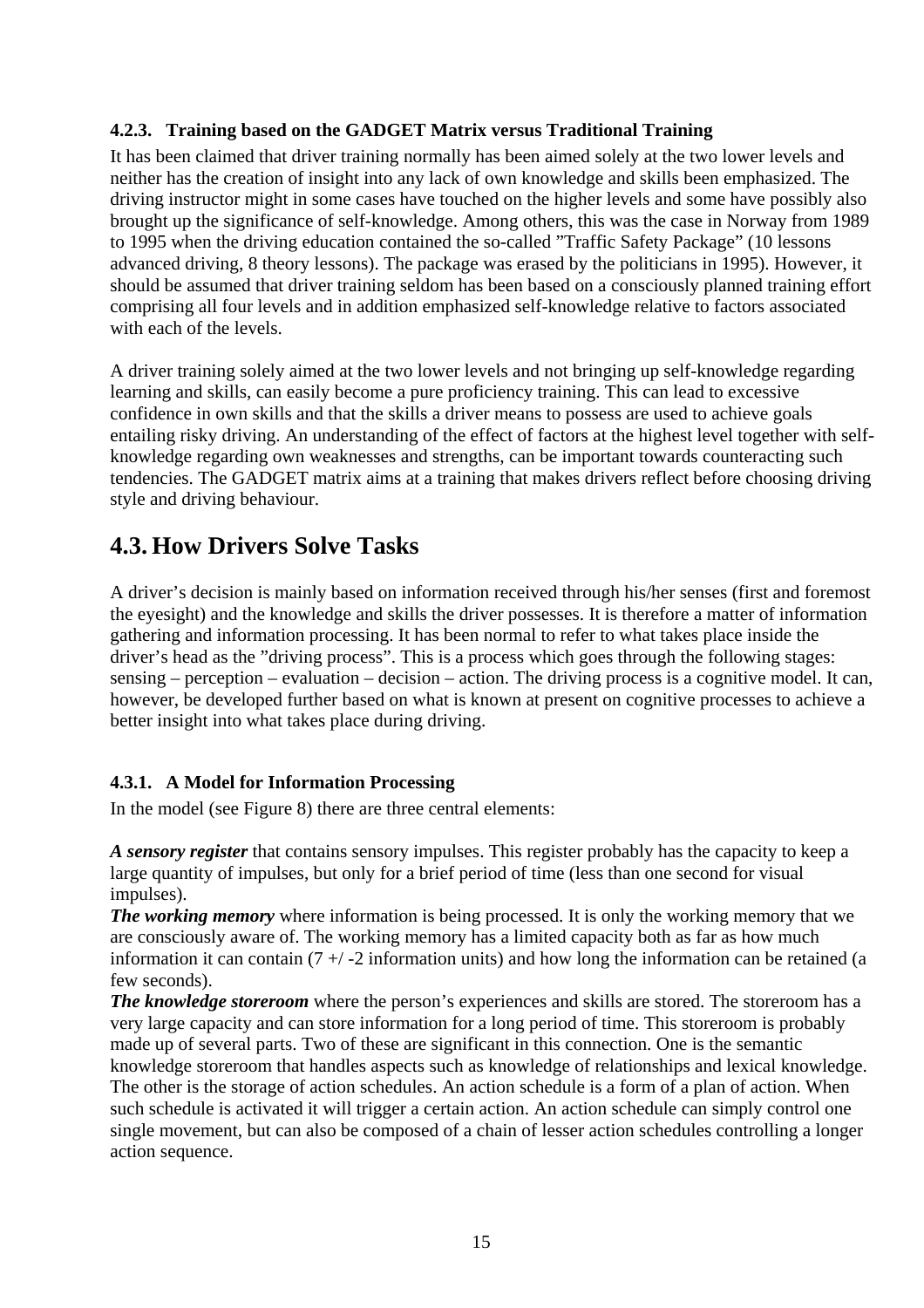### 4.2.3. Training based on the GADGET Matrix versus Traditional Training

It has been claimed that driver training normally has been aimed solely at the two lower levels and neither has the creation of insight into any lack of own knowledge and skills been emphasized. The driving instructor might in some cases have touched on the higher levels and some have possibly also brought up the significance of self-knowledge. Among others, this was the case in Norway from 1989 to 1995 when the driving education contained the so-called "Traffic Safety Package" (10 lessons advanced driving, 8 theory lessons). The package was erased by the politicians in 1995). However, it should be assumed that driver training seldom has been based on a consciously planned training effort comprising all four levels and in addition emphasized self-knowledge relative to factors associated with each of the levels.

A driver training solely aimed at the two lower levels and not bringing up self-knowledge regarding learning and skills, can easily become a pure proficiency training. This can lead to excessive confidence in own skills and that the skills a driver means to possess are used to achieve goals entailing risky driving. An understanding of the effect of factors at the highest level together with self-knowledge regarding own weaknesses and strengths, can be important towards counteracting such tendencies. The GADGET matrix aims at a training that makes drivers reflect before choosing driving style and driving behaviour.

## 4.3. How Drivers Solve Tasks

A driver's decision is mainly based on information received through his/her senses (first and foremost the eyesight) and the knowledge and skills the driver possesses. It is therefore a matter of information gathering and information processing. It has been normal to refer to what takes place inside the driver's head as the "driving process". This is a process which goes through the following stages: sensing – perception – evaluation – decision – action. The driving process is a cognitive model. It can, however, be developed further based on what is known at present on cognitive processes to achieve a better insight into what takes place during driving.

### 4.3.1. A Model for Information Processing

In the model (see Figure 8) there are three central elements:

***A sensory register*** that contains sensory impulses. This register probably has the capacity to keep a large quantity of impulses, but only for a brief period of time (less than one second for visual impulses).
***The working memory*** where information is being processed. It is only the working memory that we are consciously aware of. The working memory has a limited capacity both as far as how much information it can contain (7 +/ -2 information units) and how long the information can be retained (a few seconds).
***The knowledge storeroom*** where the person's experiences and skills are stored. The storeroom has a very large capacity and can store information for a long period of time. This storeroom is probably made up of several parts. Two of these are significant in this connection. One is the semantic knowledge storeroom that handles aspects such as knowledge of relationships and lexical knowledge. The other is the storage of action schedules. An action schedule is a form of a plan of action. When such schedule is activated it will trigger a certain action. An action schedule can simply control one single movement, but can also be composed of a chain of lesser action schedules controlling a longer action sequence.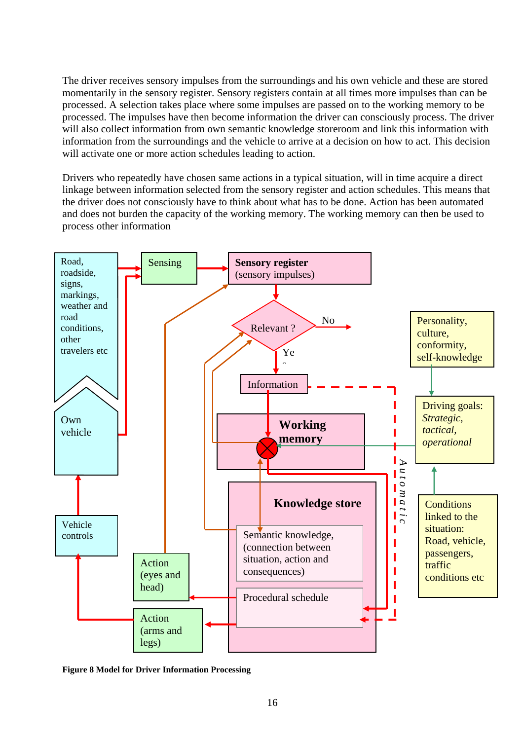The driver receives sensory impulses from the surroundings and his own vehicle and these are stored momentarily in the sensory register. Sensory registers contain at all times more impulses than can be processed. A selection takes place where some impulses are passed on to the working memory to be processed. The impulses have then become information the driver can consciously process. The driver will also collect information from own semantic knowledge storeroom and link this information with information from the surroundings and the vehicle to arrive at a decision on how to act. This decision will activate one or more action schedules leading to action.

Drivers who repeatedly have chosen same actions in a typical situation, will in time acquire a direct linkage between information selected from the sensory register and action schedules. This means that the driver does not consciously have to think about what has to be done. Action has been automated and does not burden the capacity of the working memory. The working memory can then be used to process other information

Road, roadside, signs, markings, weather and road conditions, other travelers etc

Own vehicle

Sensing

Sensory register (sensory impulses)

Relevant ?

No

Yes

Information

Working memory

Knowledge store

Semantic knowledge, (connection between situation, action and consequences)

Procedural schedule

Automatic

Personality, culture, conformity, self-knowledge

Driving goals: *Strategic*, *tactical*, *operational*

Conditions linked to the situation: Road, vehicle, passengers, traffic conditions etc

Vehicle controls

Action (eyes and head)

Action (arms and legs)

**Figure 8 Model for Driver Information Processing**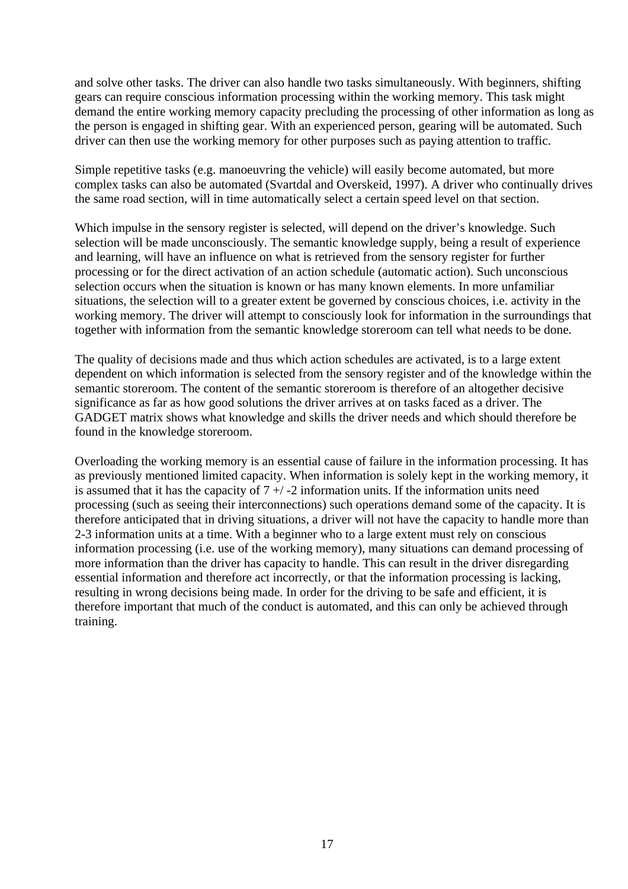and solve other tasks. The driver can also handle two tasks simultaneously. With beginners, shifting gears can require conscious information processing within the working memory. This task might demand the entire working memory capacity precluding the processing of other information as long as the person is engaged in shifting gear. With an experienced person, gearing will be automated. Such driver can then use the working memory for other purposes such as paying attention to traffic.

Simple repetitive tasks (e.g. manoeuvring the vehicle) will easily become automated, but more complex tasks can also be automated (Svartdal and Overskeid, 1997). A driver who continually drives the same road section, will in time automatically select a certain speed level on that section.

Which impulse in the sensory register is selected, will depend on the driver's knowledge. Such selection will be made unconsciously. The semantic knowledge supply, being a result of experience and learning, will have an influence on what is retrieved from the sensory register for further processing or for the direct activation of an action schedule (automatic action). Such unconscious selection occurs when the situation is known or has many known elements. In more unfamiliar situations, the selection will to a greater extent be governed by conscious choices, i.e. activity in the working memory. The driver will attempt to consciously look for information in the surroundings that together with information from the semantic knowledge storeroom can tell what needs to be done.

The quality of decisions made and thus which action schedules are activated, is to a large extent dependent on which information is selected from the sensory register and of the knowledge within the semantic storeroom. The content of the semantic storeroom is therefore of an altogether decisive significance as far as how good solutions the driver arrives at on tasks faced as a driver. The GADGET matrix shows what knowledge and skills the driver needs and which should therefore be found in the knowledge storeroom.

Overloading the working memory is an essential cause of failure in the information processing. It has as previously mentioned limited capacity. When information is solely kept in the working memory, it is assumed that it has the capacity of 7 +/ -2 information units. If the information units need processing (such as seeing their interconnections) such operations demand some of the capacity. It is therefore anticipated that in driving situations, a driver will not have the capacity to handle more than 2-3 information units at a time. With a beginner who to a large extent must rely on conscious information processing (i.e. use of the working memory), many situations can demand processing of more information than the driver has capacity to handle. This can result in the driver disregarding essential information and therefore act incorrectly, or that the information processing is lacking, resulting in wrong decisions being made. In order for the driving to be safe and efficient, it is therefore important that much of the conduct is automated, and this can only be achieved through training.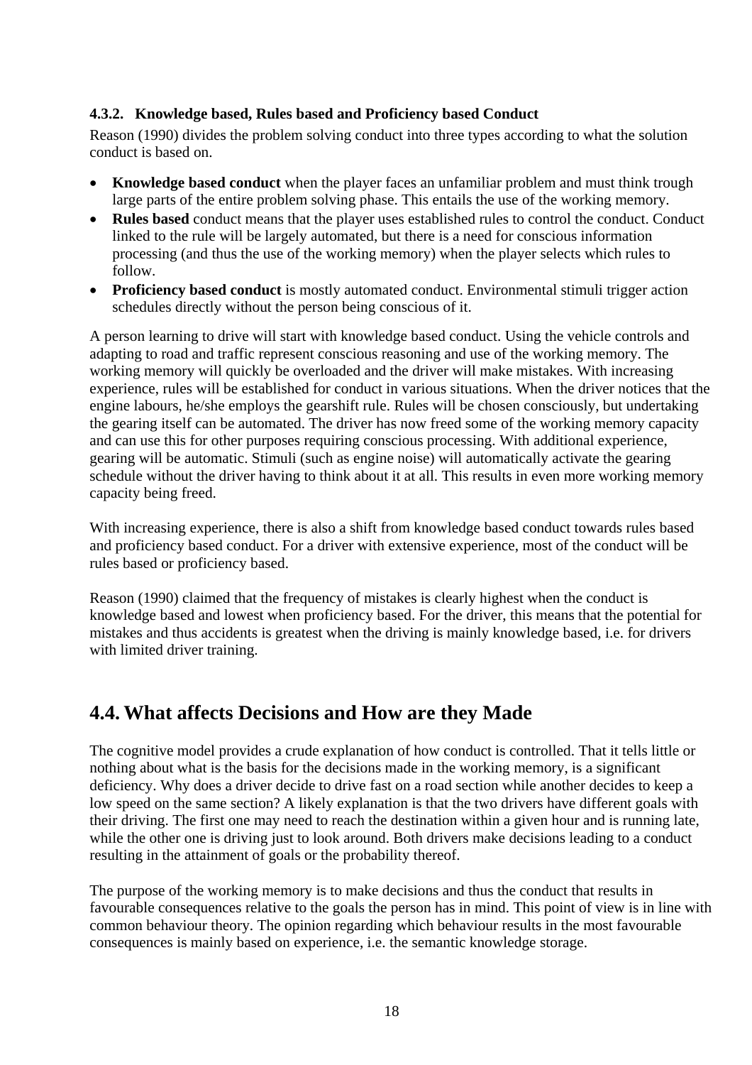#### 4.3.2. Knowledge based, Rules based and Proficiency based Conduct

Reason (1990) divides the problem solving conduct into three types according to what the solution conduct is based on.

- **Knowledge based conduct** when the player faces an unfamiliar problem and must think trough large parts of the entire problem solving phase. This entails the use of the working memory.
- **Rules based** conduct means that the player uses established rules to control the conduct. Conduct linked to the rule will be largely automated, but there is a need for conscious information processing (and thus the use of the working memory) when the player selects which rules to follow.
- **Proficiency based conduct** is mostly automated conduct. Environmental stimuli trigger action schedules directly without the person being conscious of it.

A person learning to drive will start with knowledge based conduct. Using the vehicle controls and adapting to road and traffic represent conscious reasoning and use of the working memory. The working memory will quickly be overloaded and the driver will make mistakes. With increasing experience, rules will be established for conduct in various situations. When the driver notices that the engine labours, he/she employs the gearshift rule. Rules will be chosen consciously, but undertaking the gearing itself can be automated. The driver has now freed some of the working memory capacity and can use this for other purposes requiring conscious processing. With additional experience, gearing will be automatic. Stimuli (such as engine noise) will automatically activate the gearing schedule without the driver having to think about it at all. This results in even more working memory capacity being freed.

With increasing experience, there is also a shift from knowledge based conduct towards rules based and proficiency based conduct. For a driver with extensive experience, most of the conduct will be rules based or proficiency based.

Reason (1990) claimed that the frequency of mistakes is clearly highest when the conduct is knowledge based and lowest when proficiency based. For the driver, this means that the potential for mistakes and thus accidents is greatest when the driving is mainly knowledge based, i.e. for drivers with limited driver training.

## 4.4. What affects Decisions and How are they Made

The cognitive model provides a crude explanation of how conduct is controlled. That it tells little or nothing about what is the basis for the decisions made in the working memory, is a significant deficiency. Why does a driver decide to drive fast on a road section while another decides to keep a low speed on the same section? A likely explanation is that the two drivers have different goals with their driving. The first one may need to reach the destination within a given hour and is running late, while the other one is driving just to look around. Both drivers make decisions leading to a conduct resulting in the attainment of goals or the probability thereof.

The purpose of the working memory is to make decisions and thus the conduct that results in favourable consequences relative to the goals the person has in mind. This point of view is in line with common behaviour theory. The opinion regarding which behaviour results in the most favourable consequences is mainly based on experience, i.e. the semantic knowledge storage.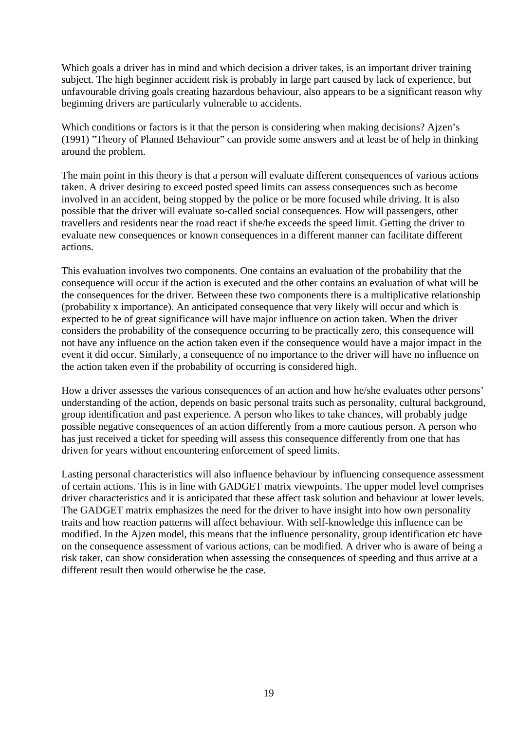Which goals a driver has in mind and which decision a driver takes, is an important driver training subject. The high beginner accident risk is probably in large part caused by lack of experience, but unfavourable driving goals creating hazardous behaviour, also appears to be a significant reason why beginning drivers are particularly vulnerable to accidents.

Which conditions or factors is it that the person is considering when making decisions? Ajzen's (1991) "Theory of Planned Behaviour" can provide some answers and at least be of help in thinking around the problem.

The main point in this theory is that a person will evaluate different consequences of various actions taken. A driver desiring to exceed posted speed limits can assess consequences such as become involved in an accident, being stopped by the police or be more focused while driving. It is also possible that the driver will evaluate so-called social consequences. How will passengers, other travellers and residents near the road react if she/he exceeds the speed limit. Getting the driver to evaluate new consequences or known consequences in a different manner can facilitate different actions.

This evaluation involves two components. One contains an evaluation of the probability that the consequence will occur if the action is executed and the other contains an evaluation of what will be the consequences for the driver. Between these two components there is a multiplicative relationship (probability x importance). An anticipated consequence that very likely will occur and which is expected to be of great significance will have major influence on action taken. When the driver considers the probability of the consequence occurring to be practically zero, this consequence will not have any influence on the action taken even if the consequence would have a major impact in the event it did occur. Similarly, a consequence of no importance to the driver will have no influence on the action taken even if the probability of occurring is considered high.

How a driver assesses the various consequences of an action and how he/she evaluates other persons' understanding of the action, depends on basic personal traits such as personality, cultural background, group identification and past experience. A person who likes to take chances, will probably judge possible negative consequences of an action differently from a more cautious person. A person who has just received a ticket for speeding will assess this consequence differently from one that has driven for years without encountering enforcement of speed limits.

Lasting personal characteristics will also influence behaviour by influencing consequence assessment of certain actions. This is in line with GADGET matrix viewpoints. The upper model level comprises driver characteristics and it is anticipated that these affect task solution and behaviour at lower levels. The GADGET matrix emphasizes the need for the driver to have insight into how own personality traits and how reaction patterns will affect behaviour. With self-knowledge this influence can be modified. In the Ajzen model, this means that the influence personality, group identification etc have on the consequence assessment of various actions, can be modified. A driver who is aware of being a risk taker, can show consideration when assessing the consequences of speeding and thus arrive at a different result then would otherwise be the case.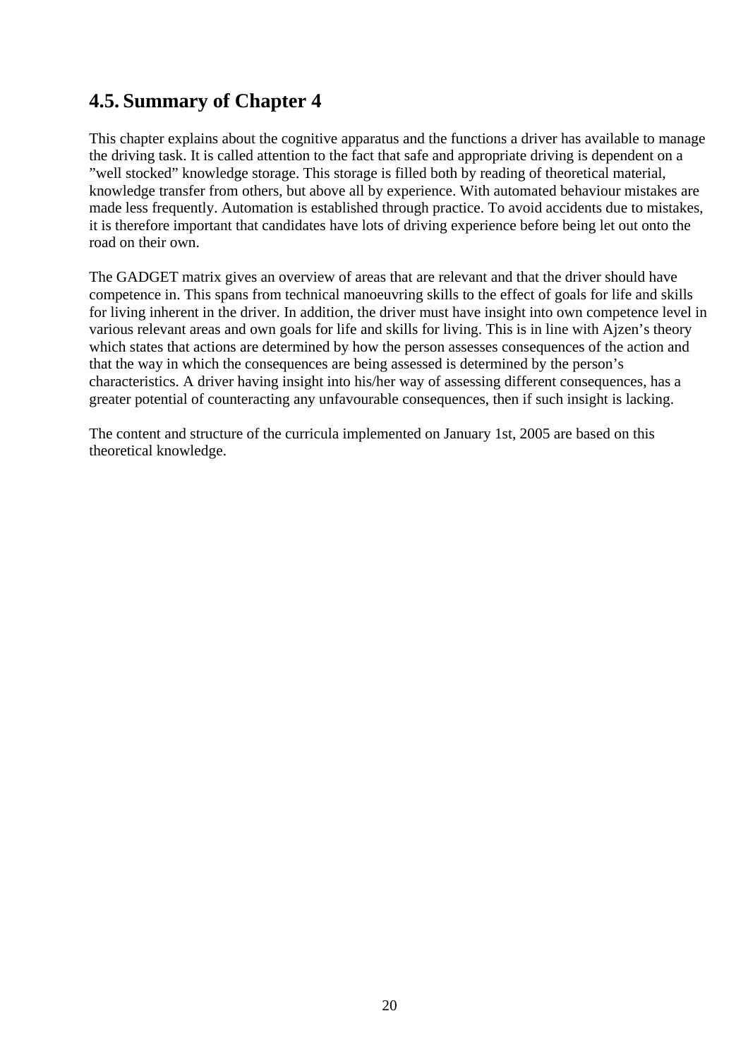## 4.5. Summary of Chapter 4

This chapter explains about the cognitive apparatus and the functions a driver has available to manage the driving task. It is called attention to the fact that safe and appropriate driving is dependent on a ”well stocked” knowledge storage. This storage is filled both by reading of theoretical material, knowledge transfer from others, but above all by experience. With automated behaviour mistakes are made less frequently. Automation is established through practice. To avoid accidents due to mistakes, it is therefore important that candidates have lots of driving experience before being let out onto the road on their own.

The GADGET matrix gives an overview of areas that are relevant and that the driver should have competence in. This spans from technical manoeuvring skills to the effect of goals for life and skills for living inherent in the driver. In addition, the driver must have insight into own competence level in various relevant areas and own goals for life and skills for living. This is in line with Ajzen’s theory which states that actions are determined by how the person assesses consequences of the action and that the way in which the consequences are being assessed is determined by the person’s characteristics. A driver having insight into his/her way of assessing different consequences, has a greater potential of counteracting any unfavourable consequences, then if such insight is lacking.

The content and structure of the curricula implemented on January 1st, 2005 are based on this theoretical knowledge.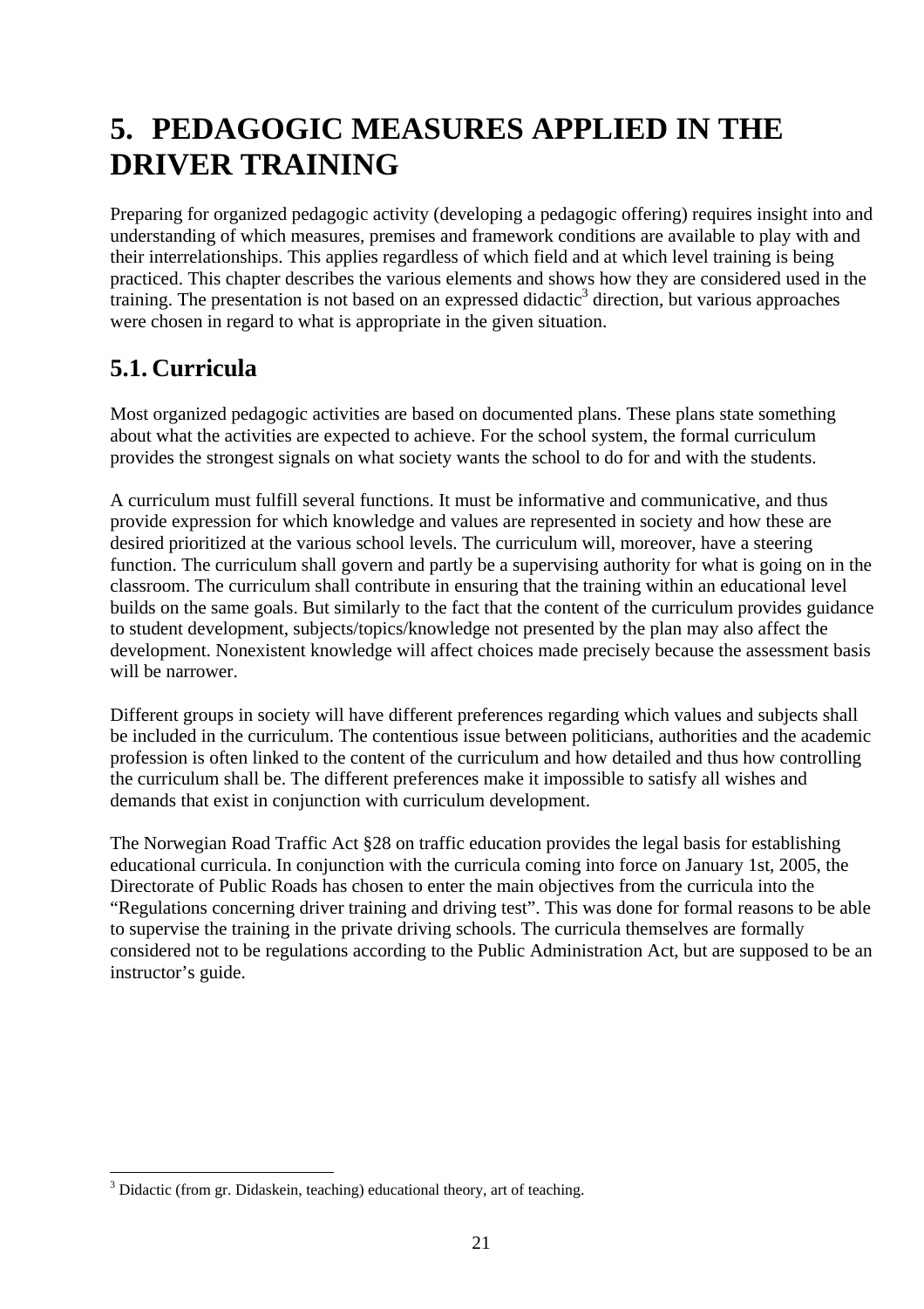# 5. PEDAGOGIC MEASURES APPLIED IN THE DRIVER TRAINING

Preparing for organized pedagogic activity (developing a pedagogic offering) requires insight into and understanding of which measures, premises and framework conditions are available to play with and their interrelationships. This applies regardless of which field and at which level training is being practiced. This chapter describes the various elements and shows how they are considered used in the training. The presentation is not based on an expressed didactic[3] direction, but various approaches were chosen in regard to what is appropriate in the given situation.

## 5.1. Curricula

Most organized pedagogic activities are based on documented plans. These plans state something about what the activities are expected to achieve. For the school system, the formal curriculum provides the strongest signals on what society wants the school to do for and with the students.

A curriculum must fulfill several functions. It must be informative and communicative, and thus provide expression for which knowledge and values are represented in society and how these are desired prioritized at the various school levels. The curriculum will, moreover, have a steering function. The curriculum shall govern and partly be a supervising authority for what is going on in the classroom. The curriculum shall contribute in ensuring that the training within an educational level builds on the same goals. But similarly to the fact that the content of the curriculum provides guidance to student development, subjects/topics/knowledge not presented by the plan may also affect the development. Nonexistent knowledge will affect choices made precisely because the assessment basis will be narrower.

Different groups in society will have different preferences regarding which values and subjects shall be included in the curriculum. The contentious issue between politicians, authorities and the academic profession is often linked to the content of the curriculum and how detailed and thus how controlling the curriculum shall be. The different preferences make it impossible to satisfy all wishes and demands that exist in conjunction with curriculum development.

The Norwegian Road Traffic Act §28 on traffic education provides the legal basis for establishing educational curricula. In conjunction with the curricula coming into force on January 1st, 2005, the Directorate of Public Roads has chosen to enter the main objectives from the curricula into the "Regulations concerning driver training and driving test". This was done for formal reasons to be able to supervise the training in the private driving schools. The curricula themselves are formally considered not to be regulations according to the Public Administration Act, but are supposed to be an instructor's guide.

---

[3] Didactic (from gr. Didaskein, teaching) educational theory, art of teaching.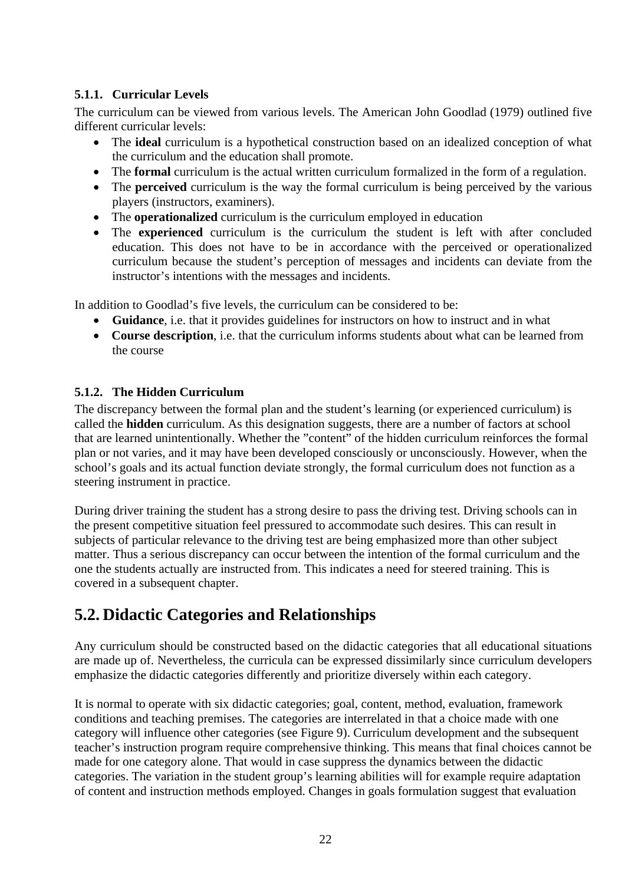### 5.1.1. Curricular Levels

The curriculum can be viewed from various levels. The American John Goodlad (1979) outlined five different curricular levels:

- The **ideal** curriculum is a hypothetical construction based on an idealized conception of what the curriculum and the education shall promote.
- The **formal** curriculum is the actual written curriculum formalized in the form of a regulation.
- The **perceived** curriculum is the way the formal curriculum is being perceived by the various players (instructors, examiners).
- The **operationalized** curriculum is the curriculum employed in education
- The **experienced** curriculum is the curriculum the student is left with after concluded education. This does not have to be in accordance with the perceived or operationalized curriculum because the student's perception of messages and incidents can deviate from the instructor's intentions with the messages and incidents.

In addition to Goodlad's five levels, the curriculum can be considered to be:

- **Guidance**, i.e. that it provides guidelines for instructors on how to instruct and in what
- **Course description**, i.e. that the curriculum informs students about what can be learned from the course

### 5.1.2. The Hidden Curriculum

The discrepancy between the formal plan and the student's learning (or experienced curriculum) is called the **hidden** curriculum. As this designation suggests, there are a number of factors at school that are learned unintentionally. Whether the "content" of the hidden curriculum reinforces the formal plan or not varies, and it may have been developed consciously or unconsciously. However, when the school's goals and its actual function deviate strongly, the formal curriculum does not function as a steering instrument in practice.

During driver training the student has a strong desire to pass the driving test. Driving schools can in the present competitive situation feel pressured to accommodate such desires. This can result in subjects of particular relevance to the driving test are being emphasized more than other subject matter. Thus a serious discrepancy can occur between the intention of the formal curriculum and the one the students actually are instructed from. This indicates a need for steered training. This is covered in a subsequent chapter.

## 5.2. Didactic Categories and Relationships

Any curriculum should be constructed based on the didactic categories that all educational situations are made up of. Nevertheless, the curricula can be expressed dissimilarly since curriculum developers emphasize the didactic categories differently and prioritize diversely within each category.

It is normal to operate with six didactic categories; goal, content, method, evaluation, framework conditions and teaching premises. The categories are interrelated in that a choice made with one category will influence other categories (see Figure 9). Curriculum development and the subsequent teacher's instruction program require comprehensive thinking. This means that final choices cannot be made for one category alone. That would in case suppress the dynamics between the didactic categories. The variation in the student group's learning abilities will for example require adaptation of content and instruction methods employed. Changes in goals formulation suggest that evaluation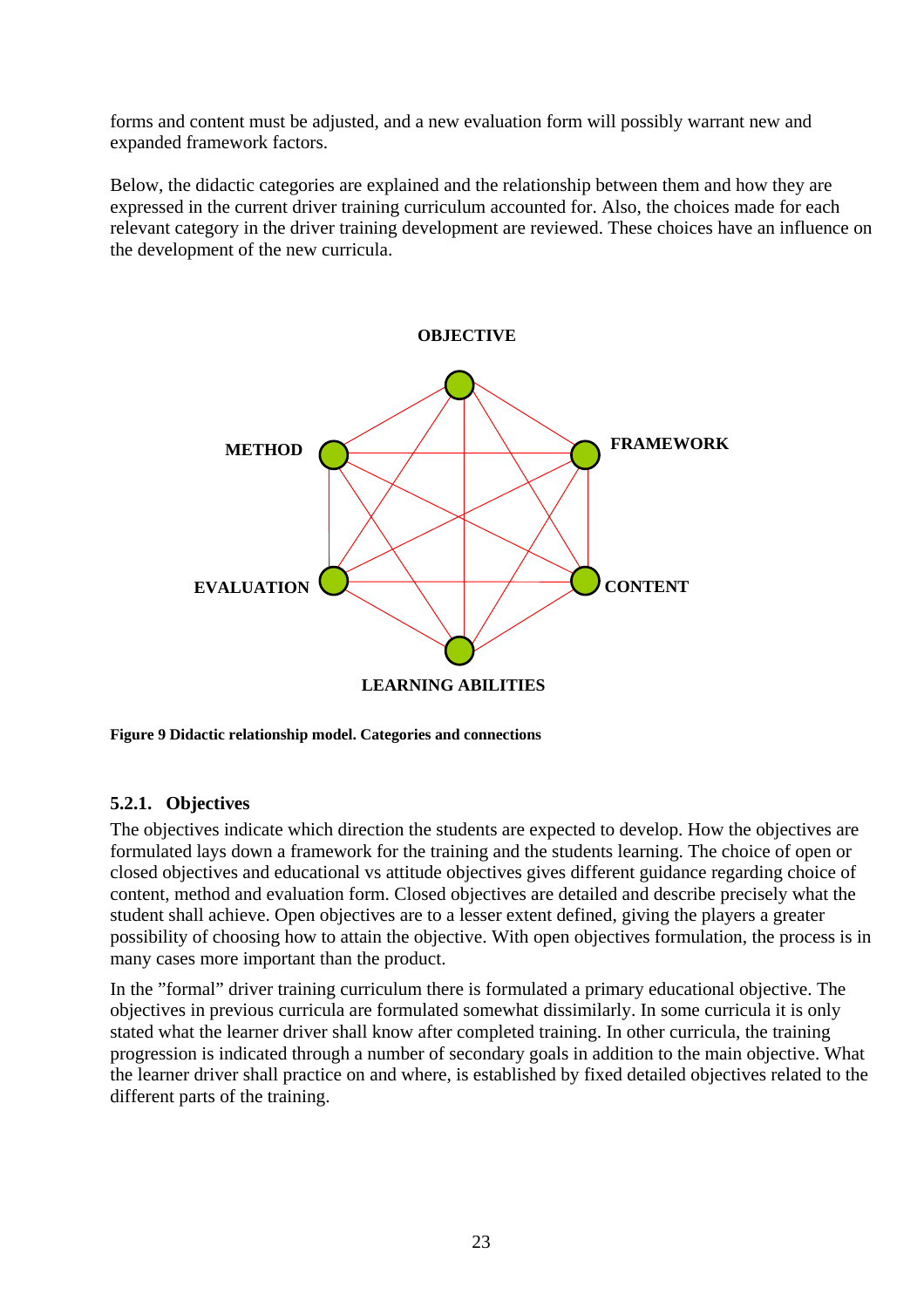forms and content must be adjusted, and a new evaluation form will possibly warrant new and expanded framework factors.

Below, the didactic categories are explained and the relationship between them and how they are expressed in the current driver training curriculum accounted for. Also, the choices made for each relevant category in the driver training development are reviewed. These choices have an influence on the development of the new curricula.

OBJECTIVE

METHOD

FRAMEWORK

EVALUATION

CONTENT

LEARNING ABILITIES

**Figure 9 Didactic relationship model. Categories and connections**

### 5.2.1. Objectives

The objectives indicate which direction the students are expected to develop. How the objectives are formulated lays down a framework for the training and the students learning. The choice of open or closed objectives and educational vs attitude objectives gives different guidance regarding choice of content, method and evaluation form. Closed objectives are detailed and describe precisely what the student shall achieve. Open objectives are to a lesser extent defined, giving the players a greater possibility of choosing how to attain the objective. With open objectives formulation, the process is in many cases more important than the product.

In the "formal" driver training curriculum there is formulated a primary educational objective. The objectives in previous curricula are formulated somewhat dissimilarly. In some curricula it is only stated what the learner driver shall know after completed training. In other curricula, the training progression is indicated through a number of secondary goals in addition to the main objective. What the learner driver shall practice on and where, is established by fixed detailed objectives related to the different parts of the training.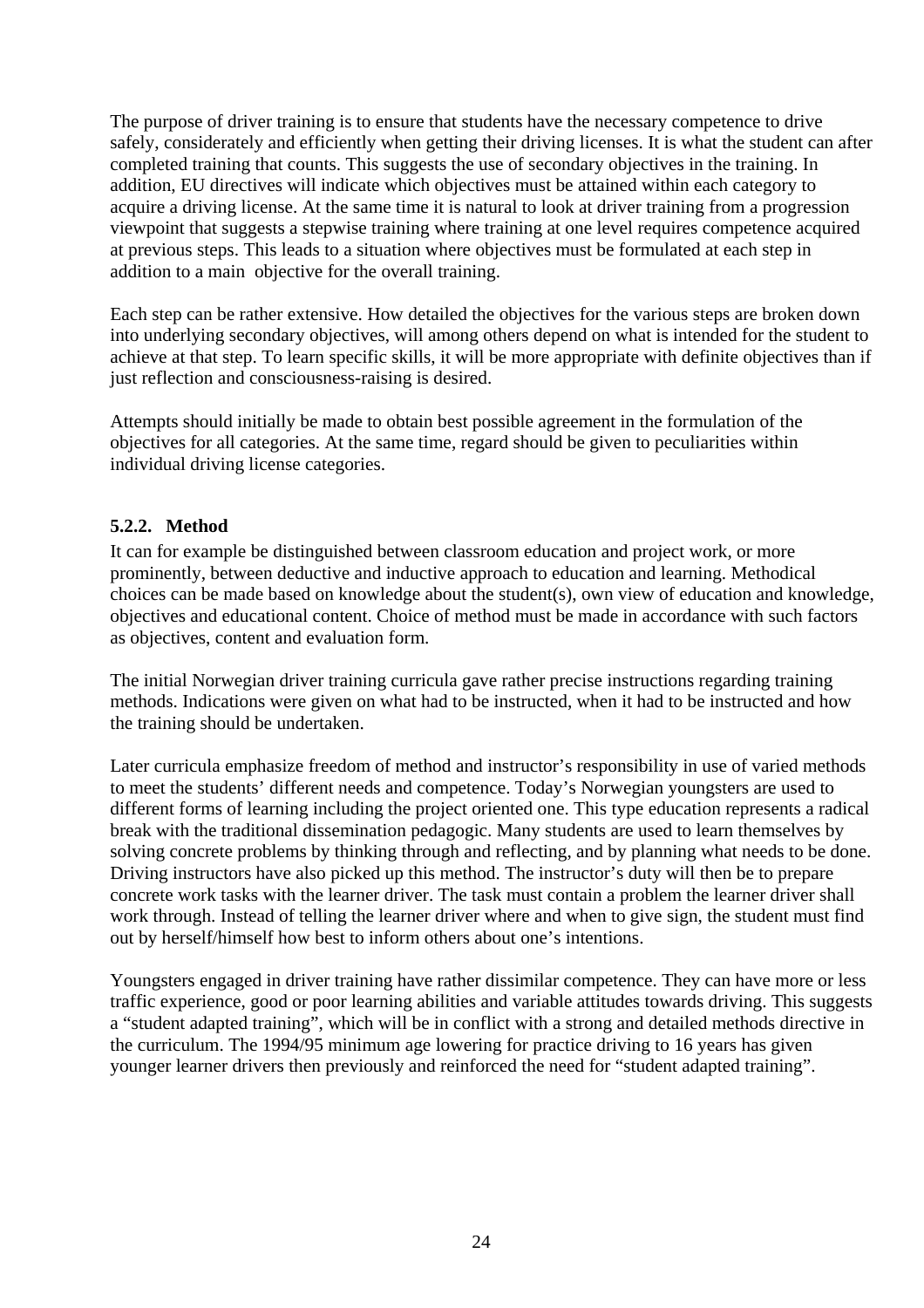The purpose of driver training is to ensure that students have the necessary competence to drive safely, considerately and efficiently when getting their driving licenses. It is what the student can after completed training that counts. This suggests the use of secondary objectives in the training. In addition, EU directives will indicate which objectives must be attained within each category to acquire a driving license. At the same time it is natural to look at driver training from a progression viewpoint that suggests a stepwise training where training at one level requires competence acquired at previous steps. This leads to a situation where objectives must be formulated at each step in addition to a main objective for the overall training.

Each step can be rather extensive. How detailed the objectives for the various steps are broken down into underlying secondary objectives, will among others depend on what is intended for the student to achieve at that step. To learn specific skills, it will be more appropriate with definite objectives than if just reflection and consciousness-raising is desired.

Attempts should initially be made to obtain best possible agreement in the formulation of the objectives for all categories. At the same time, regard should be given to peculiarities within individual driving license categories.

### 5.2.2. Method

It can for example be distinguished between classroom education and project work, or more prominently, between deductive and inductive approach to education and learning. Methodical choices can be made based on knowledge about the student(s), own view of education and knowledge, objectives and educational content. Choice of method must be made in accordance with such factors as objectives, content and evaluation form.

The initial Norwegian driver training curricula gave rather precise instructions regarding training methods. Indications were given on what had to be instructed, when it had to be instructed and how the training should be undertaken.

Later curricula emphasize freedom of method and instructor's responsibility in use of varied methods to meet the students' different needs and competence. Today's Norwegian youngsters are used to different forms of learning including the project oriented one. This type education represents a radical break with the traditional dissemination pedagogic. Many students are used to learn themselves by solving concrete problems by thinking through and reflecting, and by planning what needs to be done. Driving instructors have also picked up this method. The instructor's duty will then be to prepare concrete work tasks with the learner driver. The task must contain a problem the learner driver shall work through. Instead of telling the learner driver where and when to give sign, the student must find out by herself/himself how best to inform others about one's intentions.

Youngsters engaged in driver training have rather dissimilar competence. They can have more or less traffic experience, good or poor learning abilities and variable attitudes towards driving. This suggests a "student adapted training", which will be in conflict with a strong and detailed methods directive in the curriculum. The 1994/95 minimum age lowering for practice driving to 16 years has given younger learner drivers then previously and reinforced the need for "student adapted training".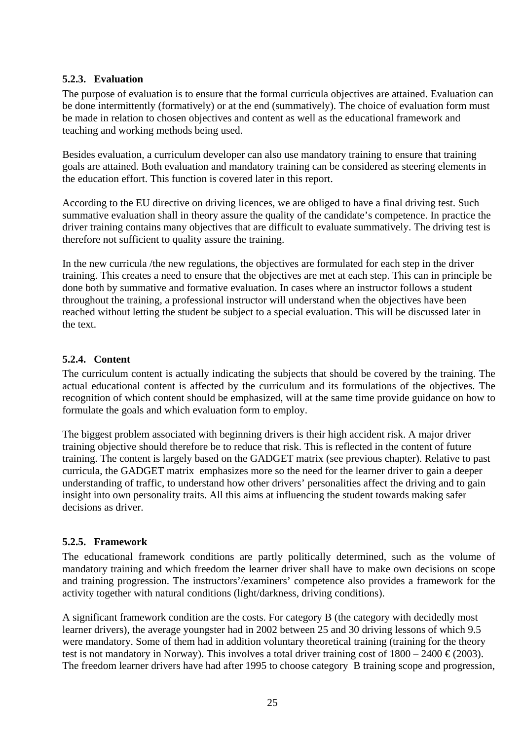### 5.2.3. Evaluation

The purpose of evaluation is to ensure that the formal curricula objectives are attained. Evaluation can be done intermittently (formatively) or at the end (summatively). The choice of evaluation form must be made in relation to chosen objectives and content as well as the educational framework and teaching and working methods being used.

Besides evaluation, a curriculum developer can also use mandatory training to ensure that training goals are attained. Both evaluation and mandatory training can be considered as steering elements in the education effort. This function is covered later in this report.

According to the EU directive on driving licences, we are obliged to have a final driving test. Such summative evaluation shall in theory assure the quality of the candidate's competence. In practice the driver training contains many objectives that are difficult to evaluate summatively. The driving test is therefore not sufficient to quality assure the training.

In the new curricula /the new regulations, the objectives are formulated for each step in the driver training. This creates a need to ensure that the objectives are met at each step. This can in principle be done both by summative and formative evaluation. In cases where an instructor follows a student throughout the training, a professional instructor will understand when the objectives have been reached without letting the student be subject to a special evaluation. This will be discussed later in the text.

### 5.2.4. Content

The curriculum content is actually indicating the subjects that should be covered by the training. The actual educational content is affected by the curriculum and its formulations of the objectives. The recognition of which content should be emphasized, will at the same time provide guidance on how to formulate the goals and which evaluation form to employ.

The biggest problem associated with beginning drivers is their high accident risk. A major driver training objective should therefore be to reduce that risk. This is reflected in the content of future training. The content is largely based on the GADGET matrix (see previous chapter). Relative to past curricula, the GADGET matrix emphasizes more so the need for the learner driver to gain a deeper understanding of traffic, to understand how other drivers' personalities affect the driving and to gain insight into own personality traits. All this aims at influencing the student towards making safer decisions as driver.

### 5.2.5. Framework

The educational framework conditions are partly politically determined, such as the volume of mandatory training and which freedom the learner driver shall have to make own decisions on scope and training progression. The instructors'/examiners' competence also provides a framework for the activity together with natural conditions (light/darkness, driving conditions).

A significant framework condition are the costs. For category B (the category with decidedly most learner drivers), the average youngster had in 2002 between 25 and 30 driving lessons of which 9.5 were mandatory. Some of them had in addition voluntary theoretical training (training for the theory test is not mandatory in Norway). This involves a total driver training cost of 1800 – 2400 € (2003). The freedom learner drivers have had after 1995 to choose category B training scope and progression,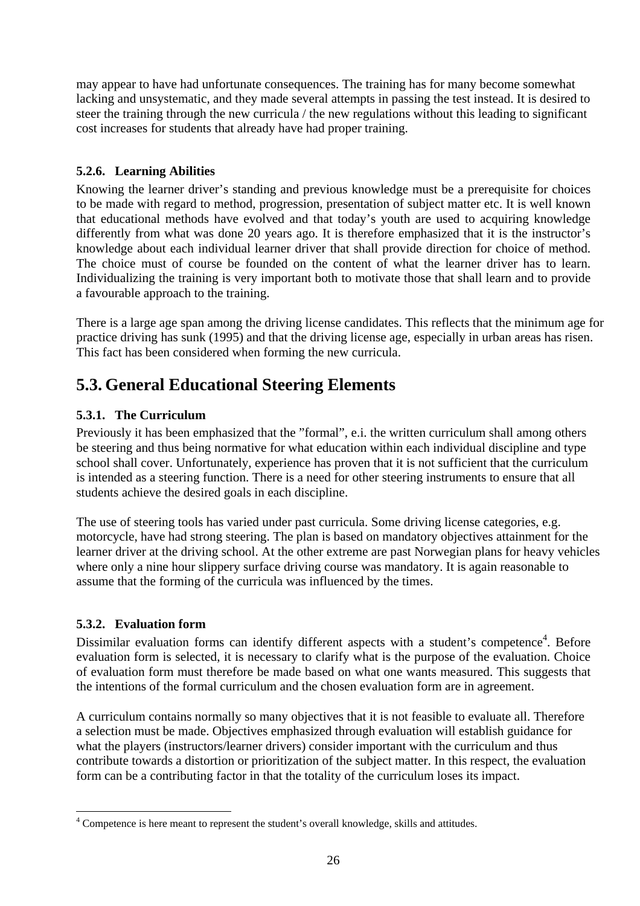may appear to have had unfortunate consequences. The training has for many become somewhat lacking and unsystematic, and they made several attempts in passing the test instead. It is desired to steer the training through the new curricula / the new regulations without this leading to significant cost increases for students that already have had proper training.

### 5.2.6. Learning Abilities

Knowing the learner driver's standing and previous knowledge must be a prerequisite for choices to be made with regard to method, progression, presentation of subject matter etc. It is well known that educational methods have evolved and that today's youth are used to acquiring knowledge differently from what was done 20 years ago. It is therefore emphasized that it is the instructor's knowledge about each individual learner driver that shall provide direction for choice of method. The choice must of course be founded on the content of what the learner driver has to learn. Individualizing the training is very important both to motivate those that shall learn and to provide a favourable approach to the training.

There is a large age span among the driving license candidates. This reflects that the minimum age for practice driving has sunk (1995) and that the driving license age, especially in urban areas has risen. This fact has been considered when forming the new curricula.

## 5.3. General Educational Steering Elements

### 5.3.1. The Curriculum

Previously it has been emphasized that the "formal", e.i. the written curriculum shall among others be steering and thus being normative for what education within each individual discipline and type school shall cover. Unfortunately, experience has proven that it is not sufficient that the curriculum is intended as a steering function. There is a need for other steering instruments to ensure that all students achieve the desired goals in each discipline.

The use of steering tools has varied under past curricula. Some driving license categories, e.g. motorcycle, have had strong steering. The plan is based on mandatory objectives attainment for the learner driver at the driving school. At the other extreme are past Norwegian plans for heavy vehicles where only a nine hour slippery surface driving course was mandatory. It is again reasonable to assume that the forming of the curricula was influenced by the times.

### 5.3.2. Evaluation form

Dissimilar evaluation forms can identify different aspects with a student's competence[4]. Before evaluation form is selected, it is necessary to clarify what is the purpose of the evaluation. Choice of evaluation form must therefore be made based on what one wants measured. This suggests that the intentions of the formal curriculum and the chosen evaluation form are in agreement.

A curriculum contains normally so many objectives that it is not feasible to evaluate all. Therefore a selection must be made. Objectives emphasized through evaluation will establish guidance for what the players (instructors/learner drivers) consider important with the curriculum and thus contribute towards a distortion or prioritization of the subject matter. In this respect, the evaluation form can be a contributing factor in that the totality of the curriculum loses its impact.

---

[4] Competence is here meant to represent the student's overall knowledge, skills and attitudes.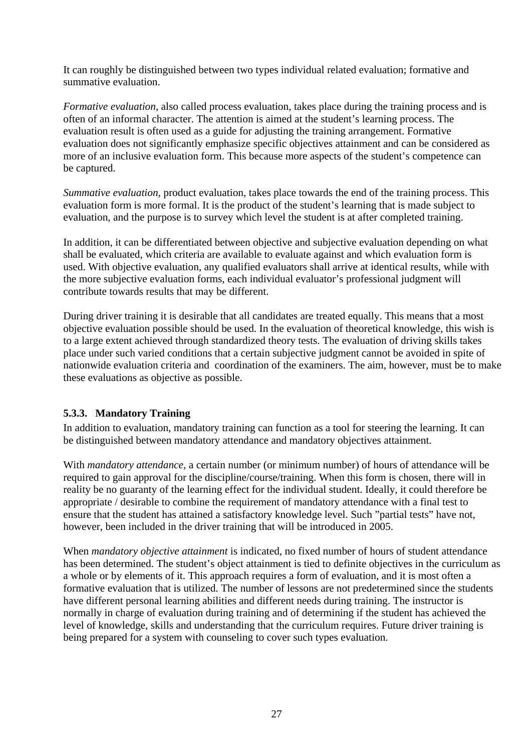It can roughly be distinguished between two types individual related evaluation; formative and summative evaluation.

*Formative evaluation*, also called process evaluation, takes place during the training process and is often of an informal character. The attention is aimed at the student's learning process. The evaluation result is often used as a guide for adjusting the training arrangement. Formative evaluation does not significantly emphasize specific objectives attainment and can be considered as more of an inclusive evaluation form. This because more aspects of the student's competence can be captured.

*Summative evaluation,* product evaluation, takes place towards the end of the training process. This evaluation form is more formal. It is the product of the student's learning that is made subject to evaluation, and the purpose is to survey which level the student is at after completed training.

In addition, it can be differentiated between objective and subjective evaluation depending on what shall be evaluated, which criteria are available to evaluate against and which evaluation form is used. With objective evaluation, any qualified evaluators shall arrive at identical results, while with the more subjective evaluation forms, each individual evaluator's professional judgment will contribute towards results that may be different.

During driver training it is desirable that all candidates are treated equally. This means that a most objective evaluation possible should be used. In the evaluation of theoretical knowledge, this wish is to a large extent achieved through standardized theory tests. The evaluation of driving skills takes place under such varied conditions that a certain subjective judgment cannot be avoided in spite of nationwide evaluation criteria and coordination of the examiners. The aim, however, must be to make these evaluations as objective as possible.

### 5.3.3. Mandatory Training

In addition to evaluation, mandatory training can function as a tool for steering the learning. It can be distinguished between mandatory attendance and mandatory objectives attainment.

With *mandatory attendance*, a certain number (or minimum number) of hours of attendance will be required to gain approval for the discipline/course/training. When this form is chosen, there will in reality be no guaranty of the learning effect for the individual student. Ideally, it could therefore be appropriate / desirable to combine the requirement of mandatory attendance with a final test to ensure that the student has attained a satisfactory knowledge level. Such "partial tests" have not, however, been included in the driver training that will be introduced in 2005.

When *mandatory objective attainment* is indicated, no fixed number of hours of student attendance has been determined. The student's object attainment is tied to definite objectives in the curriculum as a whole or by elements of it. This approach requires a form of evaluation, and it is most often a formative evaluation that is utilized. The number of lessons are not predetermined since the students have different personal learning abilities and different needs during training. The instructor is normally in charge of evaluation during training and of determining if the student has achieved the level of knowledge, skills and understanding that the curriculum requires. Future driver training is being prepared for a system with counseling to cover such types evaluation.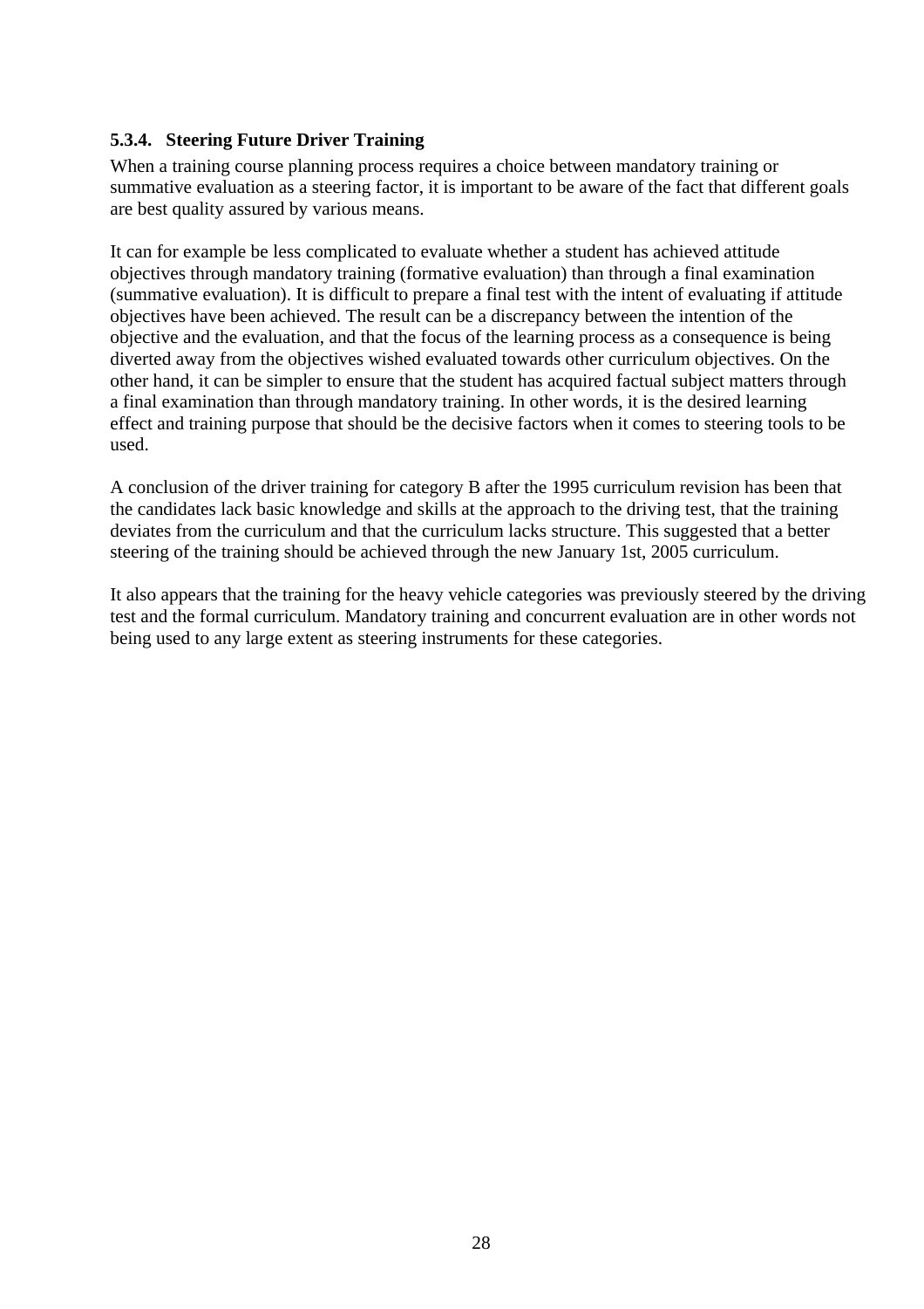### 5.3.4. Steering Future Driver Training

When a training course planning process requires a choice between mandatory training or summative evaluation as a steering factor, it is important to be aware of the fact that different goals are best quality assured by various means.

It can for example be less complicated to evaluate whether a student has achieved attitude objectives through mandatory training (formative evaluation) than through a final examination (summative evaluation). It is difficult to prepare a final test with the intent of evaluating if attitude objectives have been achieved. The result can be a discrepancy between the intention of the objective and the evaluation, and that the focus of the learning process as a consequence is being diverted away from the objectives wished evaluated towards other curriculum objectives. On the other hand, it can be simpler to ensure that the student has acquired factual subject matters through a final examination than through mandatory training. In other words, it is the desired learning effect and training purpose that should be the decisive factors when it comes to steering tools to be used.

A conclusion of the driver training for category B after the 1995 curriculum revision has been that the candidates lack basic knowledge and skills at the approach to the driving test, that the training deviates from the curriculum and that the curriculum lacks structure. This suggested that a better steering of the training should be achieved through the new January 1st, 2005 curriculum.

It also appears that the training for the heavy vehicle categories was previously steered by the driving test and the formal curriculum. Mandatory training and concurrent evaluation are in other words not being used to any large extent as steering instruments for these categories.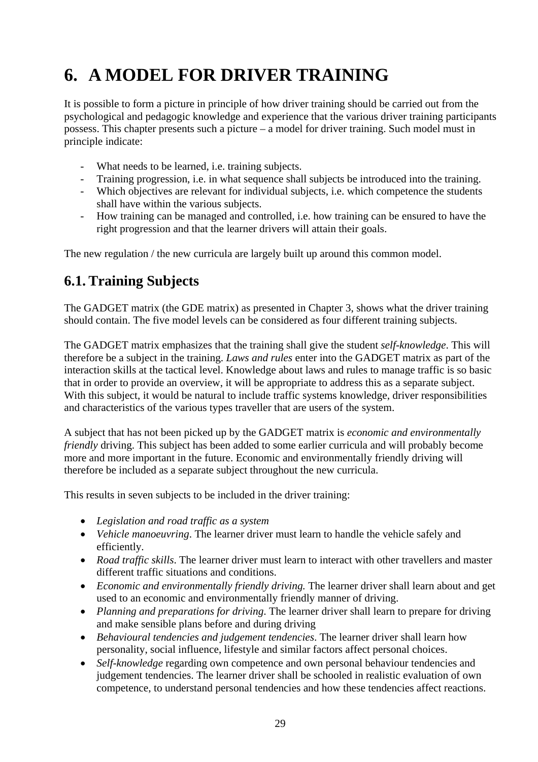# 6. A MODEL FOR DRIVER TRAINING

It is possible to form a picture in principle of how driver training should be carried out from the psychological and pedagogic knowledge and experience that the various driver training participants possess. This chapter presents such a picture – a model for driver training. Such model must in principle indicate:

- What needs to be learned, i.e. training subjects.
- Training progression, i.e. in what sequence shall subjects be introduced into the training.
- Which objectives are relevant for individual subjects, i.e. which competence the students shall have within the various subjects.
- How training can be managed and controlled, i.e. how training can be ensured to have the right progression and that the learner drivers will attain their goals.

The new regulation / the new curricula are largely built up around this common model.

## 6.1. Training Subjects

The GADGET matrix (the GDE matrix) as presented in Chapter 3, shows what the driver training should contain. The five model levels can be considered as four different training subjects.

The GADGET matrix emphasizes that the training shall give the student *self-knowledge*. This will therefore be a subject in the training. *Laws and rules* enter into the GADGET matrix as part of the interaction skills at the tactical level. Knowledge about laws and rules to manage traffic is so basic that in order to provide an overview, it will be appropriate to address this as a separate subject. With this subject, it would be natural to include traffic systems knowledge, driver responsibilities and characteristics of the various types traveller that are users of the system.

A subject that has not been picked up by the GADGET matrix is *economic and environmentally friendly* driving. This subject has been added to some earlier curricula and will probably become more and more important in the future. Economic and environmentally friendly driving will therefore be included as a separate subject throughout the new curricula.

This results in seven subjects to be included in the driver training:

- *Legislation and road traffic as a system*
- *Vehicle manoeuvring*. The learner driver must learn to handle the vehicle safely and efficiently.
- *Road traffic skills*. The learner driver must learn to interact with other travellers and master different traffic situations and conditions.
- *Economic and environmentally friendly driving.* The learner driver shall learn about and get used to an economic and environmentally friendly manner of driving.
- *Planning and preparations for driving*. The learner driver shall learn to prepare for driving and make sensible plans before and during driving
- *Behavioural tendencies and judgement tendencies*. The learner driver shall learn how personality, social influence, lifestyle and similar factors affect personal choices.
- *Self-knowledge* regarding own competence and own personal behaviour tendencies and judgement tendencies. The learner driver shall be schooled in realistic evaluation of own competence, to understand personal tendencies and how these tendencies affect reactions.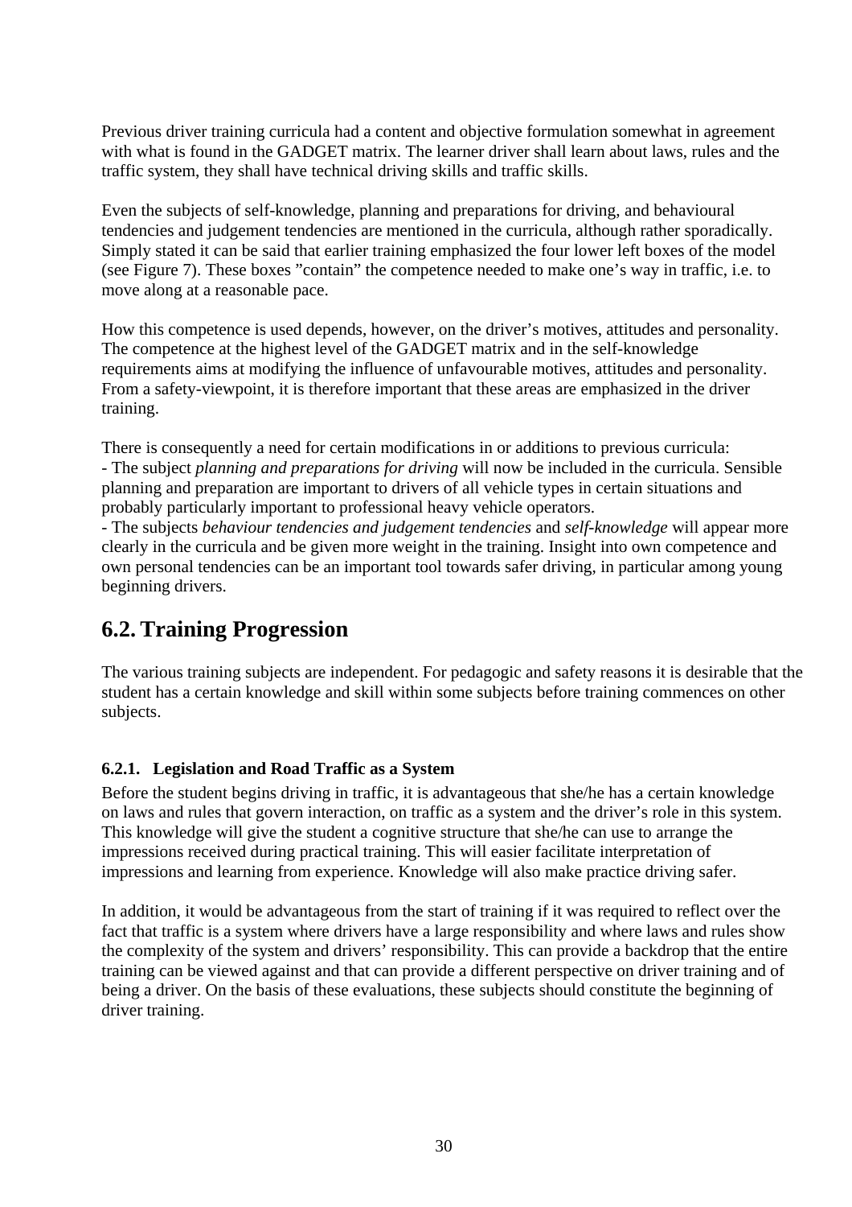Previous driver training curricula had a content and objective formulation somewhat in agreement with what is found in the GADGET matrix. The learner driver shall learn about laws, rules and the traffic system, they shall have technical driving skills and traffic skills.

Even the subjects of self-knowledge, planning and preparations for driving, and behavioural tendencies and judgement tendencies are mentioned in the curricula, although rather sporadically. Simply stated it can be said that earlier training emphasized the four lower left boxes of the model (see Figure 7). These boxes "contain" the competence needed to make one's way in traffic, i.e. to move along at a reasonable pace.

How this competence is used depends, however, on the driver's motives, attitudes and personality. The competence at the highest level of the GADGET matrix and in the self-knowledge requirements aims at modifying the influence of unfavourable motives, attitudes and personality. From a safety-viewpoint, it is therefore important that these areas are emphasized in the driver training.

There is consequently a need for certain modifications in or additions to previous curricula:
- The subject *planning and preparations for driving* will now be included in the curricula. Sensible planning and preparation are important to drivers of all vehicle types in certain situations and probably particularly important to professional heavy vehicle operators.
- The subjects *behaviour tendencies and judgement tendencies* and *self-knowledge* will appear more clearly in the curricula and be given more weight in the training. Insight into own competence and own personal tendencies can be an important tool towards safer driving, in particular among young beginning drivers.

## 6.2. Training Progression

The various training subjects are independent. For pedagogic and safety reasons it is desirable that the student has a certain knowledge and skill within some subjects before training commences on other subjects.

### 6.2.1. Legislation and Road Traffic as a System

Before the student begins driving in traffic, it is advantageous that she/he has a certain knowledge on laws and rules that govern interaction, on traffic as a system and the driver's role in this system. This knowledge will give the student a cognitive structure that she/he can use to arrange the impressions received during practical training. This will easier facilitate interpretation of impressions and learning from experience. Knowledge will also make practice driving safer.

In addition, it would be advantageous from the start of training if it was required to reflect over the fact that traffic is a system where drivers have a large responsibility and where laws and rules show the complexity of the system and drivers' responsibility. This can provide a backdrop that the entire training can be viewed against and that can provide a different perspective on driver training and of being a driver. On the basis of these evaluations, these subjects should constitute the beginning of driver training.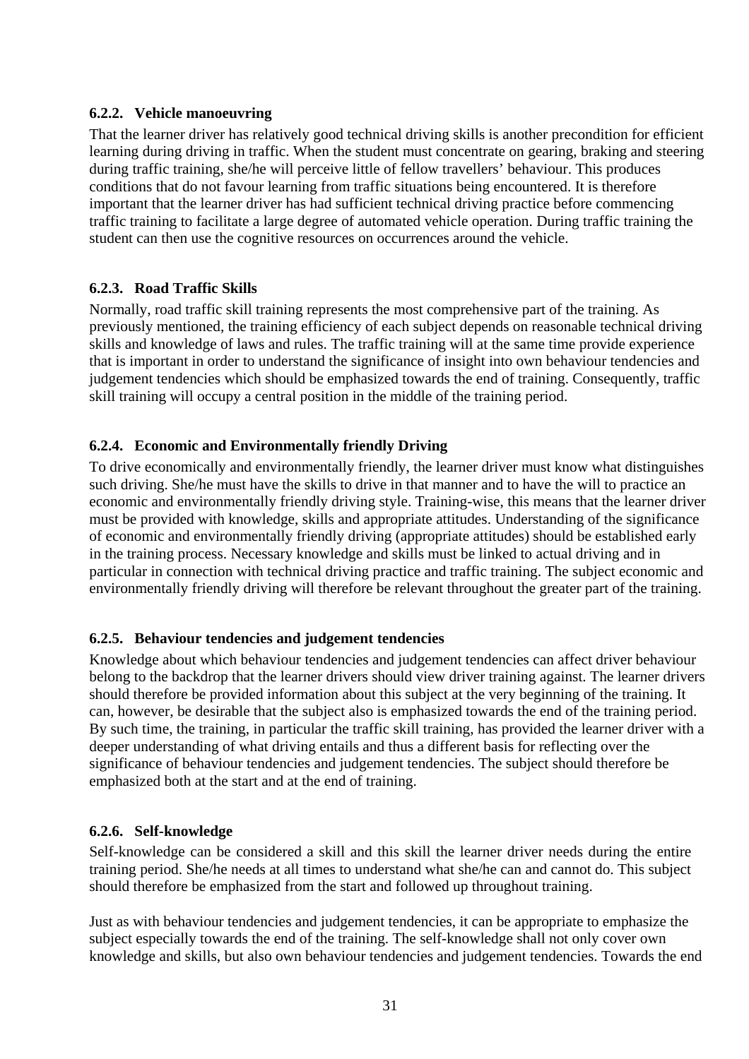### 6.2.2. Vehicle manoeuvring

That the learner driver has relatively good technical driving skills is another precondition for efficient learning during driving in traffic. When the student must concentrate on gearing, braking and steering during traffic training, she/he will perceive little of fellow travellers' behaviour. This produces conditions that do not favour learning from traffic situations being encountered. It is therefore important that the learner driver has had sufficient technical driving practice before commencing traffic training to facilitate a large degree of automated vehicle operation. During traffic training the student can then use the cognitive resources on occurrences around the vehicle.

### 6.2.3. Road Traffic Skills

Normally, road traffic skill training represents the most comprehensive part of the training. As previously mentioned, the training efficiency of each subject depends on reasonable technical driving skills and knowledge of laws and rules. The traffic training will at the same time provide experience that is important in order to understand the significance of insight into own behaviour tendencies and judgement tendencies which should be emphasized towards the end of training. Consequently, traffic skill training will occupy a central position in the middle of the training period.

### 6.2.4. Economic and Environmentally friendly Driving

To drive economically and environmentally friendly, the learner driver must know what distinguishes such driving. She/he must have the skills to drive in that manner and to have the will to practice an economic and environmentally friendly driving style. Training-wise, this means that the learner driver must be provided with knowledge, skills and appropriate attitudes. Understanding of the significance of economic and environmentally friendly driving (appropriate attitudes) should be established early in the training process. Necessary knowledge and skills must be linked to actual driving and in particular in connection with technical driving practice and traffic training. The subject economic and environmentally friendly driving will therefore be relevant throughout the greater part of the training.

### 6.2.5. Behaviour tendencies and judgement tendencies

Knowledge about which behaviour tendencies and judgement tendencies can affect driver behaviour belong to the backdrop that the learner drivers should view driver training against. The learner drivers should therefore be provided information about this subject at the very beginning of the training. It can, however, be desirable that the subject also is emphasized towards the end of the training period. By such time, the training, in particular the traffic skill training, has provided the learner driver with a deeper understanding of what driving entails and thus a different basis for reflecting over the significance of behaviour tendencies and judgement tendencies. The subject should therefore be emphasized both at the start and at the end of training.

### 6.2.6. Self-knowledge

Self-knowledge can be considered a skill and this skill the learner driver needs during the entire training period. She/he needs at all times to understand what she/he can and cannot do. This subject should therefore be emphasized from the start and followed up throughout training.

Just as with behaviour tendencies and judgement tendencies, it can be appropriate to emphasize the subject especially towards the end of the training. The self-knowledge shall not only cover own knowledge and skills, but also own behaviour tendencies and judgement tendencies. Towards the end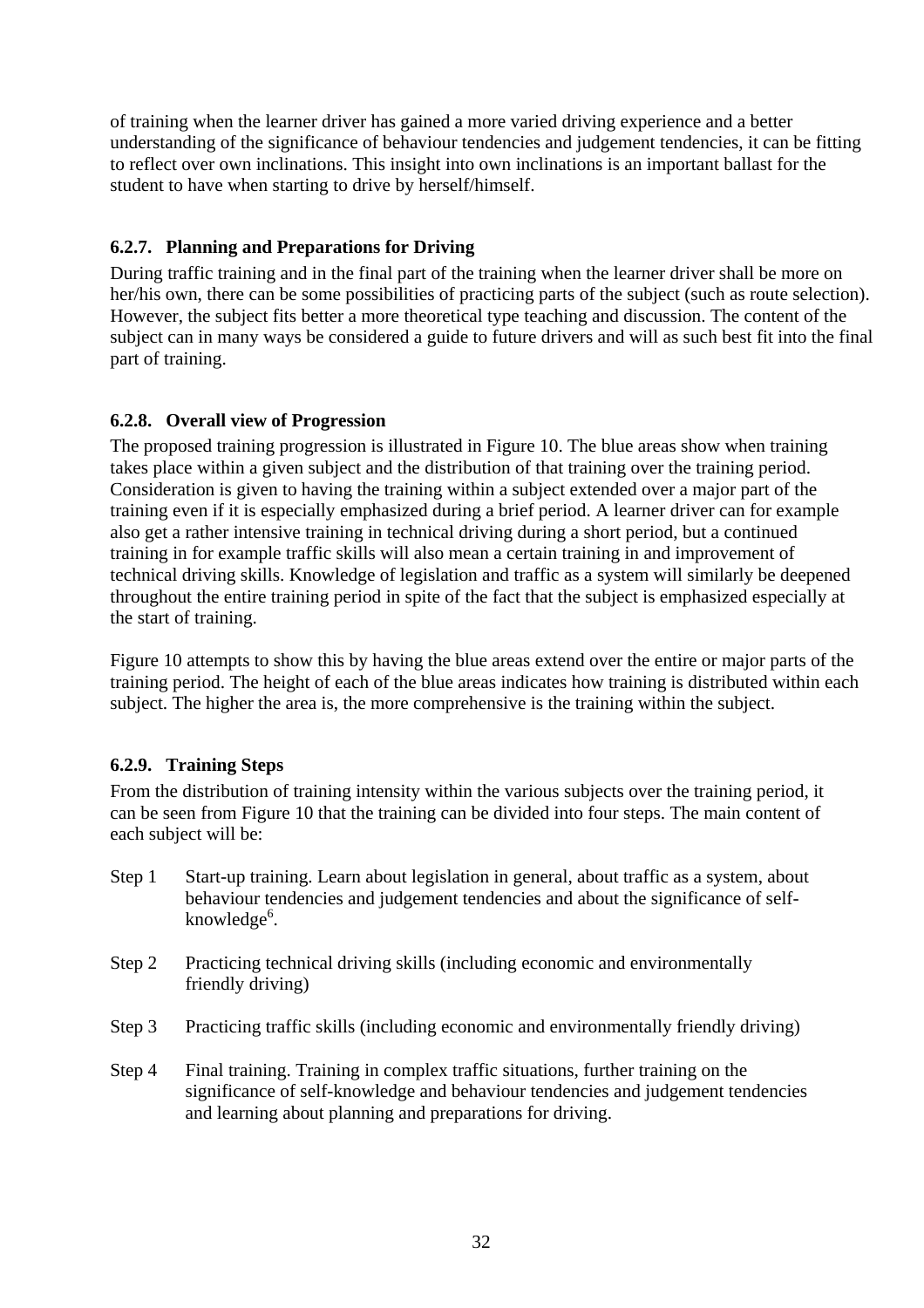of training when the learner driver has gained a more varied driving experience and a better understanding of the significance of behaviour tendencies and judgement tendencies, it can be fitting to reflect over own inclinations. This insight into own inclinations is an important ballast for the student to have when starting to drive by herself/himself.

### 6.2.7. Planning and Preparations for Driving

During traffic training and in the final part of the training when the learner driver shall be more on her/his own, there can be some possibilities of practicing parts of the subject (such as route selection). However, the subject fits better a more theoretical type teaching and discussion. The content of the subject can in many ways be considered a guide to future drivers and will as such best fit into the final part of training.

### 6.2.8. Overall view of Progression

The proposed training progression is illustrated in Figure 10. The blue areas show when training takes place within a given subject and the distribution of that training over the training period. Consideration is given to having the training within a subject extended over a major part of the training even if it is especially emphasized during a brief period. A learner driver can for example also get a rather intensive training in technical driving during a short period, but a continued training in for example traffic skills will also mean a certain training in and improvement of technical driving skills. Knowledge of legislation and traffic as a system will similarly be deepened throughout the entire training period in spite of the fact that the subject is emphasized especially at the start of training.

Figure 10 attempts to show this by having the blue areas extend over the entire or major parts of the training period. The height of each of the blue areas indicates how training is distributed within each subject. The higher the area is, the more comprehensive is the training within the subject.

### 6.2.9. Training Steps

From the distribution of training intensity within the various subjects over the training period, it can be seen from Figure 10 that the training can be divided into four steps. The main content of each subject will be:

- Step 1 Start-up training. Learn about legislation in general, about traffic as a system, about behaviour tendencies and judgement tendencies and about the significance of self-knowledge[6].
- Step 2 Practicing technical driving skills (including economic and environmentally friendly driving)
- Step 3 Practicing traffic skills (including economic and environmentally friendly driving)
- Step 4 Final training. Training in complex traffic situations, further training on the significance of self-knowledge and behaviour tendencies and judgement tendencies and learning about planning and preparations for driving.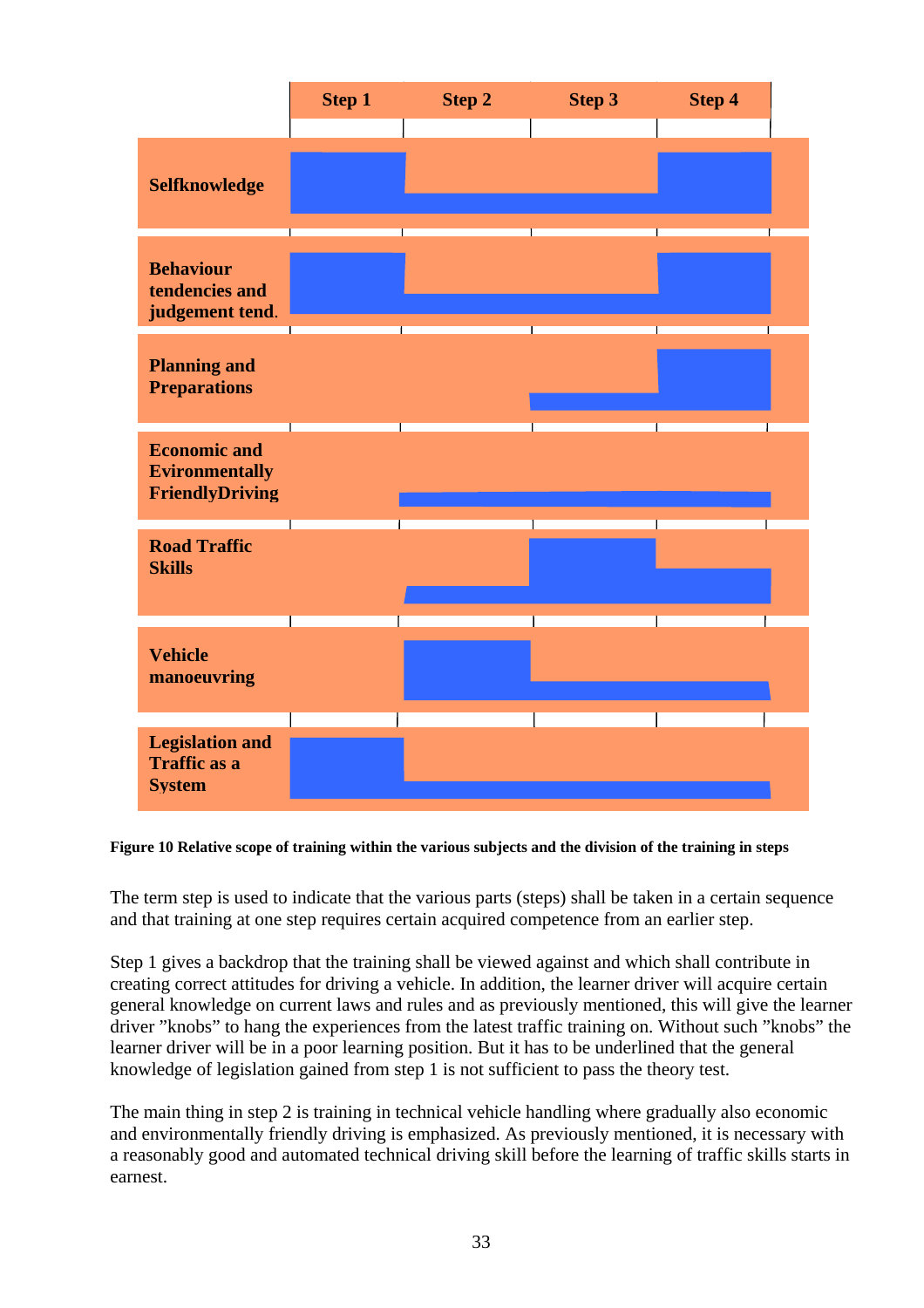| | Step 1 | Step 2 | Step 3 | Step 4 |
|---|---|---|---|---|
| **Selfknowledge** | | | | |
| **Behaviour tendencies and judgement tend.** | | | | |
| **Planning and Preparations** | | | | |
| **Economic and Evironmentally FriendlyDriving** | | | | |
| **Road Traffic Skills** | | | | |
| **Vehicle manoeuvring** | | | | |
| **Legislation and Traffic as a System** | | | | |

**Figure 10 Relative scope of training within the various subjects and the division of the training in steps**

The term step is used to indicate that the various parts (steps) shall be taken in a certain sequence and that training at one step requires certain acquired competence from an earlier step.

Step 1 gives a backdrop that the training shall be viewed against and which shall contribute in creating correct attitudes for driving a vehicle. In addition, the learner driver will acquire certain general knowledge on current laws and rules and as previously mentioned, this will give the learner driver "knobs" to hang the experiences from the latest traffic training on. Without such "knobs" the learner driver will be in a poor learning position. But it has to be underlined that the general knowledge of legislation gained from step 1 is not sufficient to pass the theory test.

The main thing in step 2 is training in technical vehicle handling where gradually also economic and environmentally friendly driving is emphasized. As previously mentioned, it is necessary with a reasonably good and automated technical driving skill before the learning of traffic skills starts in earnest.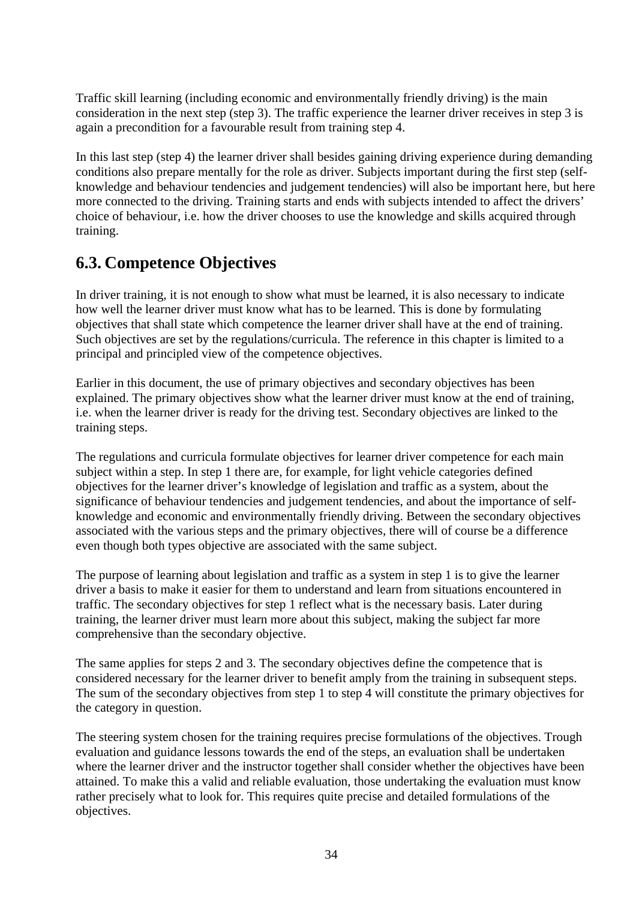Traffic skill learning (including economic and environmentally friendly driving) is the main consideration in the next step (step 3). The traffic experience the learner driver receives in step 3 is again a precondition for a favourable result from training step 4.

In this last step (step 4) the learner driver shall besides gaining driving experience during demanding conditions also prepare mentally for the role as driver. Subjects important during the first step (self-knowledge and behaviour tendencies and judgement tendencies) will also be important here, but here more connected to the driving. Training starts and ends with subjects intended to affect the drivers' choice of behaviour, i.e. how the driver chooses to use the knowledge and skills acquired through training.

## 6.3. Competence Objectives

In driver training, it is not enough to show what must be learned, it is also necessary to indicate how well the learner driver must know what has to be learned. This is done by formulating objectives that shall state which competence the learner driver shall have at the end of training. Such objectives are set by the regulations/curricula. The reference in this chapter is limited to a principal and principled view of the competence objectives.

Earlier in this document, the use of primary objectives and secondary objectives has been explained. The primary objectives show what the learner driver must know at the end of training, i.e. when the learner driver is ready for the driving test. Secondary objectives are linked to the training steps.

The regulations and curricula formulate objectives for learner driver competence for each main subject within a step. In step 1 there are, for example, for light vehicle categories defined objectives for the learner driver's knowledge of legislation and traffic as a system, about the significance of behaviour tendencies and judgement tendencies, and about the importance of self-knowledge and economic and environmentally friendly driving. Between the secondary objectives associated with the various steps and the primary objectives, there will of course be a difference even though both types objective are associated with the same subject.

The purpose of learning about legislation and traffic as a system in step 1 is to give the learner driver a basis to make it easier for them to understand and learn from situations encountered in traffic. The secondary objectives for step 1 reflect what is the necessary basis. Later during training, the learner driver must learn more about this subject, making the subject far more comprehensive than the secondary objective.

The same applies for steps 2 and 3. The secondary objectives define the competence that is considered necessary for the learner driver to benefit amply from the training in subsequent steps. The sum of the secondary objectives from step 1 to step 4 will constitute the primary objectives for the category in question.

The steering system chosen for the training requires precise formulations of the objectives. Trough evaluation and guidance lessons towards the end of the steps, an evaluation shall be undertaken where the learner driver and the instructor together shall consider whether the objectives have been attained. To make this a valid and reliable evaluation, those undertaking the evaluation must know rather precisely what to look for. This requires quite precise and detailed formulations of the objectives.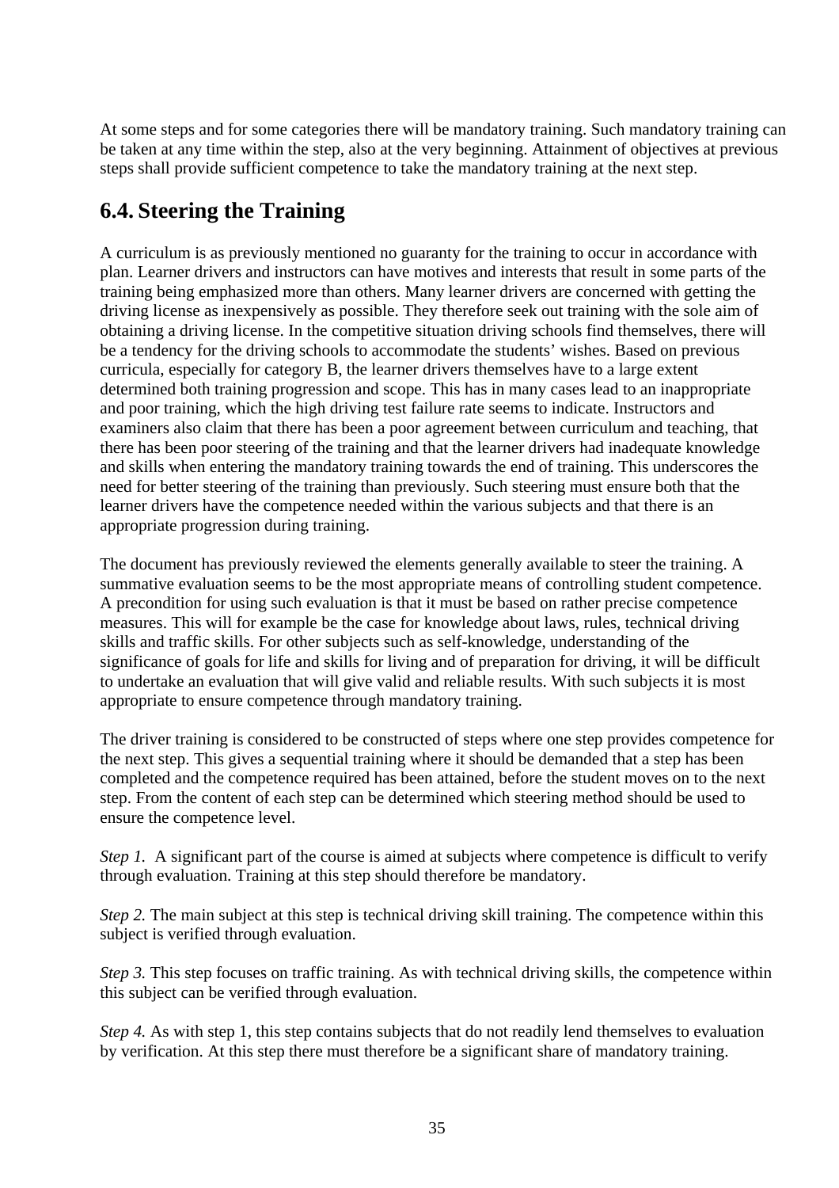At some steps and for some categories there will be mandatory training. Such mandatory training can be taken at any time within the step, also at the very beginning. Attainment of objectives at previous steps shall provide sufficient competence to take the mandatory training at the next step.

## 6.4. Steering the Training

A curriculum is as previously mentioned no guaranty for the training to occur in accordance with plan. Learner drivers and instructors can have motives and interests that result in some parts of the training being emphasized more than others. Many learner drivers are concerned with getting the driving license as inexpensively as possible. They therefore seek out training with the sole aim of obtaining a driving license. In the competitive situation driving schools find themselves, there will be a tendency for the driving schools to accommodate the students' wishes. Based on previous curricula, especially for category B, the learner drivers themselves have to a large extent determined both training progression and scope. This has in many cases lead to an inappropriate and poor training, which the high driving test failure rate seems to indicate. Instructors and examiners also claim that there has been a poor agreement between curriculum and teaching, that there has been poor steering of the training and that the learner drivers had inadequate knowledge and skills when entering the mandatory training towards the end of training. This underscores the need for better steering of the training than previously. Such steering must ensure both that the learner drivers have the competence needed within the various subjects and that there is an appropriate progression during training.

The document has previously reviewed the elements generally available to steer the training. A summative evaluation seems to be the most appropriate means of controlling student competence. A precondition for using such evaluation is that it must be based on rather precise competence measures. This will for example be the case for knowledge about laws, rules, technical driving skills and traffic skills. For other subjects such as self-knowledge, understanding of the significance of goals for life and skills for living and of preparation for driving, it will be difficult to undertake an evaluation that will give valid and reliable results. With such subjects it is most appropriate to ensure competence through mandatory training.

The driver training is considered to be constructed of steps where one step provides competence for the next step. This gives a sequential training where it should be demanded that a step has been completed and the competence required has been attained, before the student moves on to the next step. From the content of each step can be determined which steering method should be used to ensure the competence level.

*Step 1.* A significant part of the course is aimed at subjects where competence is difficult to verify through evaluation. Training at this step should therefore be mandatory.

*Step 2.* The main subject at this step is technical driving skill training. The competence within this subject is verified through evaluation.

*Step 3.* This step focuses on traffic training. As with technical driving skills, the competence within this subject can be verified through evaluation.

*Step 4.* As with step 1, this step contains subjects that do not readily lend themselves to evaluation by verification. At this step there must therefore be a significant share of mandatory training.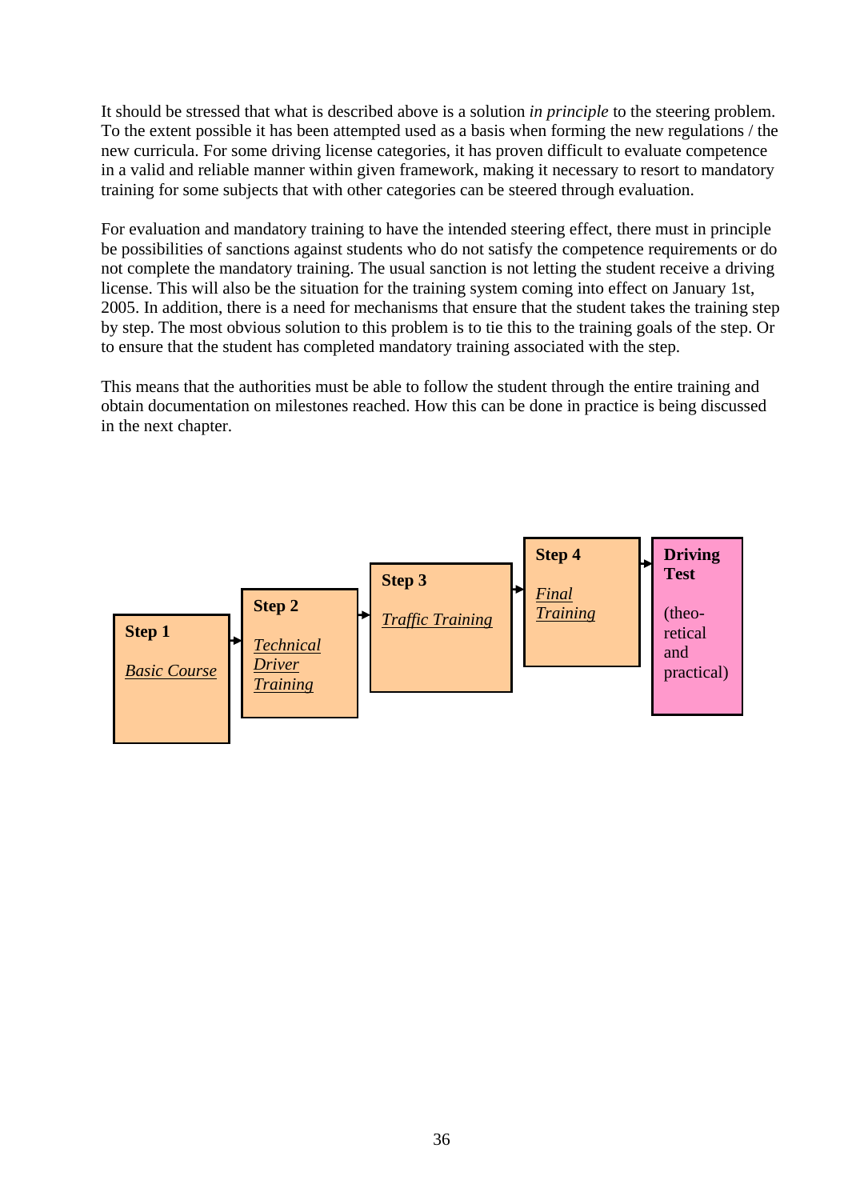It should be stressed that what is described above is a solution *in principle* to the steering problem. To the extent possible it has been attempted used as a basis when forming the new regulations / the new curricula. For some driving license categories, it has proven difficult to evaluate competence in a valid and reliable manner within given framework, making it necessary to resort to mandatory training for some subjects that with other categories can be steered through evaluation.

For evaluation and mandatory training to have the intended steering effect, there must in principle be possibilities of sanctions against students who do not satisfy the competence requirements or do not complete the mandatory training. The usual sanction is not letting the student receive a driving license. This will also be the situation for the training system coming into effect on January 1st, 2005. In addition, there is a need for mechanisms that ensure that the student takes the training step by step. The most obvious solution to this problem is to tie this to the training goals of the step. Or to ensure that the student has completed mandatory training associated with the step.

This means that the authorities must be able to follow the student through the entire training and obtain documentation on milestones reached. How this can be done in practice is being discussed in the next chapter.

**Step 1** → *Basic Course*

**Step 2** → *Technical Driver Training*

**Step 3** → *Traffic Training*

**Step 4** → *Final Training*

**Driving Test** (theo-retical and practical)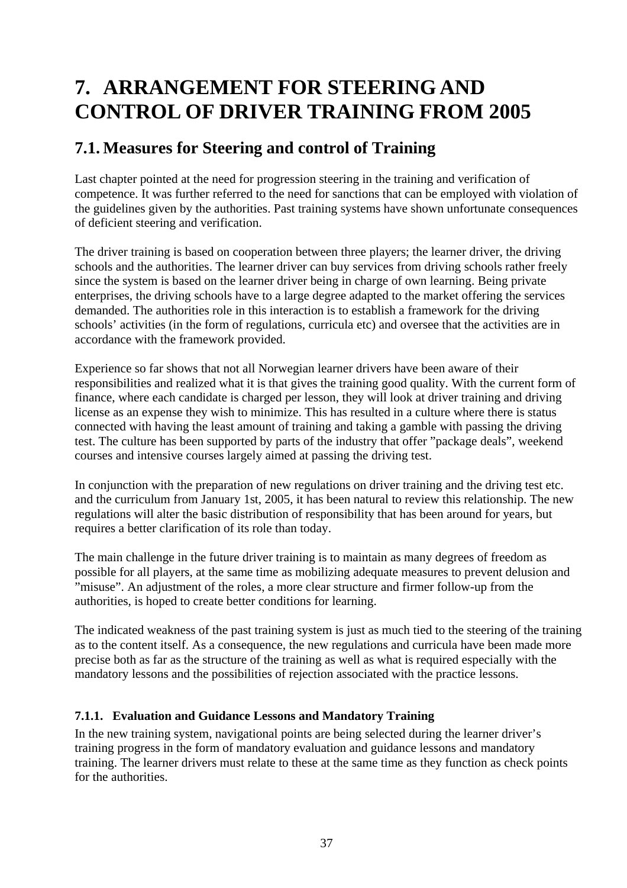# 7. ARRANGEMENT FOR STEERING AND CONTROL OF DRIVER TRAINING FROM 2005

## 7.1. Measures for Steering and control of Training

Last chapter pointed at the need for progression steering in the training and verification of competence. It was further referred to the need for sanctions that can be employed with violation of the guidelines given by the authorities. Past training systems have shown unfortunate consequences of deficient steering and verification.

The driver training is based on cooperation between three players; the learner driver, the driving schools and the authorities. The learner driver can buy services from driving schools rather freely since the system is based on the learner driver being in charge of own learning. Being private enterprises, the driving schools have to a large degree adapted to the market offering the services demanded. The authorities role in this interaction is to establish a framework for the driving schools' activities (in the form of regulations, curricula etc) and oversee that the activities are in accordance with the framework provided.

Experience so far shows that not all Norwegian learner drivers have been aware of their responsibilities and realized what it is that gives the training good quality. With the current form of finance, where each candidate is charged per lesson, they will look at driver training and driving license as an expense they wish to minimize. This has resulted in a culture where there is status connected with having the least amount of training and taking a gamble with passing the driving test. The culture has been supported by parts of the industry that offer "package deals", weekend courses and intensive courses largely aimed at passing the driving test.

In conjunction with the preparation of new regulations on driver training and the driving test etc. and the curriculum from January 1st, 2005, it has been natural to review this relationship. The new regulations will alter the basic distribution of responsibility that has been around for years, but requires a better clarification of its role than today.

The main challenge in the future driver training is to maintain as many degrees of freedom as possible for all players, at the same time as mobilizing adequate measures to prevent delusion and "misuse". An adjustment of the roles, a more clear structure and firmer follow-up from the authorities, is hoped to create better conditions for learning.

The indicated weakness of the past training system is just as much tied to the steering of the training as to the content itself. As a consequence, the new regulations and curricula have been made more precise both as far as the structure of the training as well as what is required especially with the mandatory lessons and the possibilities of rejection associated with the practice lessons.

### 7.1.1. Evaluation and Guidance Lessons and Mandatory Training

In the new training system, navigational points are being selected during the learner driver's training progress in the form of mandatory evaluation and guidance lessons and mandatory training. The learner drivers must relate to these at the same time as they function as check points for the authorities.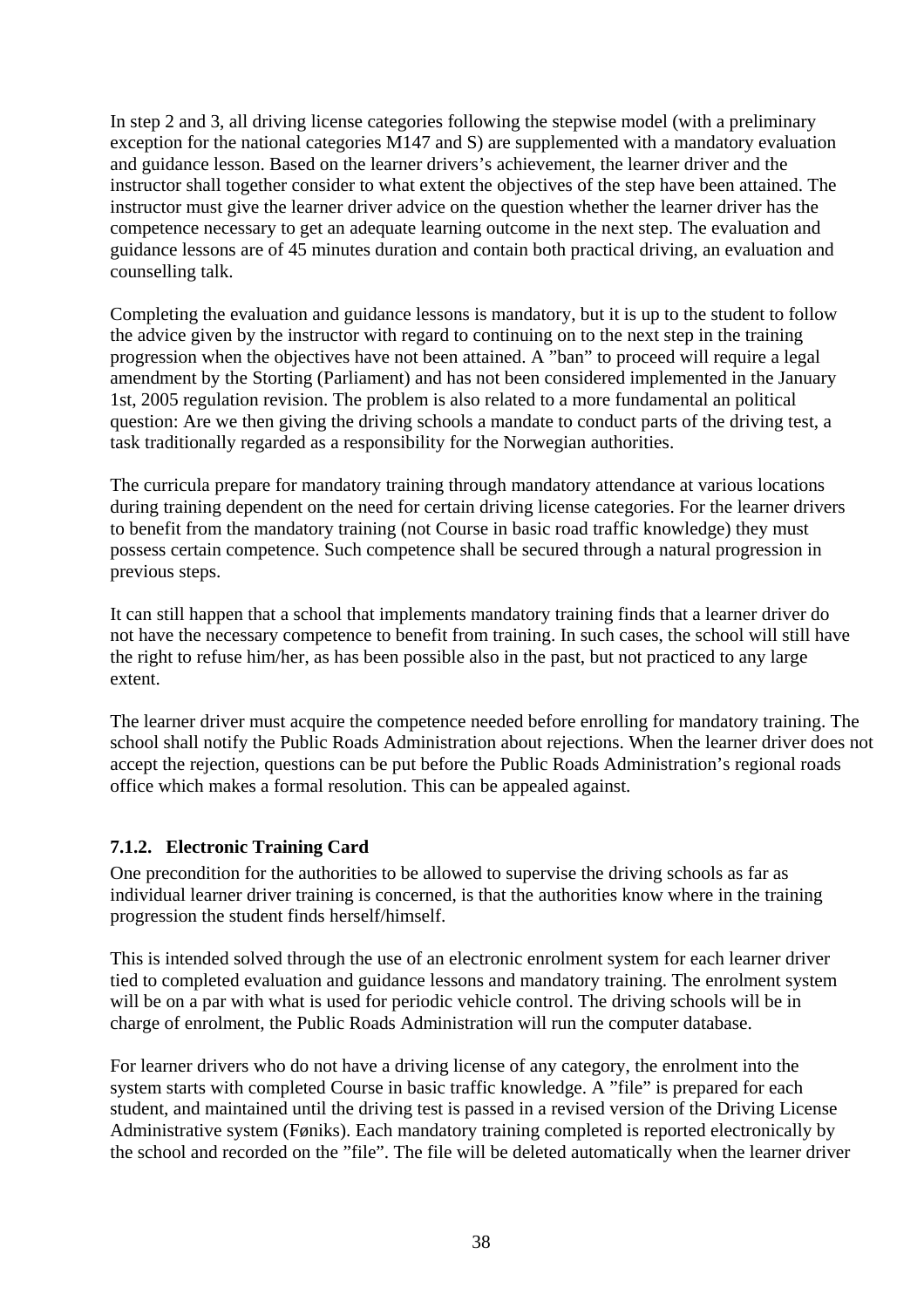In step 2 and 3, all driving license categories following the stepwise model (with a preliminary exception for the national categories M147 and S) are supplemented with a mandatory evaluation and guidance lesson. Based on the learner drivers's achievement, the learner driver and the instructor shall together consider to what extent the objectives of the step have been attained. The instructor must give the learner driver advice on the question whether the learner driver has the competence necessary to get an adequate learning outcome in the next step. The evaluation and guidance lessons are of 45 minutes duration and contain both practical driving, an evaluation and counselling talk.

Completing the evaluation and guidance lessons is mandatory, but it is up to the student to follow the advice given by the instructor with regard to continuing on to the next step in the training progression when the objectives have not been attained. A "ban" to proceed will require a legal amendment by the Storting (Parliament) and has not been considered implemented in the January 1st, 2005 regulation revision. The problem is also related to a more fundamental an political question: Are we then giving the driving schools a mandate to conduct parts of the driving test, a task traditionally regarded as a responsibility for the Norwegian authorities.

The curricula prepare for mandatory training through mandatory attendance at various locations during training dependent on the need for certain driving license categories. For the learner drivers to benefit from the mandatory training (not Course in basic road traffic knowledge) they must possess certain competence. Such competence shall be secured through a natural progression in previous steps.

It can still happen that a school that implements mandatory training finds that a learner driver do not have the necessary competence to benefit from training. In such cases, the school will still have the right to refuse him/her, as has been possible also in the past, but not practiced to any large extent.

The learner driver must acquire the competence needed before enrolling for mandatory training. The school shall notify the Public Roads Administration about rejections. When the learner driver does not accept the rejection, questions can be put before the Public Roads Administration's regional roads office which makes a formal resolution. This can be appealed against.

### 7.1.2. Electronic Training Card

One precondition for the authorities to be allowed to supervise the driving schools as far as individual learner driver training is concerned, is that the authorities know where in the training progression the student finds herself/himself.

This is intended solved through the use of an electronic enrolment system for each learner driver tied to completed evaluation and guidance lessons and mandatory training. The enrolment system will be on a par with what is used for periodic vehicle control. The driving schools will be in charge of enrolment, the Public Roads Administration will run the computer database.

For learner drivers who do not have a driving license of any category, the enrolment into the system starts with completed Course in basic traffic knowledge. A "file" is prepared for each student, and maintained until the driving test is passed in a revised version of the Driving License Administrative system (Føniks). Each mandatory training completed is reported electronically by the school and recorded on the "file". The file will be deleted automatically when the learner driver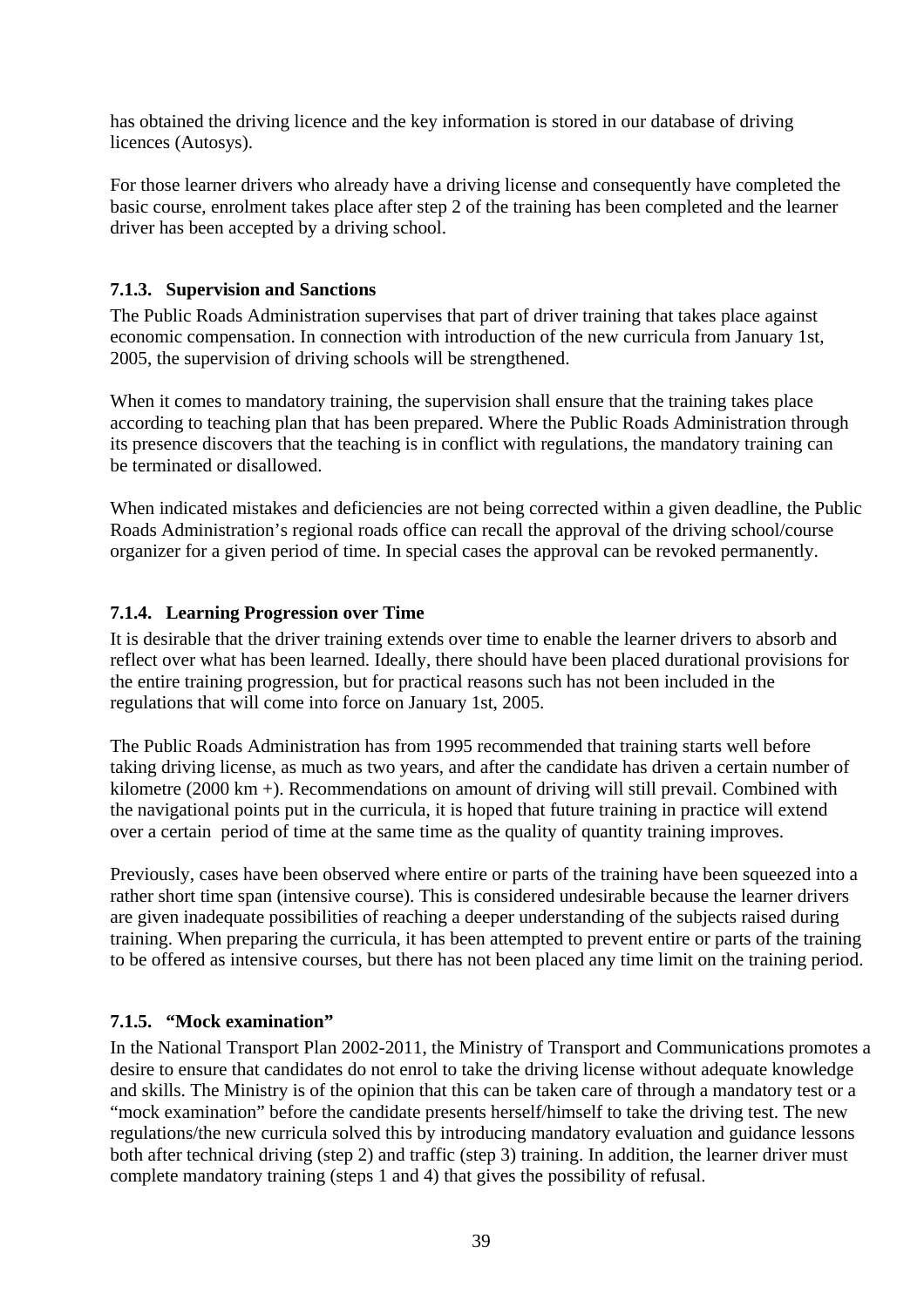has obtained the driving licence and the key information is stored in our database of driving licences (Autosys).

For those learner drivers who already have a driving license and consequently have completed the basic course, enrolment takes place after step 2 of the training has been completed and the learner driver has been accepted by a driving school.

### 7.1.3. Supervision and Sanctions

The Public Roads Administration supervises that part of driver training that takes place against economic compensation. In connection with introduction of the new curricula from January 1st, 2005, the supervision of driving schools will be strengthened.

When it comes to mandatory training, the supervision shall ensure that the training takes place according to teaching plan that has been prepared. Where the Public Roads Administration through its presence discovers that the teaching is in conflict with regulations, the mandatory training can be terminated or disallowed.

When indicated mistakes and deficiencies are not being corrected within a given deadline, the Public Roads Administration's regional roads office can recall the approval of the driving school/course organizer for a given period of time. In special cases the approval can be revoked permanently.

### 7.1.4. Learning Progression over Time

It is desirable that the driver training extends over time to enable the learner drivers to absorb and reflect over what has been learned. Ideally, there should have been placed durational provisions for the entire training progression, but for practical reasons such has not been included in the regulations that will come into force on January 1st, 2005.

The Public Roads Administration has from 1995 recommended that training starts well before taking driving license, as much as two years, and after the candidate has driven a certain number of kilometre (2000 km +). Recommendations on amount of driving will still prevail. Combined with the navigational points put in the curricula, it is hoped that future training in practice will extend over a certain period of time at the same time as the quality of quantity training improves.

Previously, cases have been observed where entire or parts of the training have been squeezed into a rather short time span (intensive course). This is considered undesirable because the learner drivers are given inadequate possibilities of reaching a deeper understanding of the subjects raised during training. When preparing the curricula, it has been attempted to prevent entire or parts of the training to be offered as intensive courses, but there has not been placed any time limit on the training period.

### 7.1.5. "Mock examination"

In the National Transport Plan 2002-2011, the Ministry of Transport and Communications promotes a desire to ensure that candidates do not enrol to take the driving license without adequate knowledge and skills. The Ministry is of the opinion that this can be taken care of through a mandatory test or a "mock examination" before the candidate presents herself/himself to take the driving test. The new regulations/the new curricula solved this by introducing mandatory evaluation and guidance lessons both after technical driving (step 2) and traffic (step 3) training. In addition, the learner driver must complete mandatory training (steps 1 and 4) that gives the possibility of refusal.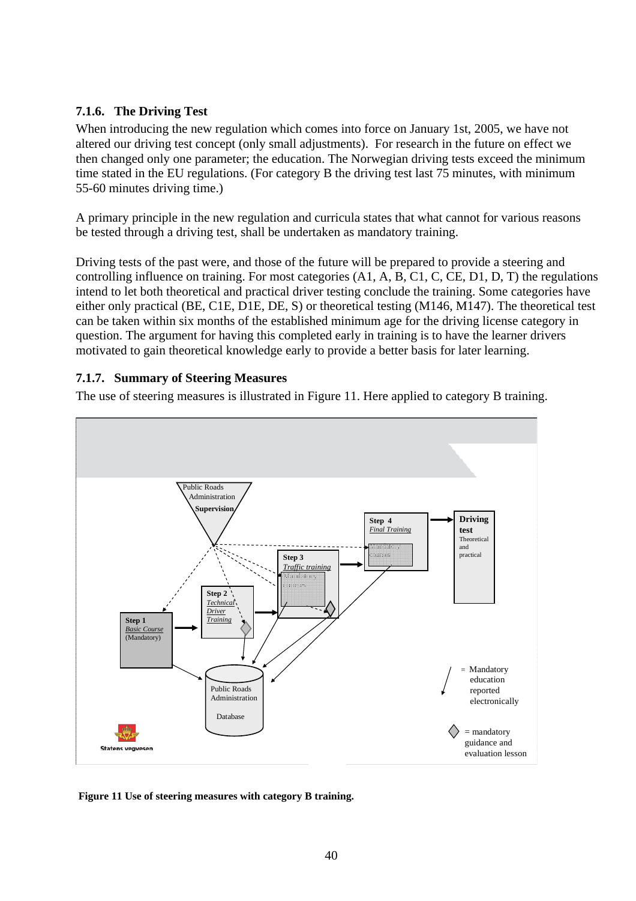### 7.1.6. The Driving Test

When introducing the new regulation which comes into force on January 1st, 2005, we have not altered our driving test concept (only small adjustments). For research in the future on effect we then changed only one parameter; the education. The Norwegian driving tests exceed the minimum time stated in the EU regulations. (For category B the driving test last 75 minutes, with minimum 55-60 minutes driving time.)

A primary principle in the new regulation and curricula states that what cannot for various reasons be tested through a driving test, shall be undertaken as mandatory training.

Driving tests of the past were, and those of the future will be prepared to provide a steering and controlling influence on training. For most categories (A1, A, B, C1, C, CE, D1, D, T) the regulations intend to let both theoretical and practical driver testing conclude the training. Some categories have either only practical (BE, C1E, D1E, DE, S) or theoretical testing (M146, M147). The theoretical test can be taken within six months of the established minimum age for the driving license category in question. The argument for having this completed early in training is to have the learner drivers motivated to gain theoretical knowledge early to provide a better basis for later learning.

### 7.1.7. Summary of Steering Measures

The use of steering measures is illustrated in Figure 11. Here applied to category B training.

Public Roads Administration **Supervision**

**Step 1** *Basic Course* (Mandatory)

**Step 2** *Technical Driver Training*

**Step 3** *Traffic training*

**Step 4** *Final Training*

**Driving test** Theoretical and practical

Public Roads Administration Database

= Mandatory education reported electronically

= mandatory guidance and evaluation lesson

Statens vegvesen

**Figure 11 Use of steering measures with category B training.**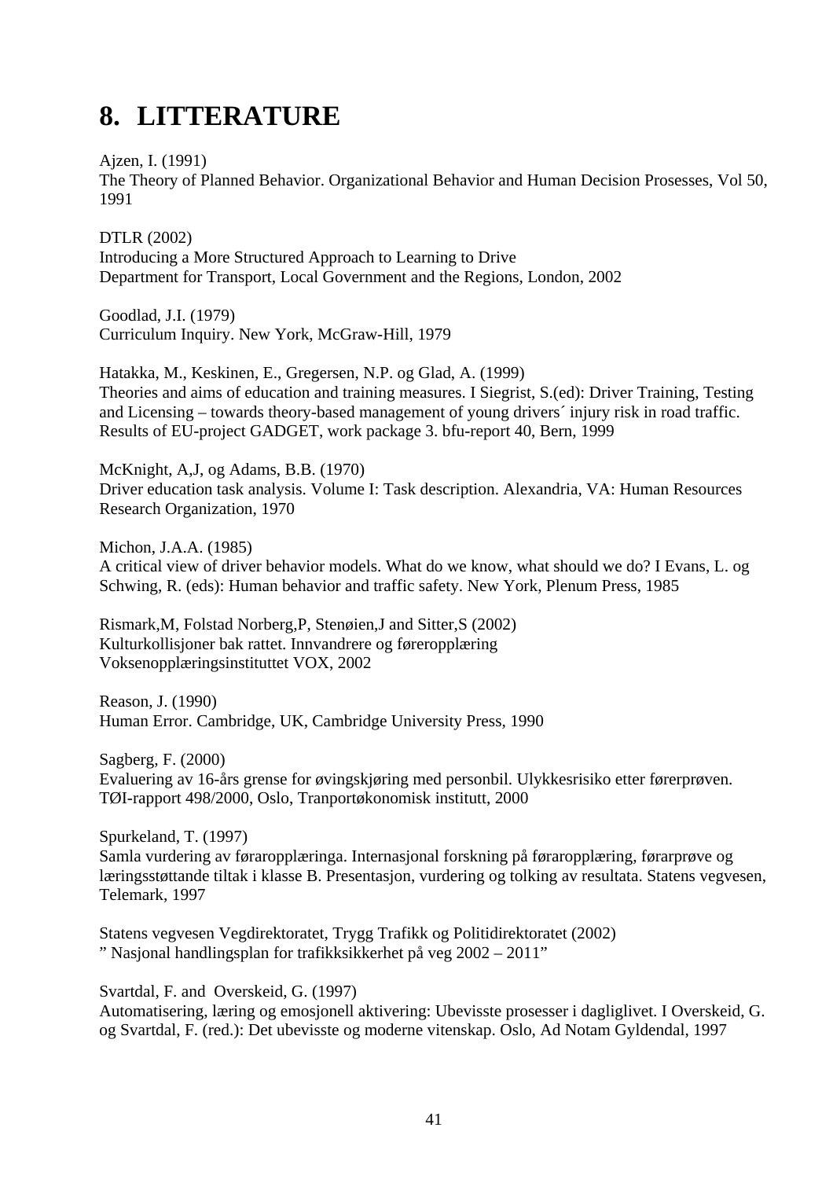# 8. LITTERATURE

Ajzen, I. (1991)
The Theory of Planned Behavior. Organizational Behavior and Human Decision Prosesses, Vol 50, 1991

DTLR (2002)
Introducing a More Structured Approach to Learning to Drive
Department for Transport, Local Government and the Regions, London, 2002

Goodlad, J.I. (1979)
Curriculum Inquiry. New York, McGraw-Hill, 1979

Hatakka, M., Keskinen, E., Gregersen, N.P. og Glad, A. (1999)
Theories and aims of education and training measures. I Siegrist, S.(ed): Driver Training, Testing and Licensing – towards theory-based management of young drivers´ injury risk in road traffic. Results of EU-project GADGET, work package 3. bfu-report 40, Bern, 1999

McKnight, A,J, og Adams, B.B. (1970)
Driver education task analysis. Volume I: Task description. Alexandria, VA: Human Resources Research Organization, 1970

Michon, J.A.A. (1985)
A critical view of driver behavior models. What do we know, what should we do? I Evans, L. og Schwing, R. (eds): Human behavior and traffic safety. New York, Plenum Press, 1985

Rismark,M, Folstad Norberg,P, Stenøien,J and Sitter,S (2002)
Kulturkollisjoner bak rattet. Innvandrere og føreropplæring
Voksenopplæringsinstituttet VOX, 2002

Reason, J. (1990)
Human Error. Cambridge, UK, Cambridge University Press, 1990

Sagberg, F. (2000)
Evaluering av 16-års grense for øvingskjøring med personbil. Ulykkesrisiko etter førerprøven. TØI-rapport 498/2000, Oslo, Tranportøkonomisk institutt, 2000

Spurkeland, T. (1997)
Samla vurdering av føraropplæringa. Internasjonal forskning på føraropplæring, førarprøve og læringsstøttande tiltak i klasse B. Presentasjon, vurdering og tolking av resultata. Statens vegvesen, Telemark, 1997

Statens vegvesen Vegdirektoratet, Trygg Trafikk og Politidirektoratet (2002)
” Nasjonal handlingsplan for trafikksikkerhet på veg 2002 – 2011”

Svartdal, F. and Overskeid, G. (1997)
Automatisering, læring og emosjonell aktivering: Ubevisste prosesser i dagliglivet. I Overskeid, G. og Svartdal, F. (red.): Det ubevisste og moderne vitenskap. Oslo, Ad Notam Gyldendal, 1997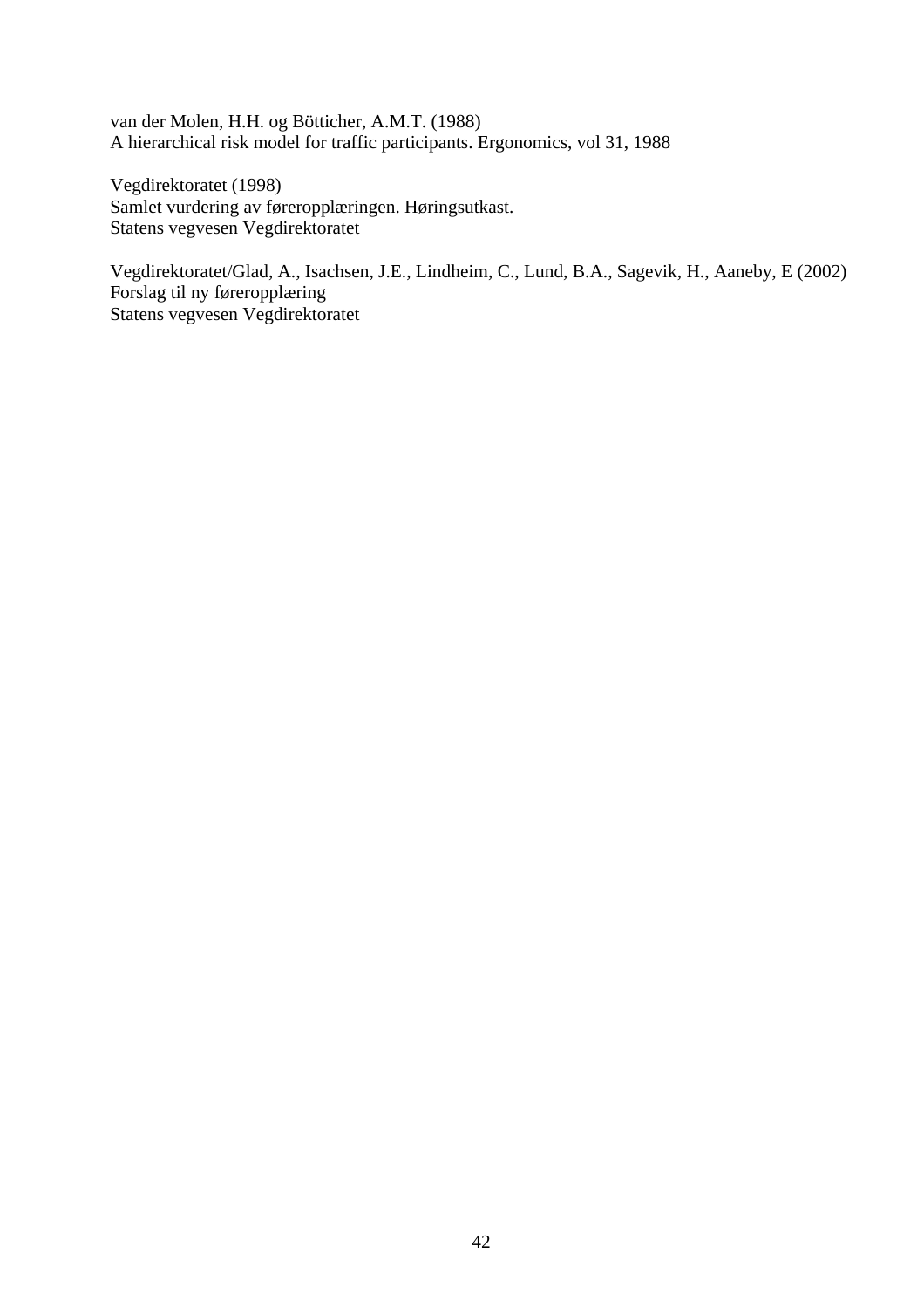van der Molen, H.H. og Bötticher, A.M.T. (1988)
A hierarchical risk model for traffic participants. Ergonomics, vol 31, 1988

Vegdirektoratet (1998)
Samlet vurdering av føreropplæringen. Høringsutkast.
Statens vegvesen Vegdirektoratet

Vegdirektoratet/Glad, A., Isachsen, J.E., Lindheim, C., Lund, B.A., Sagevik, H., Aaneby, E (2002)
Forslag til ny føreropplæring
Statens vegvesen Vegdirektoratet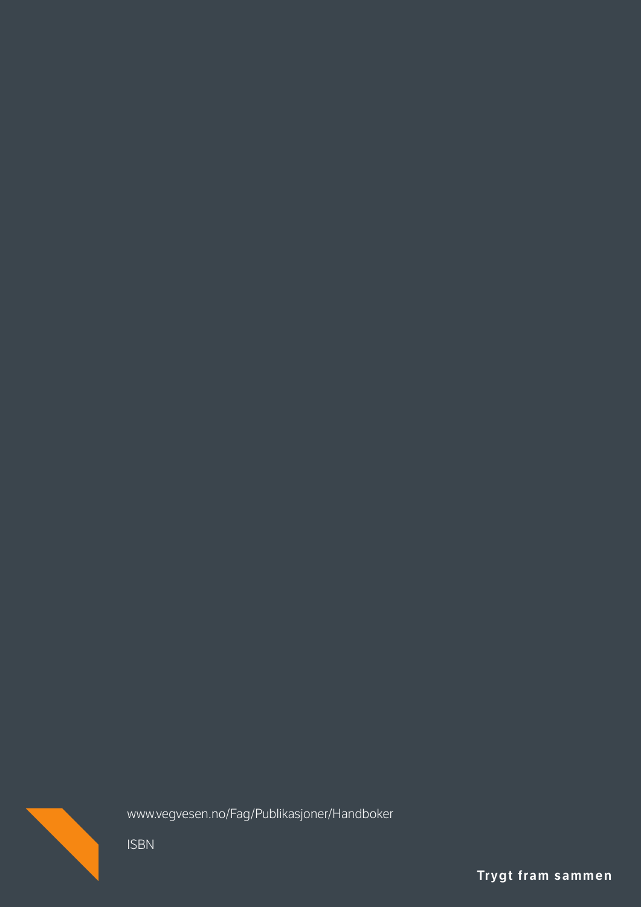www.vegvesen.no/Fag/Publikasjoner/Handboker

ISBN

**Trygt fram sammen**